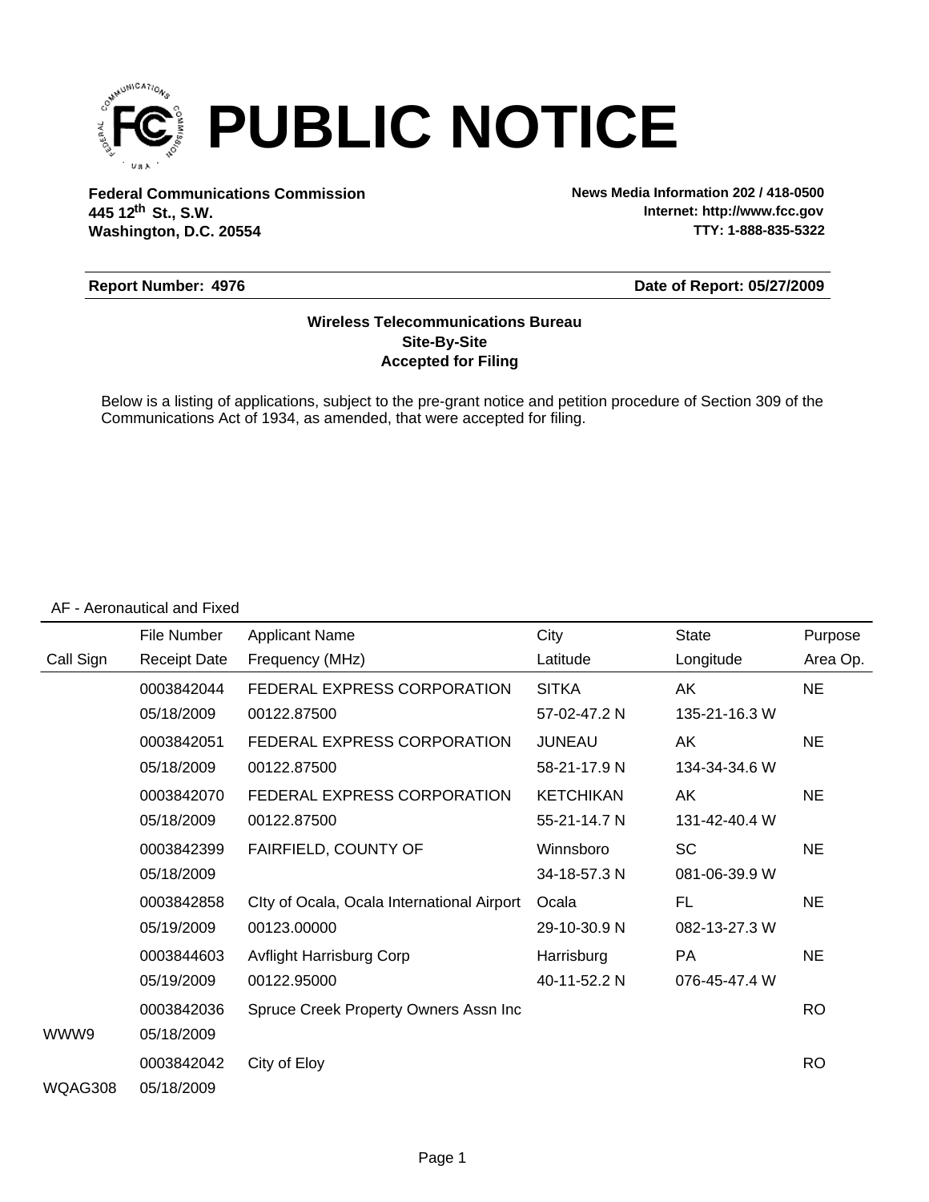# PUBLIC NOTICE

**Federal Communications Commission**
**445 12th St., S.W.**
**Washington, D.C. 20554**

**News Media Information 202 / 418-0500**
**Internet: http://www.fcc.gov**
**TTY: 1-888-835-5322**

**Report Number: 4976**

**Date of Report: 05/27/2009**

**Wireless Telecommunications Bureau**
**Site-By-Site**
**Accepted for Filing**

Below is a listing of applications, subject to the pre-grant notice and petition procedure of Section 309 of the Communications Act of 1934, as amended, that were accepted for filing.

AF - Aeronautical and Fixed

| Call Sign | File Number / Receipt Date | Applicant Name / Frequency (MHz) | City / Latitude | State / Longitude | Purpose / Area Op. |
|---|---|---|---|---|---|
| | 0003842044 | FEDERAL EXPRESS CORPORATION | SITKA | AK | NE |
| | 05/18/2009 | 00122.87500 | 57-02-47.2 N | 135-21-16.3 W | |
| | 0003842051 | FEDERAL EXPRESS CORPORATION | JUNEAU | AK | NE |
| | 05/18/2009 | 00122.87500 | 58-21-17.9 N | 134-34-34.6 W | |
| | 0003842070 | FEDERAL EXPRESS CORPORATION | KETCHIKAN | AK | NE |
| | 05/18/2009 | 00122.87500 | 55-21-14.7 N | 131-42-40.4 W | |
| | 0003842399 | FAIRFIELD, COUNTY OF | Winnsboro | SC | NE |
| | 05/18/2009 | | 34-18-57.3 N | 081-06-39.9 W | |
| | 0003842858 | CIty of Ocala, Ocala International Airport | Ocala | FL | NE |
| | 05/19/2009 | 00123.00000 | 29-10-30.9 N | 082-13-27.3 W | |
| | 0003844603 | Avflight Harrisburg Corp | Harrisburg | PA | NE |
| | 05/19/2009 | 00122.95000 | 40-11-52.2 N | 076-45-47.4 W | |
| | 0003842036 | Spruce Creek Property Owners Assn Inc | | | RO |
| WWW9 | 05/18/2009 | | | | |
| | 0003842042 | City of Eloy | | | RO |
| WQAG308 | 05/18/2009 | | | | |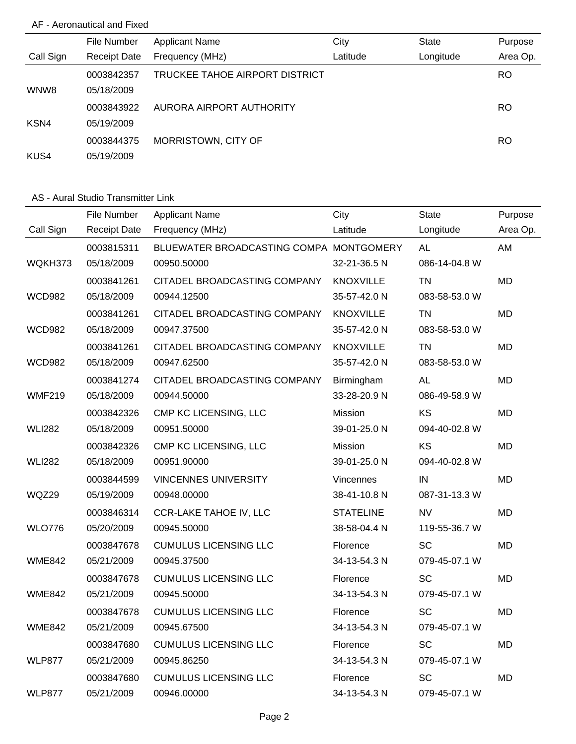## AF - Aeronautical and Fixed

| Call Sign | File Number / Receipt Date | Applicant Name / Frequency (MHz) | City / Latitude | State / Longitude | Purpose / Area Op. |
|---|---|---|---|---|---|
| | 0003842357 | TRUCKEE TAHOE AIRPORT DISTRICT | | | RO |
| WNW8 | 05/18/2009 | | | | |
| | 0003843922 | AURORA AIRPORT AUTHORITY | | | RO |
| KSN4 | 05/19/2009 | | | | |
| | 0003844375 | MORRISTOWN, CITY OF | | | RO |
| KUS4 | 05/19/2009 | | | | |

## AS - Aural Studio Transmitter Link

| Call Sign | File Number / Receipt Date | Applicant Name / Frequency (MHz) | City / Latitude | State / Longitude | Purpose / Area Op. |
|---|---|---|---|---|---|
| | 0003815311 | BLUEWATER BROADCASTING COMPA | MONTGOMERY | AL | AM |
| WQKH373 | 05/18/2009 | 00950.50000 | 32-21-36.5 N | 086-14-04.8 W | |
| | 0003841261 | CITADEL BROADCASTING COMPANY | KNOXVILLE | TN | MD |
| WCD982 | 05/18/2009 | 00944.12500 | 35-57-42.0 N | 083-58-53.0 W | |
| | 0003841261 | CITADEL BROADCASTING COMPANY | KNOXVILLE | TN | MD |
| WCD982 | 05/18/2009 | 00947.37500 | 35-57-42.0 N | 083-58-53.0 W | |
| | 0003841261 | CITADEL BROADCASTING COMPANY | KNOXVILLE | TN | MD |
| WCD982 | 05/18/2009 | 00947.62500 | 35-57-42.0 N | 083-58-53.0 W | |
| | 0003841274 | CITADEL BROADCASTING COMPANY | Birmingham | AL | MD |
| WMF219 | 05/18/2009 | 00944.50000 | 33-28-20.9 N | 086-49-58.9 W | |
| | 0003842326 | CMP KC LICENSING, LLC | Mission | KS | MD |
| WLI282 | 05/18/2009 | 00951.50000 | 39-01-25.0 N | 094-40-02.8 W | |
| | 0003842326 | CMP KC LICENSING, LLC | Mission | KS | MD |
| WLI282 | 05/18/2009 | 00951.90000 | 39-01-25.0 N | 094-40-02.8 W | |
| | 0003844599 | VINCENNES UNIVERSITY | Vincennes | IN | MD |
| WQZ29 | 05/19/2009 | 00948.00000 | 38-41-10.8 N | 087-31-13.3 W | |
| | 0003846314 | CCR-LAKE TAHOE IV, LLC | STATELINE | NV | MD |
| WLO776 | 05/20/2009 | 00945.50000 | 38-58-04.4 N | 119-55-36.7 W | |
| | 0003847678 | CUMULUS LICENSING LLC | Florence | SC | MD |
| WME842 | 05/21/2009 | 00945.37500 | 34-13-54.3 N | 079-45-07.1 W | |
| | 0003847678 | CUMULUS LICENSING LLC | Florence | SC | MD |
| WME842 | 05/21/2009 | 00945.50000 | 34-13-54.3 N | 079-45-07.1 W | |
| | 0003847678 | CUMULUS LICENSING LLC | Florence | SC | MD |
| WME842 | 05/21/2009 | 00945.67500 | 34-13-54.3 N | 079-45-07.1 W | |
| | 0003847680 | CUMULUS LICENSING LLC | Florence | SC | MD |
| WLP877 | 05/21/2009 | 00945.86250 | 34-13-54.3 N | 079-45-07.1 W | |
| | 0003847680 | CUMULUS LICENSING LLC | Florence | SC | MD |
| WLP877 | 05/21/2009 | 00946.00000 | 34-13-54.3 N | 079-45-07.1 W | |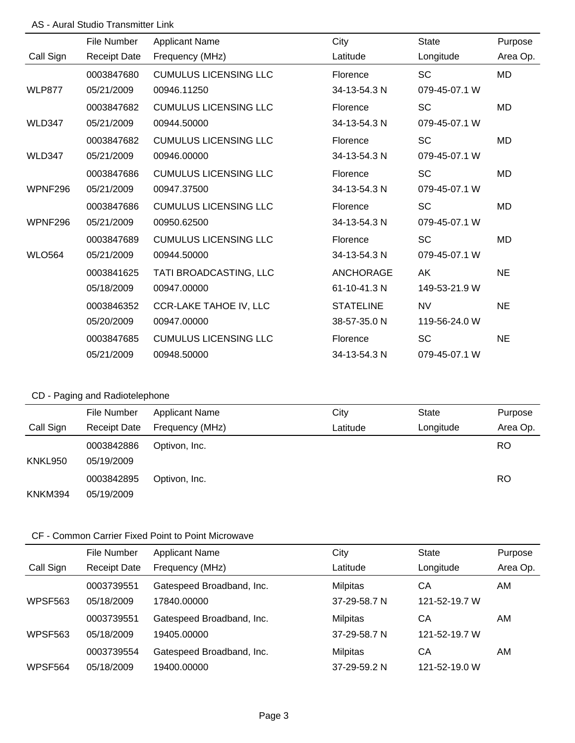## AS - Aural Studio Transmitter Link

| Call Sign | File Number<br>Receipt Date | Applicant Name<br>Frequency (MHz) | City<br>Latitude | State<br>Longitude | Purpose<br>Area Op. |
|---|---|---|---|---|---|
| WLP877 | 0003847680<br>05/21/2009 | CUMULUS LICENSING LLC<br>00946.11250 | Florence<br>34-13-54.3 N | SC<br>079-45-07.1 W | MD |
| WLD347 | 0003847682<br>05/21/2009 | CUMULUS LICENSING LLC<br>00944.50000 | Florence<br>34-13-54.3 N | SC<br>079-45-07.1 W | MD |
| WLD347 | 0003847682<br>05/21/2009 | CUMULUS LICENSING LLC<br>00946.00000 | Florence<br>34-13-54.3 N | SC<br>079-45-07.1 W | MD |
| WPNF296 | 0003847686<br>05/21/2009 | CUMULUS LICENSING LLC<br>00947.37500 | Florence<br>34-13-54.3 N | SC<br>079-45-07.1 W | MD |
| WPNF296 | 0003847686<br>05/21/2009 | CUMULUS LICENSING LLC<br>00950.62500 | Florence<br>34-13-54.3 N | SC<br>079-45-07.1 W | MD |
| WLO564 | 0003847689<br>05/21/2009 | CUMULUS LICENSING LLC<br>00944.50000 | Florence<br>34-13-54.3 N | SC<br>079-45-07.1 W | MD |
| | 0003841625<br>05/18/2009 | TATI BROADCASTING, LLC<br>00947.00000 | ANCHORAGE<br>61-10-41.3 N | AK<br>149-53-21.9 W | NE |
| | 0003846352<br>05/20/2009 | CCR-LAKE TAHOE IV, LLC<br>00947.00000 | STATELINE<br>38-57-35.0 N | NV<br>119-56-24.0 W | NE |
| | 0003847685<br>05/21/2009 | CUMULUS LICENSING LLC<br>00948.50000 | Florence<br>34-13-54.3 N | SC<br>079-45-07.1 W | NE |

## CD - Paging and Radiotelephone

| Call Sign | File Number<br>Receipt Date | Applicant Name<br>Frequency (MHz) | City<br>Latitude | State<br>Longitude | Purpose<br>Area Op. |
|---|---|---|---|---|---|
| KNKL950 | 0003842886<br>05/19/2009 | Optivon, Inc. | | | RO |
| KNKM394 | 0003842895<br>05/19/2009 | Optivon, Inc. | | | RO |

## CF - Common Carrier Fixed Point to Point Microwave

| Call Sign | File Number<br>Receipt Date | Applicant Name<br>Frequency (MHz) | City<br>Latitude | State<br>Longitude | Purpose<br>Area Op. |
|---|---|---|---|---|---|
| WPSF563 | 0003739551<br>05/18/2009 | Gatespeed Broadband, Inc.<br>17840.00000 | Milpitas<br>37-29-58.7 N | CA<br>121-52-19.7 W | AM |
| WPSF563 | 0003739551<br>05/18/2009 | Gatespeed Broadband, Inc.<br>19405.00000 | Milpitas<br>37-29-58.7 N | CA<br>121-52-19.7 W | AM |
| WPSF564 | 0003739554<br>05/18/2009 | Gatespeed Broadband, Inc.<br>19400.00000 | Milpitas<br>37-29-59.2 N | CA<br>121-52-19.0 W | AM |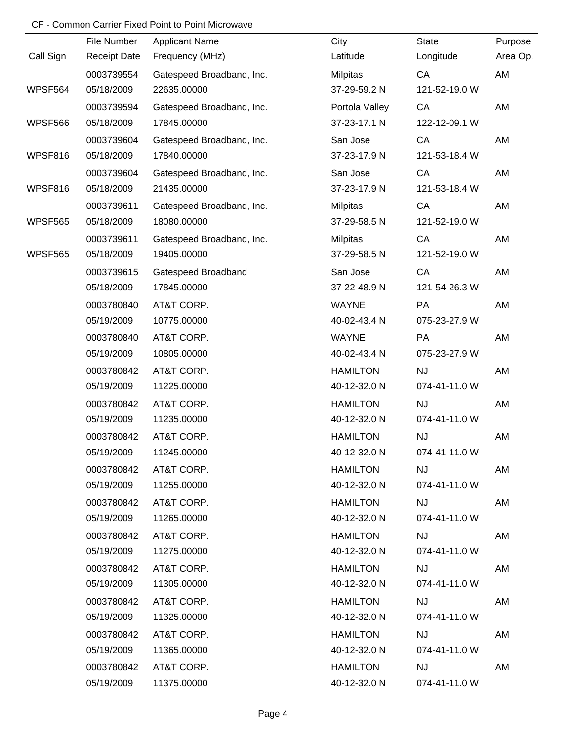CF - Common Carrier Fixed Point to Point Microwave

| Call Sign | File Number<br>Receipt Date | Applicant Name<br>Frequency (MHz) | City<br>Latitude | State<br>Longitude | Purpose<br>Area Op. |
|---|---|---|---|---|---|
| WPSF564 | 0003739554<br>05/18/2009 | Gatespeed Broadband, Inc.<br>22635.00000 | Milpitas<br>37-29-59.2 N | CA<br>121-52-19.0 W | AM |
| WPSF566 | 0003739594<br>05/18/2009 | Gatespeed Broadband, Inc.<br>17845.00000 | Portola Valley<br>37-23-17.1 N | CA<br>122-12-09.1 W | AM |
| WPSF816 | 0003739604<br>05/18/2009 | Gatespeed Broadband, Inc.<br>17840.00000 | San Jose<br>37-23-17.9 N | CA<br>121-53-18.4 W | AM |
| WPSF816 | 0003739604<br>05/18/2009 | Gatespeed Broadband, Inc.<br>21435.00000 | San Jose<br>37-23-17.9 N | CA<br>121-53-18.4 W | AM |
| WPSF565 | 0003739611<br>05/18/2009 | Gatespeed Broadband, Inc.<br>18080.00000 | Milpitas<br>37-29-58.5 N | CA<br>121-52-19.0 W | AM |
| WPSF565 | 0003739611<br>05/18/2009 | Gatespeed Broadband, Inc.<br>19405.00000 | Milpitas<br>37-29-58.5 N | CA<br>121-52-19.0 W | AM |
| | 0003739615<br>05/18/2009 | Gatespeed Broadband<br>17845.00000 | San Jose<br>37-22-48.9 N | CA<br>121-54-26.3 W | AM |
| | 0003780840<br>05/19/2009 | AT&T CORP.<br>10775.00000 | WAYNE<br>40-02-43.4 N | PA<br>075-23-27.9 W | AM |
| | 0003780840<br>05/19/2009 | AT&T CORP.<br>10805.00000 | WAYNE<br>40-02-43.4 N | PA<br>075-23-27.9 W | AM |
| | 0003780842<br>05/19/2009 | AT&T CORP.<br>11225.00000 | HAMILTON<br>40-12-32.0 N | NJ<br>074-41-11.0 W | AM |
| | 0003780842<br>05/19/2009 | AT&T CORP.<br>11235.00000 | HAMILTON<br>40-12-32.0 N | NJ<br>074-41-11.0 W | AM |
| | 0003780842<br>05/19/2009 | AT&T CORP.<br>11245.00000 | HAMILTON<br>40-12-32.0 N | NJ<br>074-41-11.0 W | AM |
| | 0003780842<br>05/19/2009 | AT&T CORP.<br>11255.00000 | HAMILTON<br>40-12-32.0 N | NJ<br>074-41-11.0 W | AM |
| | 0003780842<br>05/19/2009 | AT&T CORP.<br>11265.00000 | HAMILTON<br>40-12-32.0 N | NJ<br>074-41-11.0 W | AM |
| | 0003780842<br>05/19/2009 | AT&T CORP.<br>11275.00000 | HAMILTON<br>40-12-32.0 N | NJ<br>074-41-11.0 W | AM |
| | 0003780842<br>05/19/2009 | AT&T CORP.<br>11305.00000 | HAMILTON<br>40-12-32.0 N | NJ<br>074-41-11.0 W | AM |
| | 0003780842<br>05/19/2009 | AT&T CORP.<br>11325.00000 | HAMILTON<br>40-12-32.0 N | NJ<br>074-41-11.0 W | AM |
| | 0003780842<br>05/19/2009 | AT&T CORP.<br>11365.00000 | HAMILTON<br>40-12-32.0 N | NJ<br>074-41-11.0 W | AM |
| | 0003780842<br>05/19/2009 | AT&T CORP.<br>11375.00000 | HAMILTON<br>40-12-32.0 N | NJ<br>074-41-11.0 W | AM |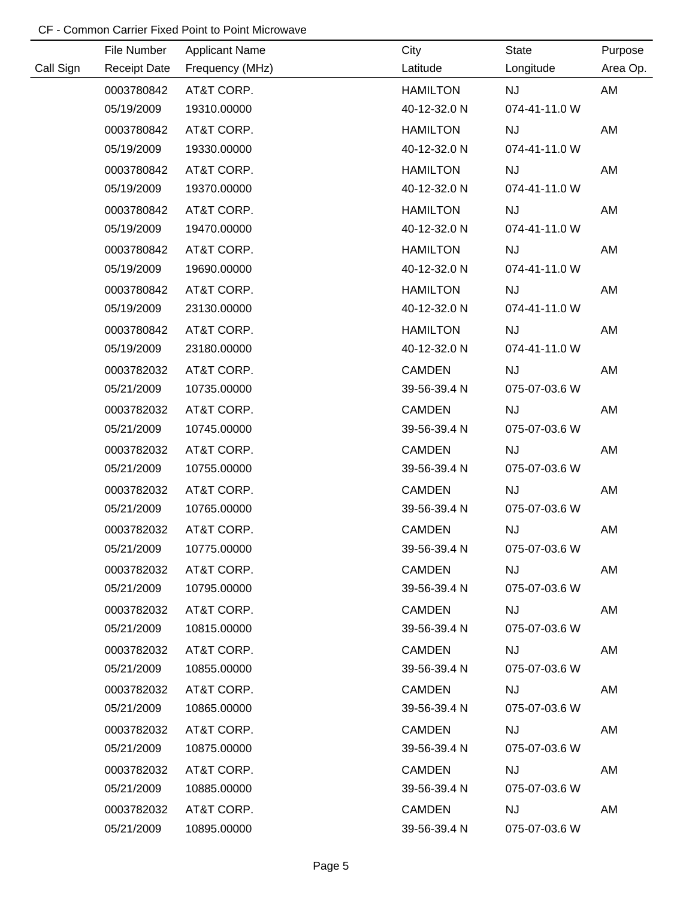CF - Common Carrier Fixed Point to Point Microwave

| Call Sign | File Number<br>Receipt Date | Applicant Name<br>Frequency (MHz) | City<br>Latitude | State<br>Longitude | Purpose<br>Area Op. |
|---|---|---|---|---|---|
| | 0003780842<br>05/19/2009 | AT&T CORP.<br>19310.00000 | HAMILTON<br>40-12-32.0 N | NJ<br>074-41-11.0 W | AM |
| | 0003780842<br>05/19/2009 | AT&T CORP.<br>19330.00000 | HAMILTON<br>40-12-32.0 N | NJ<br>074-41-11.0 W | AM |
| | 0003780842<br>05/19/2009 | AT&T CORP.<br>19370.00000 | HAMILTON<br>40-12-32.0 N | NJ<br>074-41-11.0 W | AM |
| | 0003780842<br>05/19/2009 | AT&T CORP.<br>19470.00000 | HAMILTON<br>40-12-32.0 N | NJ<br>074-41-11.0 W | AM |
| | 0003780842<br>05/19/2009 | AT&T CORP.<br>19690.00000 | HAMILTON<br>40-12-32.0 N | NJ<br>074-41-11.0 W | AM |
| | 0003780842<br>05/19/2009 | AT&T CORP.<br>23130.00000 | HAMILTON<br>40-12-32.0 N | NJ<br>074-41-11.0 W | AM |
| | 0003780842<br>05/19/2009 | AT&T CORP.<br>23180.00000 | HAMILTON<br>40-12-32.0 N | NJ<br>074-41-11.0 W | AM |
| | 0003782032<br>05/21/2009 | AT&T CORP.<br>10735.00000 | CAMDEN<br>39-56-39.4 N | NJ<br>075-07-03.6 W | AM |
| | 0003782032<br>05/21/2009 | AT&T CORP.<br>10745.00000 | CAMDEN<br>39-56-39.4 N | NJ<br>075-07-03.6 W | AM |
| | 0003782032<br>05/21/2009 | AT&T CORP.<br>10755.00000 | CAMDEN<br>39-56-39.4 N | NJ<br>075-07-03.6 W | AM |
| | 0003782032<br>05/21/2009 | AT&T CORP.<br>10765.00000 | CAMDEN<br>39-56-39.4 N | NJ<br>075-07-03.6 W | AM |
| | 0003782032<br>05/21/2009 | AT&T CORP.<br>10775.00000 | CAMDEN<br>39-56-39.4 N | NJ<br>075-07-03.6 W | AM |
| | 0003782032<br>05/21/2009 | AT&T CORP.<br>10795.00000 | CAMDEN<br>39-56-39.4 N | NJ<br>075-07-03.6 W | AM |
| | 0003782032<br>05/21/2009 | AT&T CORP.<br>10815.00000 | CAMDEN<br>39-56-39.4 N | NJ<br>075-07-03.6 W | AM |
| | 0003782032<br>05/21/2009 | AT&T CORP.<br>10855.00000 | CAMDEN<br>39-56-39.4 N | NJ<br>075-07-03.6 W | AM |
| | 0003782032<br>05/21/2009 | AT&T CORP.<br>10865.00000 | CAMDEN<br>39-56-39.4 N | NJ<br>075-07-03.6 W | AM |
| | 0003782032<br>05/21/2009 | AT&T CORP.<br>10875.00000 | CAMDEN<br>39-56-39.4 N | NJ<br>075-07-03.6 W | AM |
| | 0003782032<br>05/21/2009 | AT&T CORP.<br>10885.00000 | CAMDEN<br>39-56-39.4 N | NJ<br>075-07-03.6 W | AM |
| | 0003782032<br>05/21/2009 | AT&T CORP.<br>10895.00000 | CAMDEN<br>39-56-39.4 N | NJ<br>075-07-03.6 W | AM |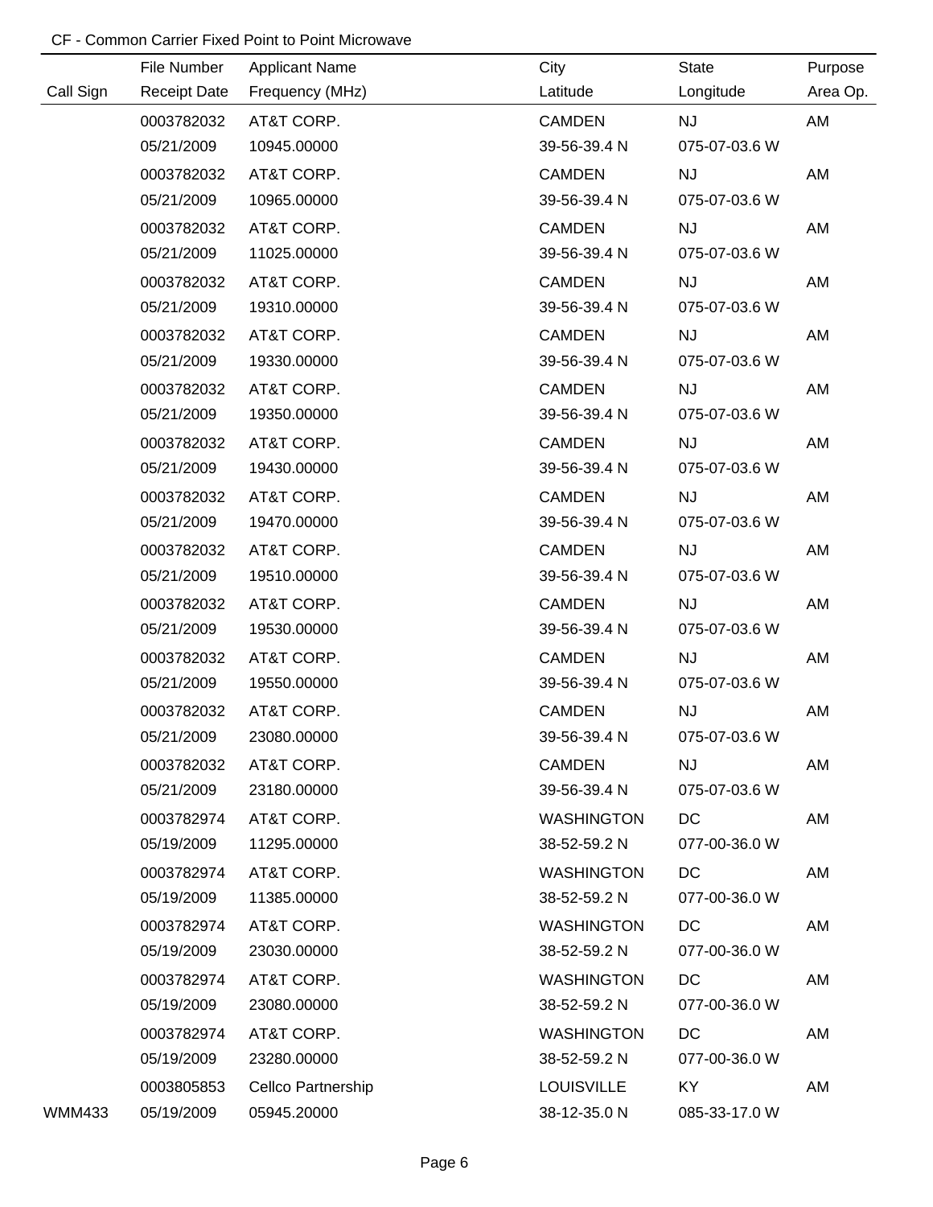CF - Common Carrier Fixed Point to Point Microwave

| Call Sign | File Number / Receipt Date | Applicant Name / Frequency (MHz) | City / Latitude | State / Longitude | Purpose / Area Op. |
|---|---|---|---|---|---|
| | 0003782032 | AT&T CORP. | CAMDEN | NJ | AM |
| | 05/21/2009 | 10945.00000 | 39-56-39.4 N | 075-07-03.6 W | |
| | 0003782032 | AT&T CORP. | CAMDEN | NJ | AM |
| | 05/21/2009 | 10965.00000 | 39-56-39.4 N | 075-07-03.6 W | |
| | 0003782032 | AT&T CORP. | CAMDEN | NJ | AM |
| | 05/21/2009 | 11025.00000 | 39-56-39.4 N | 075-07-03.6 W | |
| | 0003782032 | AT&T CORP. | CAMDEN | NJ | AM |
| | 05/21/2009 | 19310.00000 | 39-56-39.4 N | 075-07-03.6 W | |
| | 0003782032 | AT&T CORP. | CAMDEN | NJ | AM |
| | 05/21/2009 | 19330.00000 | 39-56-39.4 N | 075-07-03.6 W | |
| | 0003782032 | AT&T CORP. | CAMDEN | NJ | AM |
| | 05/21/2009 | 19350.00000 | 39-56-39.4 N | 075-07-03.6 W | |
| | 0003782032 | AT&T CORP. | CAMDEN | NJ | AM |
| | 05/21/2009 | 19430.00000 | 39-56-39.4 N | 075-07-03.6 W | |
| | 0003782032 | AT&T CORP. | CAMDEN | NJ | AM |
| | 05/21/2009 | 19470.00000 | 39-56-39.4 N | 075-07-03.6 W | |
| | 0003782032 | AT&T CORP. | CAMDEN | NJ | AM |
| | 05/21/2009 | 19510.00000 | 39-56-39.4 N | 075-07-03.6 W | |
| | 0003782032 | AT&T CORP. | CAMDEN | NJ | AM |
| | 05/21/2009 | 19530.00000 | 39-56-39.4 N | 075-07-03.6 W | |
| | 0003782032 | AT&T CORP. | CAMDEN | NJ | AM |
| | 05/21/2009 | 19550.00000 | 39-56-39.4 N | 075-07-03.6 W | |
| | 0003782032 | AT&T CORP. | CAMDEN | NJ | AM |
| | 05/21/2009 | 23080.00000 | 39-56-39.4 N | 075-07-03.6 W | |
| | 0003782032 | AT&T CORP. | CAMDEN | NJ | AM |
| | 05/21/2009 | 23180.00000 | 39-56-39.4 N | 075-07-03.6 W | |
| | 0003782974 | AT&T CORP. | WASHINGTON | DC | AM |
| | 05/19/2009 | 11295.00000 | 38-52-59.2 N | 077-00-36.0 W | |
| | 0003782974 | AT&T CORP. | WASHINGTON | DC | AM |
| | 05/19/2009 | 11385.00000 | 38-52-59.2 N | 077-00-36.0 W | |
| | 0003782974 | AT&T CORP. | WASHINGTON | DC | AM |
| | 05/19/2009 | 23030.00000 | 38-52-59.2 N | 077-00-36.0 W | |
| | 0003782974 | AT&T CORP. | WASHINGTON | DC | AM |
| | 05/19/2009 | 23080.00000 | 38-52-59.2 N | 077-00-36.0 W | |
| | 0003782974 | AT&T CORP. | WASHINGTON | DC | AM |
| | 05/19/2009 | 23280.00000 | 38-52-59.2 N | 077-00-36.0 W | |
| | 0003805853 | Cellco Partnership | LOUISVILLE | KY | AM |
| WMM433 | 05/19/2009 | 05945.20000 | 38-12-35.0 N | 085-33-17.0 W | |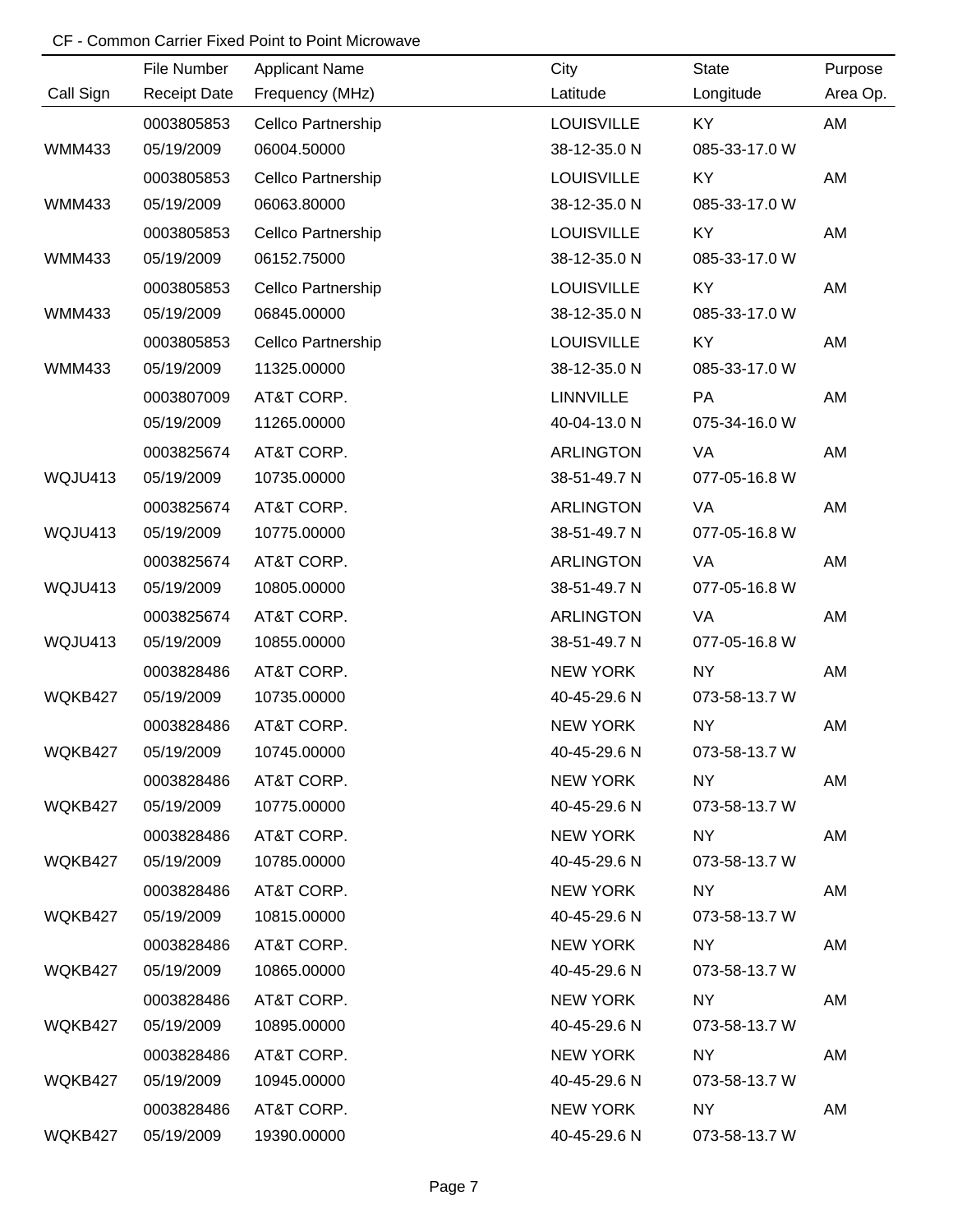CF - Common Carrier Fixed Point to Point Microwave

| Call Sign | File Number / Receipt Date | Applicant Name / Frequency (MHz) | City / Latitude | State / Longitude | Purpose / Area Op. |
|---|---|---|---|---|---|
| | 0003805853 | Cellco Partnership | LOUISVILLE | KY | AM |
| WMM433 | 05/19/2009 | 06004.50000 | 38-12-35.0 N | 085-33-17.0 W | |
| | 0003805853 | Cellco Partnership | LOUISVILLE | KY | AM |
| WMM433 | 05/19/2009 | 06063.80000 | 38-12-35.0 N | 085-33-17.0 W | |
| | 0003805853 | Cellco Partnership | LOUISVILLE | KY | AM |
| WMM433 | 05/19/2009 | 06152.75000 | 38-12-35.0 N | 085-33-17.0 W | |
| | 0003805853 | Cellco Partnership | LOUISVILLE | KY | AM |
| WMM433 | 05/19/2009 | 06845.00000 | 38-12-35.0 N | 085-33-17.0 W | |
| | 0003805853 | Cellco Partnership | LOUISVILLE | KY | AM |
| WMM433 | 05/19/2009 | 11325.00000 | 38-12-35.0 N | 085-33-17.0 W | |
| | 0003807009 | AT&T CORP. | LINNVILLE | PA | AM |
| | 05/19/2009 | 11265.00000 | 40-04-13.0 N | 075-34-16.0 W | |
| | 0003825674 | AT&T CORP. | ARLINGTON | VA | AM |
| WQJU413 | 05/19/2009 | 10735.00000 | 38-51-49.7 N | 077-05-16.8 W | |
| | 0003825674 | AT&T CORP. | ARLINGTON | VA | AM |
| WQJU413 | 05/19/2009 | 10775.00000 | 38-51-49.7 N | 077-05-16.8 W | |
| | 0003825674 | AT&T CORP. | ARLINGTON | VA | AM |
| WQJU413 | 05/19/2009 | 10805.00000 | 38-51-49.7 N | 077-05-16.8 W | |
| | 0003825674 | AT&T CORP. | ARLINGTON | VA | AM |
| WQJU413 | 05/19/2009 | 10855.00000 | 38-51-49.7 N | 077-05-16.8 W | |
| | 0003828486 | AT&T CORP. | NEW YORK | NY | AM |
| WQKB427 | 05/19/2009 | 10735.00000 | 40-45-29.6 N | 073-58-13.7 W | |
| | 0003828486 | AT&T CORP. | NEW YORK | NY | AM |
| WQKB427 | 05/19/2009 | 10745.00000 | 40-45-29.6 N | 073-58-13.7 W | |
| | 0003828486 | AT&T CORP. | NEW YORK | NY | AM |
| WQKB427 | 05/19/2009 | 10775.00000 | 40-45-29.6 N | 073-58-13.7 W | |
| | 0003828486 | AT&T CORP. | NEW YORK | NY | AM |
| WQKB427 | 05/19/2009 | 10785.00000 | 40-45-29.6 N | 073-58-13.7 W | |
| | 0003828486 | AT&T CORP. | NEW YORK | NY | AM |
| WQKB427 | 05/19/2009 | 10815.00000 | 40-45-29.6 N | 073-58-13.7 W | |
| | 0003828486 | AT&T CORP. | NEW YORK | NY | AM |
| WQKB427 | 05/19/2009 | 10865.00000 | 40-45-29.6 N | 073-58-13.7 W | |
| | 0003828486 | AT&T CORP. | NEW YORK | NY | AM |
| WQKB427 | 05/19/2009 | 10895.00000 | 40-45-29.6 N | 073-58-13.7 W | |
| | 0003828486 | AT&T CORP. | NEW YORK | NY | AM |
| WQKB427 | 05/19/2009 | 10945.00000 | 40-45-29.6 N | 073-58-13.7 W | |
| | 0003828486 | AT&T CORP. | NEW YORK | NY | AM |
| WQKB427 | 05/19/2009 | 19390.00000 | 40-45-29.6 N | 073-58-13.7 W | |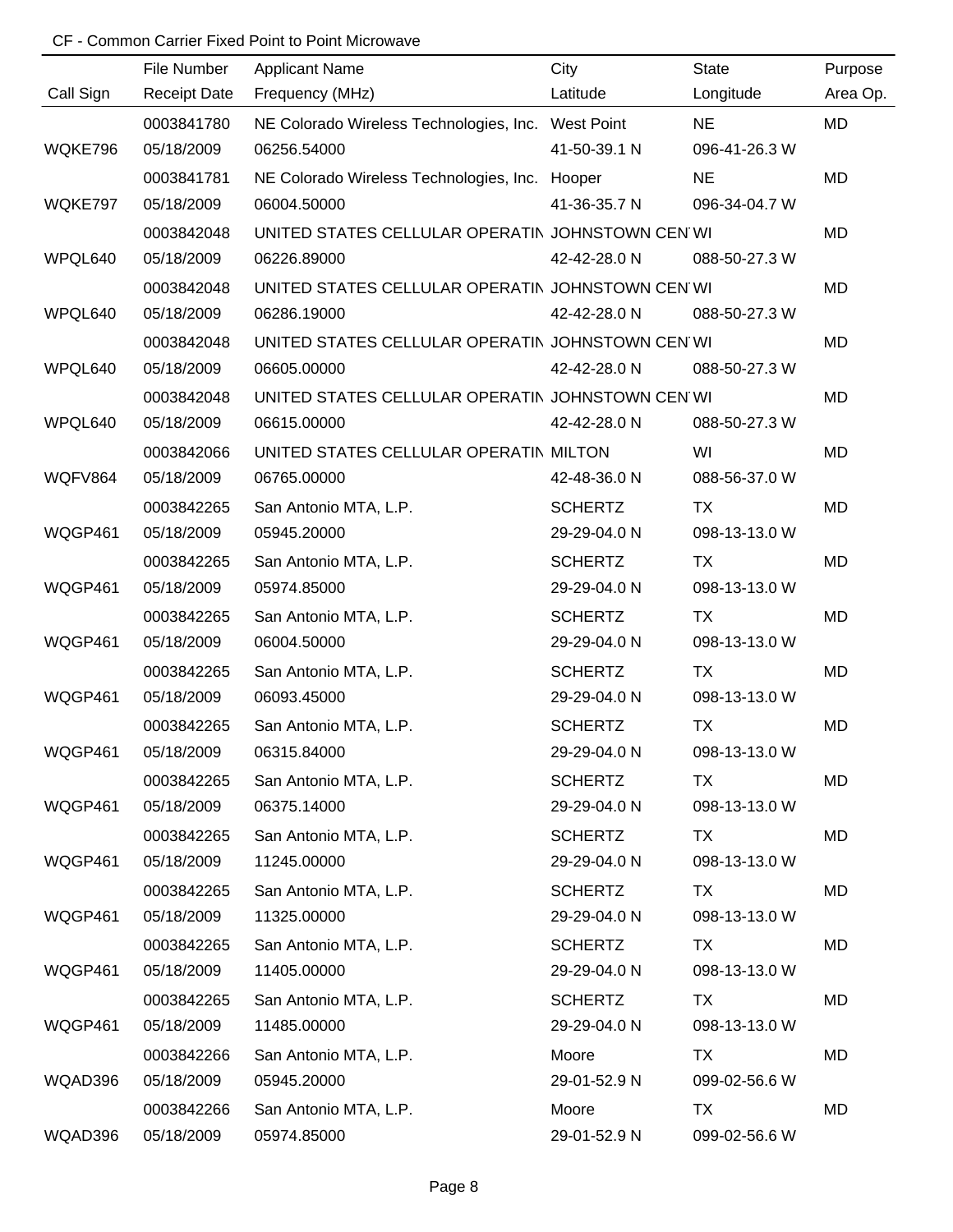CF - Common Carrier Fixed Point to Point Microwave

| Call Sign | File Number / Receipt Date | Applicant Name / Frequency (MHz) | City / Latitude | State / Longitude | Purpose / Area Op. |
|---|---|---|---|---|---|
| | 0003841780 | NE Colorado Wireless Technologies, Inc. | West Point | NE | MD |
| WQKE796 | 05/18/2009 | 06256.54000 | 41-50-39.1 N | 096-41-26.3 W | |
| | 0003841781 | NE Colorado Wireless Technologies, Inc. | Hooper | NE | MD |
| WQKE797 | 05/18/2009 | 06004.50000 | 41-36-35.7 N | 096-34-04.7 W | |
| | 0003842048 | UNITED STATES CELLULAR OPERATIN | JOHNSTOWN CEN | WI | MD |
| WPQL640 | 05/18/2009 | 06226.89000 | 42-42-28.0 N | 088-50-27.3 W | |
| | 0003842048 | UNITED STATES CELLULAR OPERATIN | JOHNSTOWN CEN | WI | MD |
| WPQL640 | 05/18/2009 | 06286.19000 | 42-42-28.0 N | 088-50-27.3 W | |
| | 0003842048 | UNITED STATES CELLULAR OPERATIN | JOHNSTOWN CEN | WI | MD |
| WPQL640 | 05/18/2009 | 06605.00000 | 42-42-28.0 N | 088-50-27.3 W | |
| | 0003842048 | UNITED STATES CELLULAR OPERATIN | JOHNSTOWN CEN | WI | MD |
| WPQL640 | 05/18/2009 | 06615.00000 | 42-42-28.0 N | 088-50-27.3 W | |
| | 0003842066 | UNITED STATES CELLULAR OPERATIN | MILTON | WI | MD |
| WQFV864 | 05/18/2009 | 06765.00000 | 42-48-36.0 N | 088-56-37.0 W | |
| | 0003842265 | San Antonio MTA, L.P. | SCHERTZ | TX | MD |
| WQGP461 | 05/18/2009 | 05945.20000 | 29-29-04.0 N | 098-13-13.0 W | |
| | 0003842265 | San Antonio MTA, L.P. | SCHERTZ | TX | MD |
| WQGP461 | 05/18/2009 | 05974.85000 | 29-29-04.0 N | 098-13-13.0 W | |
| | 0003842265 | San Antonio MTA, L.P. | SCHERTZ | TX | MD |
| WQGP461 | 05/18/2009 | 06004.50000 | 29-29-04.0 N | 098-13-13.0 W | |
| | 0003842265 | San Antonio MTA, L.P. | SCHERTZ | TX | MD |
| WQGP461 | 05/18/2009 | 06093.45000 | 29-29-04.0 N | 098-13-13.0 W | |
| | 0003842265 | San Antonio MTA, L.P. | SCHERTZ | TX | MD |
| WQGP461 | 05/18/2009 | 06315.84000 | 29-29-04.0 N | 098-13-13.0 W | |
| | 0003842265 | San Antonio MTA, L.P. | SCHERTZ | TX | MD |
| WQGP461 | 05/18/2009 | 06375.14000 | 29-29-04.0 N | 098-13-13.0 W | |
| | 0003842265 | San Antonio MTA, L.P. | SCHERTZ | TX | MD |
| WQGP461 | 05/18/2009 | 11245.00000 | 29-29-04.0 N | 098-13-13.0 W | |
| | 0003842265 | San Antonio MTA, L.P. | SCHERTZ | TX | MD |
| WQGP461 | 05/18/2009 | 11325.00000 | 29-29-04.0 N | 098-13-13.0 W | |
| | 0003842265 | San Antonio MTA, L.P. | SCHERTZ | TX | MD |
| WQGP461 | 05/18/2009 | 11405.00000 | 29-29-04.0 N | 098-13-13.0 W | |
| | 0003842265 | San Antonio MTA, L.P. | SCHERTZ | TX | MD |
| WQGP461 | 05/18/2009 | 11485.00000 | 29-29-04.0 N | 098-13-13.0 W | |
| | 0003842266 | San Antonio MTA, L.P. | Moore | TX | MD |
| WQAD396 | 05/18/2009 | 05945.20000 | 29-01-52.9 N | 099-02-56.6 W | |
| | 0003842266 | San Antonio MTA, L.P. | Moore | TX | MD |
| WQAD396 | 05/18/2009 | 05974.85000 | 29-01-52.9 N | 099-02-56.6 W | |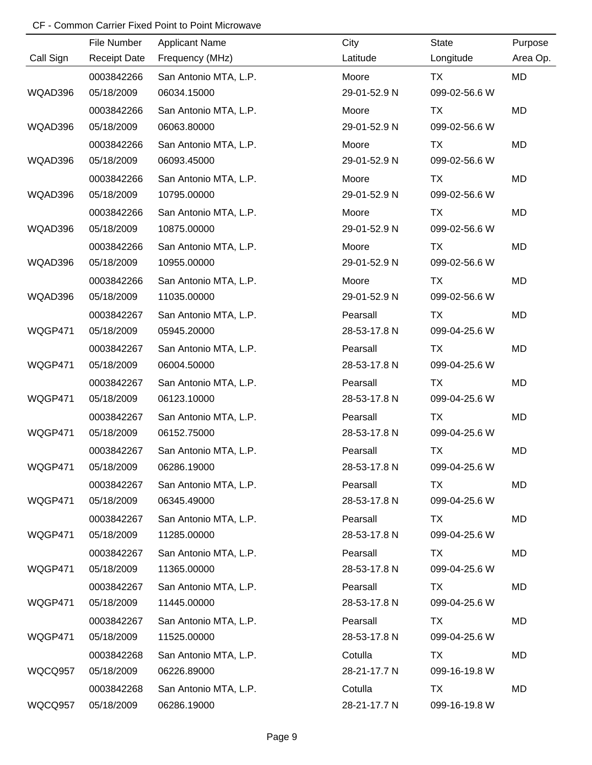CF - Common Carrier Fixed Point to Point Microwave

| Call Sign | File Number<br>Receipt Date | Applicant Name<br>Frequency (MHz) | City<br>Latitude | State<br>Longitude | Purpose<br>Area Op. |
|---|---|---|---|---|---|
| WQAD396 | 0003842266<br>05/18/2009 | San Antonio MTA, L.P.<br>06034.15000 | Moore<br>29-01-52.9 N | TX<br>099-02-56.6 W | MD |
| WQAD396 | 0003842266<br>05/18/2009 | San Antonio MTA, L.P.<br>06063.80000 | Moore<br>29-01-52.9 N | TX<br>099-02-56.6 W | MD |
| WQAD396 | 0003842266<br>05/18/2009 | San Antonio MTA, L.P.<br>06093.45000 | Moore<br>29-01-52.9 N | TX<br>099-02-56.6 W | MD |
| WQAD396 | 0003842266<br>05/18/2009 | San Antonio MTA, L.P.<br>10795.00000 | Moore<br>29-01-52.9 N | TX<br>099-02-56.6 W | MD |
| WQAD396 | 0003842266<br>05/18/2009 | San Antonio MTA, L.P.<br>10875.00000 | Moore<br>29-01-52.9 N | TX<br>099-02-56.6 W | MD |
| WQAD396 | 0003842266<br>05/18/2009 | San Antonio MTA, L.P.<br>10955.00000 | Moore<br>29-01-52.9 N | TX<br>099-02-56.6 W | MD |
| WQAD396 | 0003842266<br>05/18/2009 | San Antonio MTA, L.P.<br>11035.00000 | Moore<br>29-01-52.9 N | TX<br>099-02-56.6 W | MD |
| WQGP471 | 0003842267<br>05/18/2009 | San Antonio MTA, L.P.<br>05945.20000 | Pearsall<br>28-53-17.8 N | TX<br>099-04-25.6 W | MD |
| WQGP471 | 0003842267<br>05/18/2009 | San Antonio MTA, L.P.<br>06004.50000 | Pearsall<br>28-53-17.8 N | TX<br>099-04-25.6 W | MD |
| WQGP471 | 0003842267<br>05/18/2009 | San Antonio MTA, L.P.<br>06123.10000 | Pearsall<br>28-53-17.8 N | TX<br>099-04-25.6 W | MD |
| WQGP471 | 0003842267<br>05/18/2009 | San Antonio MTA, L.P.<br>06152.75000 | Pearsall<br>28-53-17.8 N | TX<br>099-04-25.6 W | MD |
| WQGP471 | 0003842267<br>05/18/2009 | San Antonio MTA, L.P.<br>06286.19000 | Pearsall<br>28-53-17.8 N | TX<br>099-04-25.6 W | MD |
| WQGP471 | 0003842267<br>05/18/2009 | San Antonio MTA, L.P.<br>06345.49000 | Pearsall<br>28-53-17.8 N | TX<br>099-04-25.6 W | MD |
| WQGP471 | 0003842267<br>05/18/2009 | San Antonio MTA, L.P.<br>11285.00000 | Pearsall<br>28-53-17.8 N | TX<br>099-04-25.6 W | MD |
| WQGP471 | 0003842267<br>05/18/2009 | San Antonio MTA, L.P.<br>11365.00000 | Pearsall<br>28-53-17.8 N | TX<br>099-04-25.6 W | MD |
| WQGP471 | 0003842267<br>05/18/2009 | San Antonio MTA, L.P.<br>11445.00000 | Pearsall<br>28-53-17.8 N | TX<br>099-04-25.6 W | MD |
| WQGP471 | 0003842267<br>05/18/2009 | San Antonio MTA, L.P.<br>11525.00000 | Pearsall<br>28-53-17.8 N | TX<br>099-04-25.6 W | MD |
| WQCQ957 | 0003842268<br>05/18/2009 | San Antonio MTA, L.P.<br>06226.89000 | Cotulla<br>28-21-17.7 N | TX<br>099-16-19.8 W | MD |
| WQCQ957 | 0003842268<br>05/18/2009 | San Antonio MTA, L.P.<br>06286.19000 | Cotulla<br>28-21-17.7 N | TX<br>099-16-19.8 W | MD |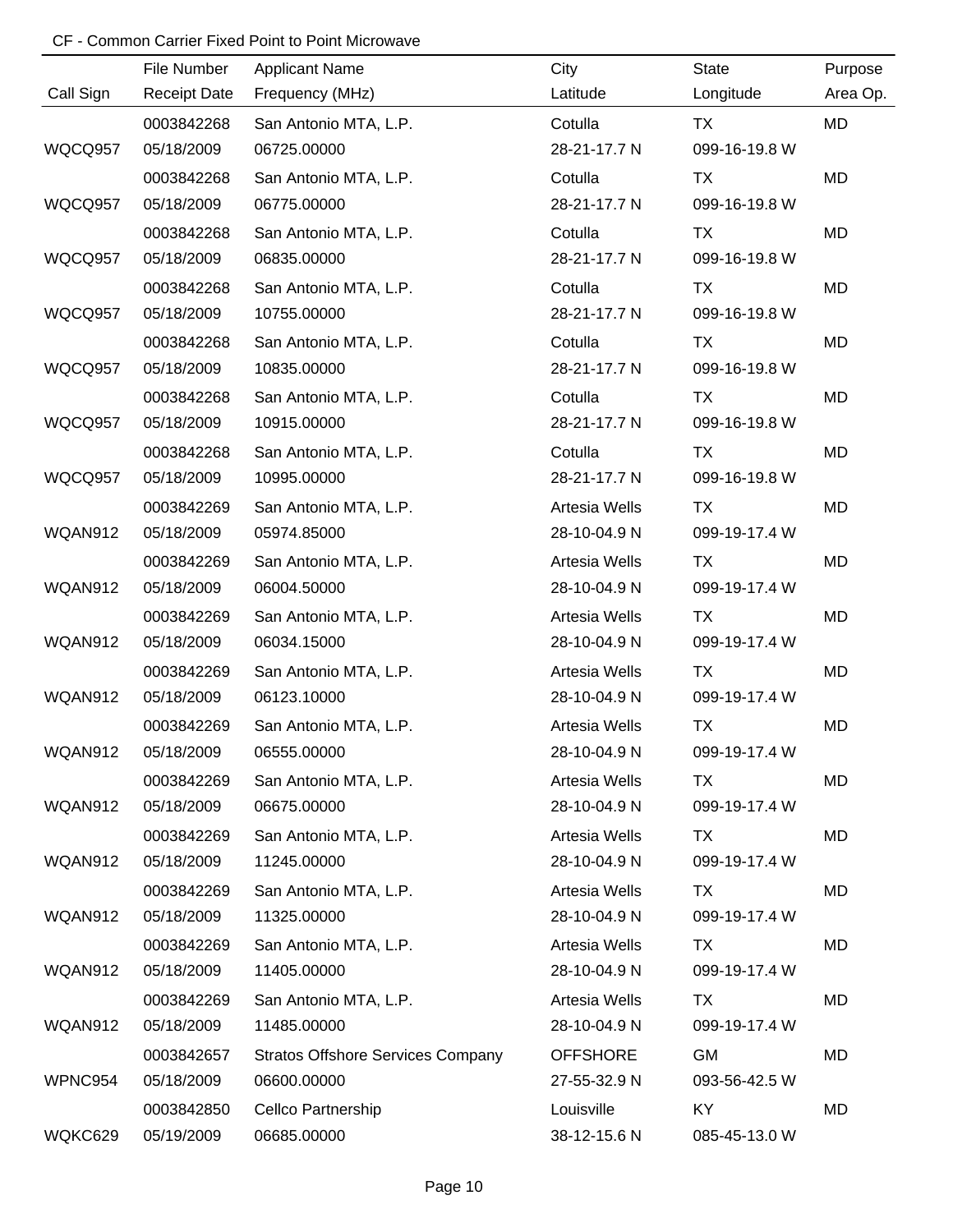CF - Common Carrier Fixed Point to Point Microwave

| Call Sign | File Number<br>Receipt Date | Applicant Name<br>Frequency (MHz) | City<br>Latitude | State<br>Longitude | Purpose<br>Area Op. |
|---|---|---|---|---|---|
| WQCQ957 | 0003842268<br>05/18/2009 | San Antonio MTA, L.P.<br>06725.00000 | Cotulla<br>28-21-17.7 N | TX<br>099-16-19.8 W | MD |
| WQCQ957 | 0003842268<br>05/18/2009 | San Antonio MTA, L.P.<br>06775.00000 | Cotulla<br>28-21-17.7 N | TX<br>099-16-19.8 W | MD |
| WQCQ957 | 0003842268<br>05/18/2009 | San Antonio MTA, L.P.<br>06835.00000 | Cotulla<br>28-21-17.7 N | TX<br>099-16-19.8 W | MD |
| WQCQ957 | 0003842268<br>05/18/2009 | San Antonio MTA, L.P.<br>10755.00000 | Cotulla<br>28-21-17.7 N | TX<br>099-16-19.8 W | MD |
| WQCQ957 | 0003842268<br>05/18/2009 | San Antonio MTA, L.P.<br>10835.00000 | Cotulla<br>28-21-17.7 N | TX<br>099-16-19.8 W | MD |
| WQCQ957 | 0003842268<br>05/18/2009 | San Antonio MTA, L.P.<br>10915.00000 | Cotulla<br>28-21-17.7 N | TX<br>099-16-19.8 W | MD |
| WQCQ957 | 0003842268<br>05/18/2009 | San Antonio MTA, L.P.<br>10995.00000 | Cotulla<br>28-21-17.7 N | TX<br>099-16-19.8 W | MD |
| WQAN912 | 0003842269<br>05/18/2009 | San Antonio MTA, L.P.<br>05974.85000 | Artesia Wells<br>28-10-04.9 N | TX<br>099-19-17.4 W | MD |
| WQAN912 | 0003842269<br>05/18/2009 | San Antonio MTA, L.P.<br>06004.50000 | Artesia Wells<br>28-10-04.9 N | TX<br>099-19-17.4 W | MD |
| WQAN912 | 0003842269<br>05/18/2009 | San Antonio MTA, L.P.<br>06034.15000 | Artesia Wells<br>28-10-04.9 N | TX<br>099-19-17.4 W | MD |
| WQAN912 | 0003842269<br>05/18/2009 | San Antonio MTA, L.P.<br>06123.10000 | Artesia Wells<br>28-10-04.9 N | TX<br>099-19-17.4 W | MD |
| WQAN912 | 0003842269<br>05/18/2009 | San Antonio MTA, L.P.<br>06555.00000 | Artesia Wells<br>28-10-04.9 N | TX<br>099-19-17.4 W | MD |
| WQAN912 | 0003842269<br>05/18/2009 | San Antonio MTA, L.P.<br>06675.00000 | Artesia Wells<br>28-10-04.9 N | TX<br>099-19-17.4 W | MD |
| WQAN912 | 0003842269<br>05/18/2009 | San Antonio MTA, L.P.<br>11245.00000 | Artesia Wells<br>28-10-04.9 N | TX<br>099-19-17.4 W | MD |
| WQAN912 | 0003842269<br>05/18/2009 | San Antonio MTA, L.P.<br>11325.00000 | Artesia Wells<br>28-10-04.9 N | TX<br>099-19-17.4 W | MD |
| WQAN912 | 0003842269<br>05/18/2009 | San Antonio MTA, L.P.<br>11405.00000 | Artesia Wells<br>28-10-04.9 N | TX<br>099-19-17.4 W | MD |
| WQAN912 | 0003842269<br>05/18/2009 | San Antonio MTA, L.P.<br>11485.00000 | Artesia Wells<br>28-10-04.9 N | TX<br>099-19-17.4 W | MD |
| WPNC954 | 0003842657<br>05/18/2009 | Stratos Offshore Services Company<br>06600.00000 | OFFSHORE<br>27-55-32.9 N | GM<br>093-56-42.5 W | MD |
| WQKC629 | 0003842850<br>05/19/2009 | Cellco Partnership<br>06685.00000 | Louisville<br>38-12-15.6 N | KY<br>085-45-13.0 W | MD |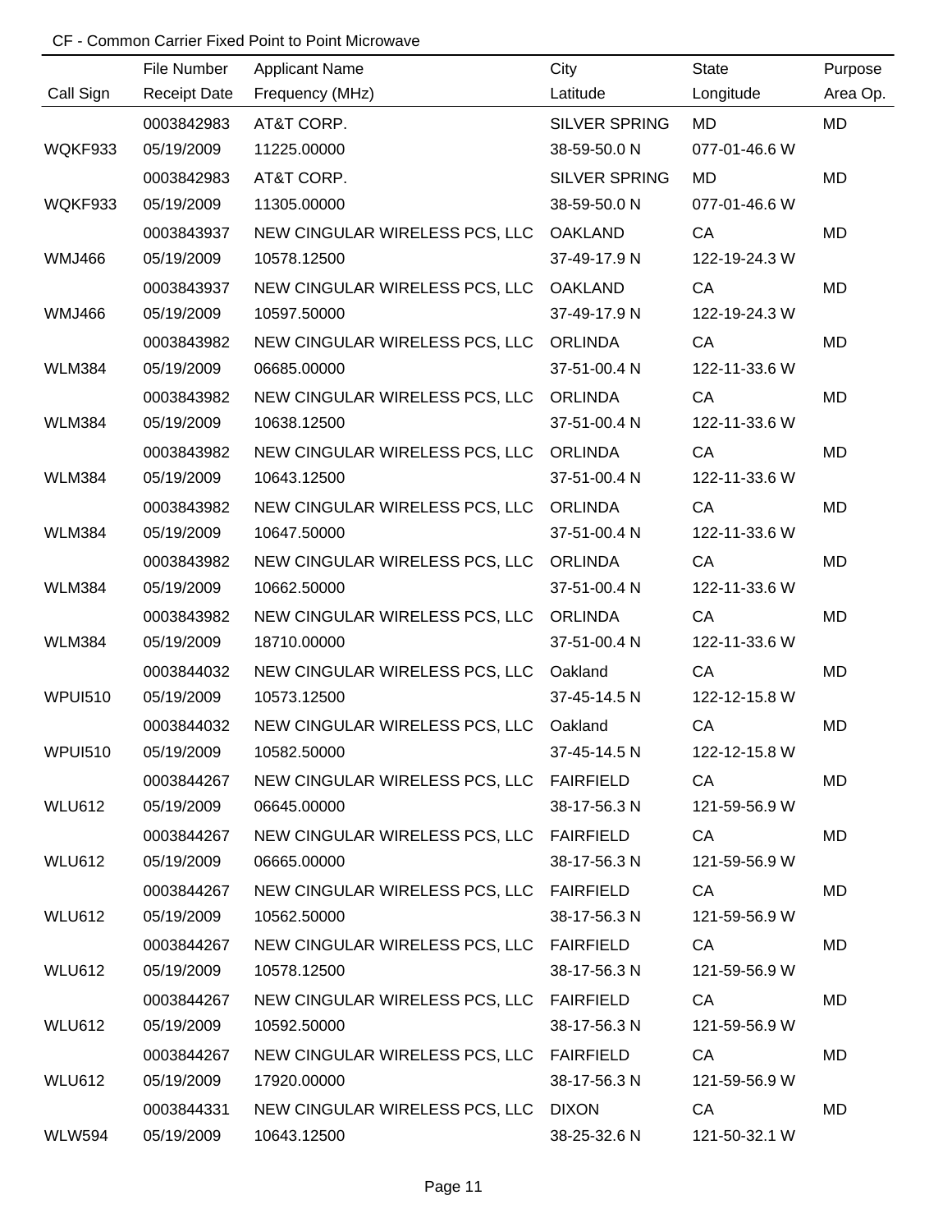CF - Common Carrier Fixed Point to Point Microwave

| Call Sign | File Number<br>Receipt Date | Applicant Name<br>Frequency (MHz) | City<br>Latitude | State<br>Longitude | Purpose<br>Area Op. |
|---|---|---|---|---|---|
| WQKF933 | 0003842983<br>05/19/2009 | AT&T CORP.<br>11225.00000 | SILVER SPRING<br>38-59-50.0 N | MD<br>077-01-46.6 W | MD |
| WQKF933 | 0003842983<br>05/19/2009 | AT&T CORP.<br>11305.00000 | SILVER SPRING<br>38-59-50.0 N | MD<br>077-01-46.6 W | MD |
| WMJ466 | 0003843937<br>05/19/2009 | NEW CINGULAR WIRELESS PCS, LLC<br>10578.12500 | OAKLAND<br>37-49-17.9 N | CA<br>122-19-24.3 W | MD |
| WMJ466 | 0003843937<br>05/19/2009 | NEW CINGULAR WIRELESS PCS, LLC<br>10597.50000 | OAKLAND<br>37-49-17.9 N | CA<br>122-19-24.3 W | MD |
| WLM384 | 0003843982<br>05/19/2009 | NEW CINGULAR WIRELESS PCS, LLC<br>06685.00000 | ORLINDA<br>37-51-00.4 N | CA<br>122-11-33.6 W | MD |
| WLM384 | 0003843982<br>05/19/2009 | NEW CINGULAR WIRELESS PCS, LLC<br>10638.12500 | ORLINDA<br>37-51-00.4 N | CA<br>122-11-33.6 W | MD |
| WLM384 | 0003843982<br>05/19/2009 | NEW CINGULAR WIRELESS PCS, LLC<br>10643.12500 | ORLINDA<br>37-51-00.4 N | CA<br>122-11-33.6 W | MD |
| WLM384 | 0003843982<br>05/19/2009 | NEW CINGULAR WIRELESS PCS, LLC<br>10647.50000 | ORLINDA<br>37-51-00.4 N | CA<br>122-11-33.6 W | MD |
| WLM384 | 0003843982<br>05/19/2009 | NEW CINGULAR WIRELESS PCS, LLC<br>10662.50000 | ORLINDA<br>37-51-00.4 N | CA<br>122-11-33.6 W | MD |
| WLM384 | 0003843982<br>05/19/2009 | NEW CINGULAR WIRELESS PCS, LLC<br>18710.00000 | ORLINDA<br>37-51-00.4 N | CA<br>122-11-33.6 W | MD |
| WPUI510 | 0003844032<br>05/19/2009 | NEW CINGULAR WIRELESS PCS, LLC<br>10573.12500 | Oakland<br>37-45-14.5 N | CA<br>122-12-15.8 W | MD |
| WPUI510 | 0003844032<br>05/19/2009 | NEW CINGULAR WIRELESS PCS, LLC<br>10582.50000 | Oakland<br>37-45-14.5 N | CA<br>122-12-15.8 W | MD |
| WLU612 | 0003844267<br>05/19/2009 | NEW CINGULAR WIRELESS PCS, LLC<br>06645.00000 | FAIRFIELD<br>38-17-56.3 N | CA<br>121-59-56.9 W | MD |
| WLU612 | 0003844267<br>05/19/2009 | NEW CINGULAR WIRELESS PCS, LLC<br>06665.00000 | FAIRFIELD<br>38-17-56.3 N | CA<br>121-59-56.9 W | MD |
| WLU612 | 0003844267<br>05/19/2009 | NEW CINGULAR WIRELESS PCS, LLC<br>10562.50000 | FAIRFIELD<br>38-17-56.3 N | CA<br>121-59-56.9 W | MD |
| WLU612 | 0003844267<br>05/19/2009 | NEW CINGULAR WIRELESS PCS, LLC<br>10578.12500 | FAIRFIELD<br>38-17-56.3 N | CA<br>121-59-56.9 W | MD |
| WLU612 | 0003844267<br>05/19/2009 | NEW CINGULAR WIRELESS PCS, LLC<br>10592.50000 | FAIRFIELD<br>38-17-56.3 N | CA<br>121-59-56.9 W | MD |
| WLU612 | 0003844267<br>05/19/2009 | NEW CINGULAR WIRELESS PCS, LLC<br>17920.00000 | FAIRFIELD<br>38-17-56.3 N | CA<br>121-59-56.9 W | MD |
| WLW594 | 0003844331<br>05/19/2009 | NEW CINGULAR WIRELESS PCS, LLC<br>10643.12500 | DIXON<br>38-25-32.6 N | CA<br>121-50-32.1 W | MD |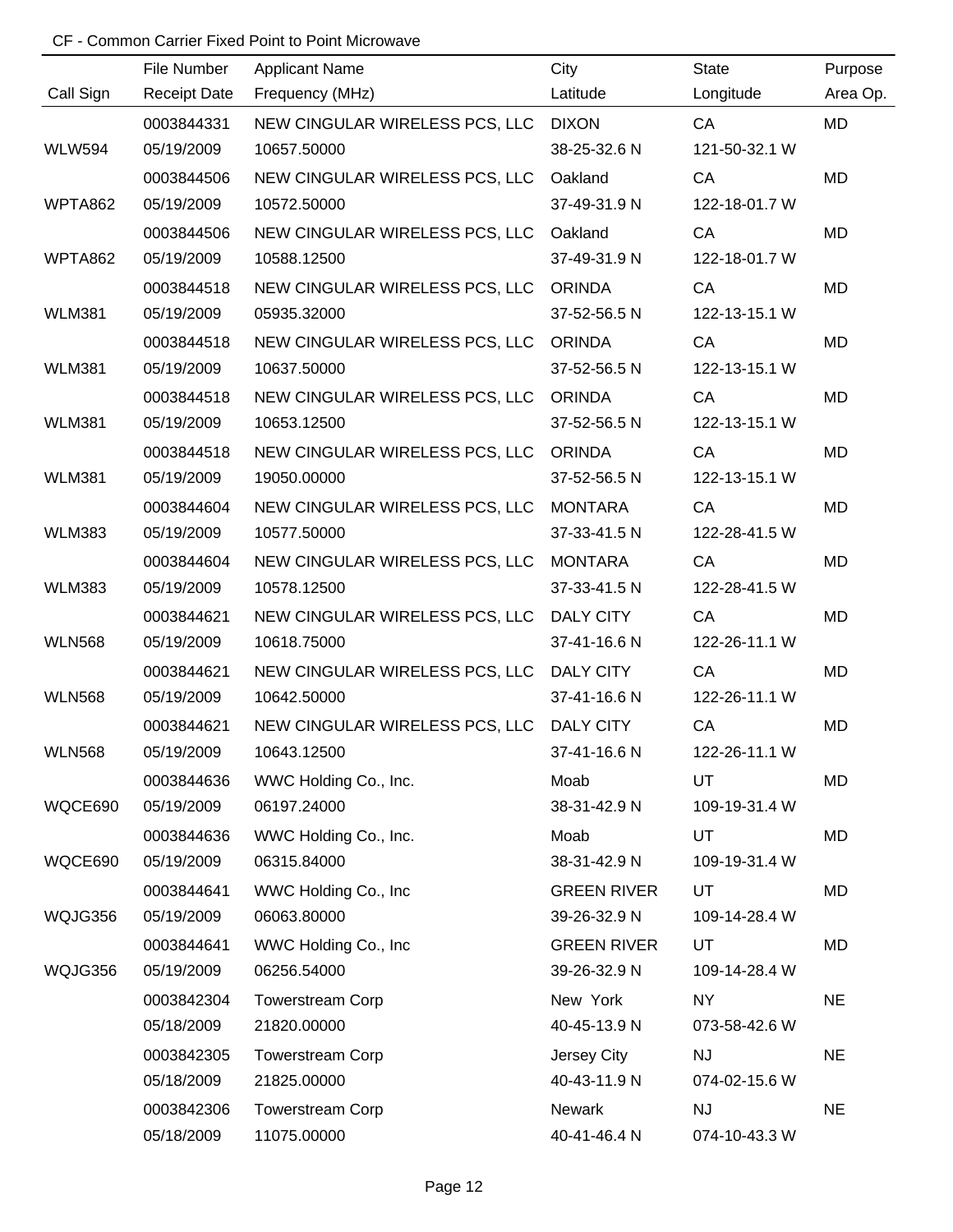CF - Common Carrier Fixed Point to Point Microwave

| Call Sign | File Number / Receipt Date | Applicant Name / Frequency (MHz) | City / Latitude | State / Longitude | Purpose / Area Op. |
|---|---|---|---|---|---|
| WLW594 | 0003844331 / 05/19/2009 | NEW CINGULAR WIRELESS PCS, LLC / 10657.50000 | DIXON / 38-25-32.6 N | CA / 121-50-32.1 W | MD |
| WPTA862 | 0003844506 / 05/19/2009 | NEW CINGULAR WIRELESS PCS, LLC / 10572.50000 | Oakland / 37-49-31.9 N | CA / 122-18-01.7 W | MD |
| WPTA862 | 0003844506 / 05/19/2009 | NEW CINGULAR WIRELESS PCS, LLC / 10588.12500 | Oakland / 37-49-31.9 N | CA / 122-18-01.7 W | MD |
| WLM381 | 0003844518 / 05/19/2009 | NEW CINGULAR WIRELESS PCS, LLC / 05935.32000 | ORINDA / 37-52-56.5 N | CA / 122-13-15.1 W | MD |
| WLM381 | 0003844518 / 05/19/2009 | NEW CINGULAR WIRELESS PCS, LLC / 10637.50000 | ORINDA / 37-52-56.5 N | CA / 122-13-15.1 W | MD |
| WLM381 | 0003844518 / 05/19/2009 | NEW CINGULAR WIRELESS PCS, LLC / 10653.12500 | ORINDA / 37-52-56.5 N | CA / 122-13-15.1 W | MD |
| WLM381 | 0003844518 / 05/19/2009 | NEW CINGULAR WIRELESS PCS, LLC / 19050.00000 | ORINDA / 37-52-56.5 N | CA / 122-13-15.1 W | MD |
| WLM383 | 0003844604 / 05/19/2009 | NEW CINGULAR WIRELESS PCS, LLC / 10577.50000 | MONTARA / 37-33-41.5 N | CA / 122-28-41.5 W | MD |
| WLM383 | 0003844604 / 05/19/2009 | NEW CINGULAR WIRELESS PCS, LLC / 10578.12500 | MONTARA / 37-33-41.5 N | CA / 122-28-41.5 W | MD |
| WLN568 | 0003844621 / 05/19/2009 | NEW CINGULAR WIRELESS PCS, LLC / 10618.75000 | DALY CITY / 37-41-16.6 N | CA / 122-26-11.1 W | MD |
| WLN568 | 0003844621 / 05/19/2009 | NEW CINGULAR WIRELESS PCS, LLC / 10642.50000 | DALY CITY / 37-41-16.6 N | CA / 122-26-11.1 W | MD |
| WLN568 | 0003844621 / 05/19/2009 | NEW CINGULAR WIRELESS PCS, LLC / 10643.12500 | DALY CITY / 37-41-16.6 N | CA / 122-26-11.1 W | MD |
| WQCE690 | 0003844636 / 05/19/2009 | WWC Holding Co., Inc. / 06197.24000 | Moab / 38-31-42.9 N | UT / 109-19-31.4 W | MD |
| WQCE690 | 0003844636 / 05/19/2009 | WWC Holding Co., Inc. / 06315.84000 | Moab / 38-31-42.9 N | UT / 109-19-31.4 W | MD |
| WQJG356 | 0003844641 / 05/19/2009 | WWC Holding Co., Inc / 06063.80000 | GREEN RIVER / 39-26-32.9 N | UT / 109-14-28.4 W | MD |
| WQJG356 | 0003844641 / 05/19/2009 | WWC Holding Co., Inc / 06256.54000 | GREEN RIVER / 39-26-32.9 N | UT / 109-14-28.4 W | MD |
| | 0003842304 / 05/18/2009 | Towerstream Corp / 21820.00000 | New York / 40-45-13.9 N | NY / 073-58-42.6 W | NE |
| | 0003842305 / 05/18/2009 | Towerstream Corp / 21825.00000 | Jersey City / 40-43-11.9 N | NJ / 074-02-15.6 W | NE |
| | 0003842306 / 05/18/2009 | Towerstream Corp / 11075.00000 | Newark / 40-41-46.4 N | NJ / 074-10-43.3 W | NE |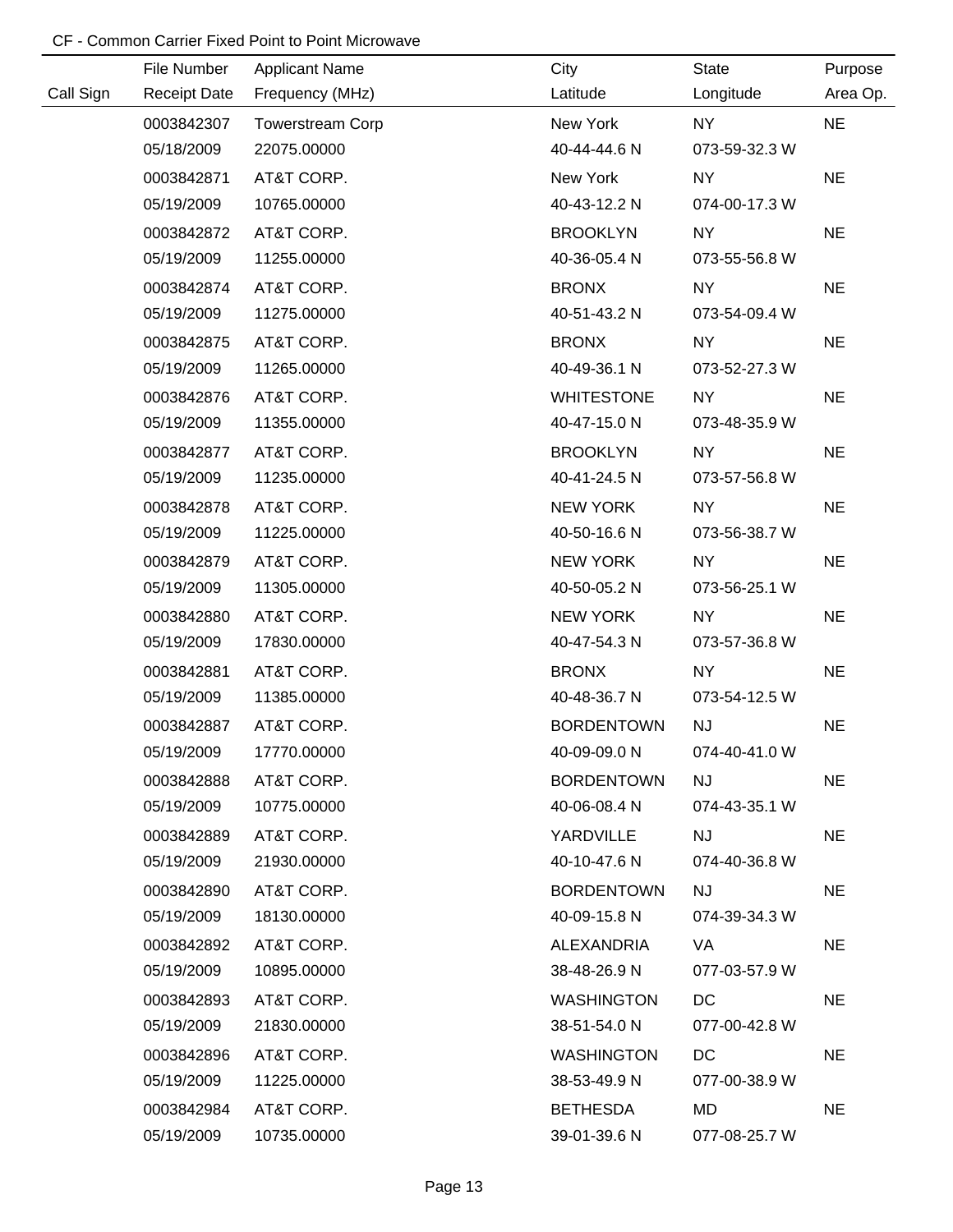CF - Common Carrier Fixed Point to Point Microwave

| Call Sign | File Number<br>Receipt Date | Applicant Name<br>Frequency (MHz) | City<br>Latitude | State<br>Longitude | Purpose<br>Area Op. |
|---|---|---|---|---|---|
| | 0003842307<br>05/18/2009 | Towerstream Corp<br>22075.00000 | New York<br>40-44-44.6 N | NY<br>073-59-32.3 W | NE |
| | 0003842871<br>05/19/2009 | AT&T CORP.<br>10765.00000 | New York<br>40-43-12.2 N | NY<br>074-00-17.3 W | NE |
| | 0003842872<br>05/19/2009 | AT&T CORP.<br>11255.00000 | BROOKLYN<br>40-36-05.4 N | NY<br>073-55-56.8 W | NE |
| | 0003842874<br>05/19/2009 | AT&T CORP.<br>11275.00000 | BRONX<br>40-51-43.2 N | NY<br>073-54-09.4 W | NE |
| | 0003842875<br>05/19/2009 | AT&T CORP.<br>11265.00000 | BRONX<br>40-49-36.1 N | NY<br>073-52-27.3 W | NE |
| | 0003842876<br>05/19/2009 | AT&T CORP.<br>11355.00000 | WHITESTONE<br>40-47-15.0 N | NY<br>073-48-35.9 W | NE |
| | 0003842877<br>05/19/2009 | AT&T CORP.<br>11235.00000 | BROOKLYN<br>40-41-24.5 N | NY<br>073-57-56.8 W | NE |
| | 0003842878<br>05/19/2009 | AT&T CORP.<br>11225.00000 | NEW YORK<br>40-50-16.6 N | NY<br>073-56-38.7 W | NE |
| | 0003842879<br>05/19/2009 | AT&T CORP.<br>11305.00000 | NEW YORK<br>40-50-05.2 N | NY<br>073-56-25.1 W | NE |
| | 0003842880<br>05/19/2009 | AT&T CORP.<br>17830.00000 | NEW YORK<br>40-47-54.3 N | NY<br>073-57-36.8 W | NE |
| | 0003842881<br>05/19/2009 | AT&T CORP.<br>11385.00000 | BRONX<br>40-48-36.7 N | NY<br>073-54-12.5 W | NE |
| | 0003842887<br>05/19/2009 | AT&T CORP.<br>17770.00000 | BORDENTOWN<br>40-09-09.0 N | NJ<br>074-40-41.0 W | NE |
| | 0003842888<br>05/19/2009 | AT&T CORP.<br>10775.00000 | BORDENTOWN<br>40-06-08.4 N | NJ<br>074-43-35.1 W | NE |
| | 0003842889<br>05/19/2009 | AT&T CORP.<br>21930.00000 | YARDVILLE<br>40-10-47.6 N | NJ<br>074-40-36.8 W | NE |
| | 0003842890<br>05/19/2009 | AT&T CORP.<br>18130.00000 | BORDENTOWN<br>40-09-15.8 N | NJ<br>074-39-34.3 W | NE |
| | 0003842892<br>05/19/2009 | AT&T CORP.<br>10895.00000 | ALEXANDRIA<br>38-48-26.9 N | VA<br>077-03-57.9 W | NE |
| | 0003842893<br>05/19/2009 | AT&T CORP.<br>21830.00000 | WASHINGTON<br>38-51-54.0 N | DC<br>077-00-42.8 W | NE |
| | 0003842896<br>05/19/2009 | AT&T CORP.<br>11225.00000 | WASHINGTON<br>38-53-49.9 N | DC<br>077-00-38.9 W | NE |
| | 0003842984<br>05/19/2009 | AT&T CORP.<br>10735.00000 | BETHESDA<br>39-01-39.6 N | MD<br>077-08-25.7 W | NE |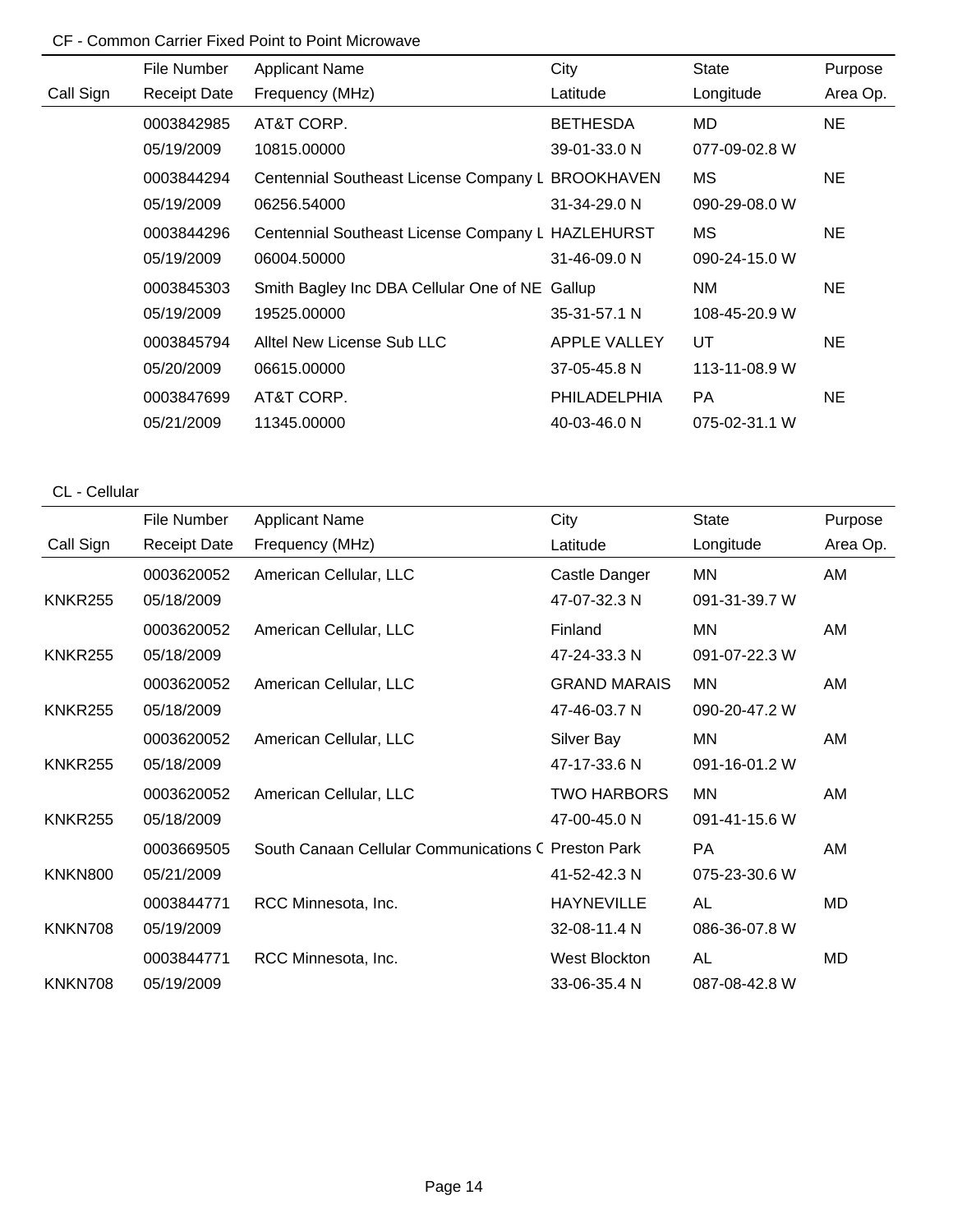CF - Common Carrier Fixed Point to Point Microwave

| Call Sign | File Number / Receipt Date | Applicant Name / Frequency (MHz) | City / Latitude | State / Longitude | Purpose / Area Op. |
|---|---|---|---|---|---|
| | 0003842985 | AT&T CORP. | BETHESDA | MD | NE |
| | 05/19/2009 | 10815.00000 | 39-01-33.0 N | 077-09-02.8 W | |
| | 0003844294 | Centennial Southeast License Company L | BROOKHAVEN | MS | NE |
| | 05/19/2009 | 06256.54000 | 31-34-29.0 N | 090-29-08.0 W | |
| | 0003844296 | Centennial Southeast License Company L | HAZLEHURST | MS | NE |
| | 05/19/2009 | 06004.50000 | 31-46-09.0 N | 090-24-15.0 W | |
| | 0003845303 | Smith Bagley Inc DBA Cellular One of NE | Gallup | NM | NE |
| | 05/19/2009 | 19525.00000 | 35-31-57.1 N | 108-45-20.9 W | |
| | 0003845794 | Alltel New License Sub LLC | APPLE VALLEY | UT | NE |
| | 05/20/2009 | 06615.00000 | 37-05-45.8 N | 113-11-08.9 W | |
| | 0003847699 | AT&T CORP. | PHILADELPHIA | PA | NE |
| | 05/21/2009 | 11345.00000 | 40-03-46.0 N | 075-02-31.1 W | |

CL - Cellular

| Call Sign | File Number / Receipt Date | Applicant Name / Frequency (MHz) | City / Latitude | State / Longitude | Purpose / Area Op. |
|---|---|---|---|---|---|
| | 0003620052 | American Cellular, LLC | Castle Danger | MN | AM |
| KNKR255 | 05/18/2009 | | 47-07-32.3 N | 091-31-39.7 W | |
| | 0003620052 | American Cellular, LLC | Finland | MN | AM |
| KNKR255 | 05/18/2009 | | 47-24-33.3 N | 091-07-22.3 W | |
| | 0003620052 | American Cellular, LLC | GRAND MARAIS | MN | AM |
| KNKR255 | 05/18/2009 | | 47-46-03.7 N | 090-20-47.2 W | |
| | 0003620052 | American Cellular, LLC | Silver Bay | MN | AM |
| KNKR255 | 05/18/2009 | | 47-17-33.6 N | 091-16-01.2 W | |
| | 0003620052 | American Cellular, LLC | TWO HARBORS | MN | AM |
| KNKR255 | 05/18/2009 | | 47-00-45.0 N | 091-41-15.6 W | |
| | 0003669505 | South Canaan Cellular Communications C | Preston Park | PA | AM |
| KNKN800 | 05/21/2009 | | 41-52-42.3 N | 075-23-30.6 W | |
| | 0003844771 | RCC Minnesota, Inc. | HAYNEVILLE | AL | MD |
| KNKN708 | 05/19/2009 | | 32-08-11.4 N | 086-36-07.8 W | |
| | 0003844771 | RCC Minnesota, Inc. | West Blockton | AL | MD |
| KNKN708 | 05/19/2009 | | 33-06-35.4 N | 087-08-42.8 W | |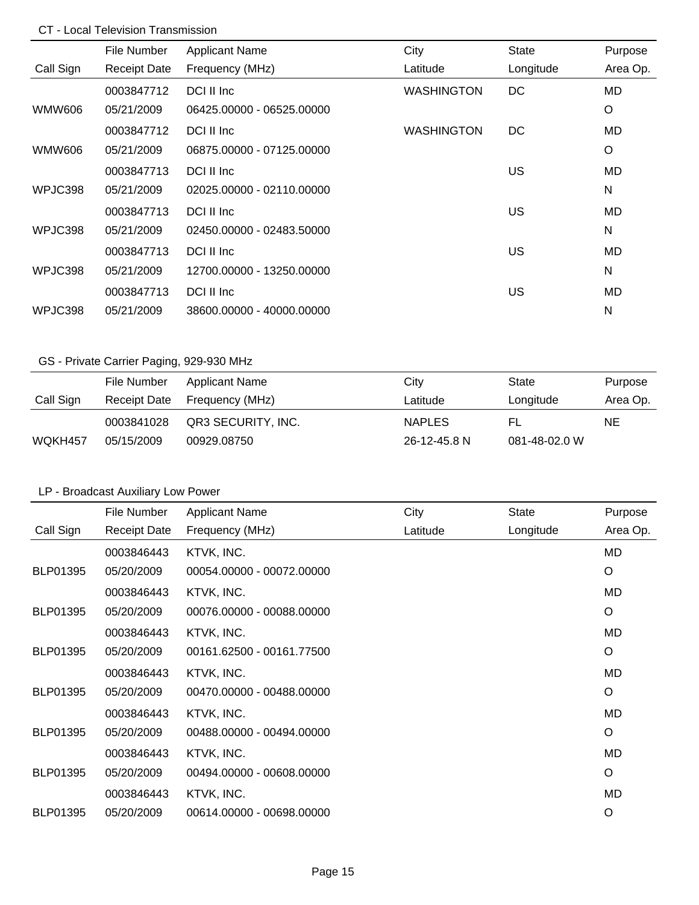## CT - Local Television Transmission

| Call Sign | File Number<br>Receipt Date | Applicant Name<br>Frequency (MHz) | City<br>Latitude | State<br>Longitude | Purpose<br>Area Op. |
|---|---|---|---|---|---|
| WMW606 | 0003847712<br>05/21/2009 | DCI II Inc<br>06425.00000 - 06525.00000 | WASHINGTON | DC | MD<br>O |
| WMW606 | 0003847712<br>05/21/2009 | DCI II Inc<br>06875.00000 - 07125.00000 | WASHINGTON | DC | MD<br>O |
| WPJC398 | 0003847713<br>05/21/2009 | DCI II Inc<br>02025.00000 - 02110.00000 | | US | MD<br>N |
| WPJC398 | 0003847713<br>05/21/2009 | DCI II Inc<br>02450.00000 - 02483.50000 | | US | MD<br>N |
| WPJC398 | 0003847713<br>05/21/2009 | DCI II Inc<br>12700.00000 - 13250.00000 | | US | MD<br>N |
| WPJC398 | 0003847713<br>05/21/2009 | DCI II Inc<br>38600.00000 - 40000.00000 | | US | MD<br>N |

## GS - Private Carrier Paging, 929-930 MHz

| Call Sign | File Number<br>Receipt Date | Applicant Name<br>Frequency (MHz) | City<br>Latitude | State<br>Longitude | Purpose<br>Area Op. |
|---|---|---|---|---|---|
| WQKH457 | 0003841028<br>05/15/2009 | QR3 SECURITY, INC.<br>00929.08750 | NAPLES<br>26-12-45.8 N | FL<br>081-48-02.0 W | NE |

## LP - Broadcast Auxiliary Low Power

| Call Sign | File Number<br>Receipt Date | Applicant Name<br>Frequency (MHz) | City<br>Latitude | State<br>Longitude | Purpose<br>Area Op. |
|---|---|---|---|---|---|
| BLP01395 | 0003846443<br>05/20/2009 | KTVK, INC.<br>00054.00000 - 00072.00000 | | | MD<br>O |
| BLP01395 | 0003846443<br>05/20/2009 | KTVK, INC.<br>00076.00000 - 00088.00000 | | | MD<br>O |
| BLP01395 | 0003846443<br>05/20/2009 | KTVK, INC.<br>00161.62500 - 00161.77500 | | | MD<br>O |
| BLP01395 | 0003846443<br>05/20/2009 | KTVK, INC.<br>00470.00000 - 00488.00000 | | | MD<br>O |
| BLP01395 | 0003846443<br>05/20/2009 | KTVK, INC.<br>00488.00000 - 00494.00000 | | | MD<br>O |
| BLP01395 | 0003846443<br>05/20/2009 | KTVK, INC.<br>00494.00000 - 00608.00000 | | | MD<br>O |
| BLP01395 | 0003846443<br>05/20/2009 | KTVK, INC.<br>00614.00000 - 00698.00000 | | | MD<br>O |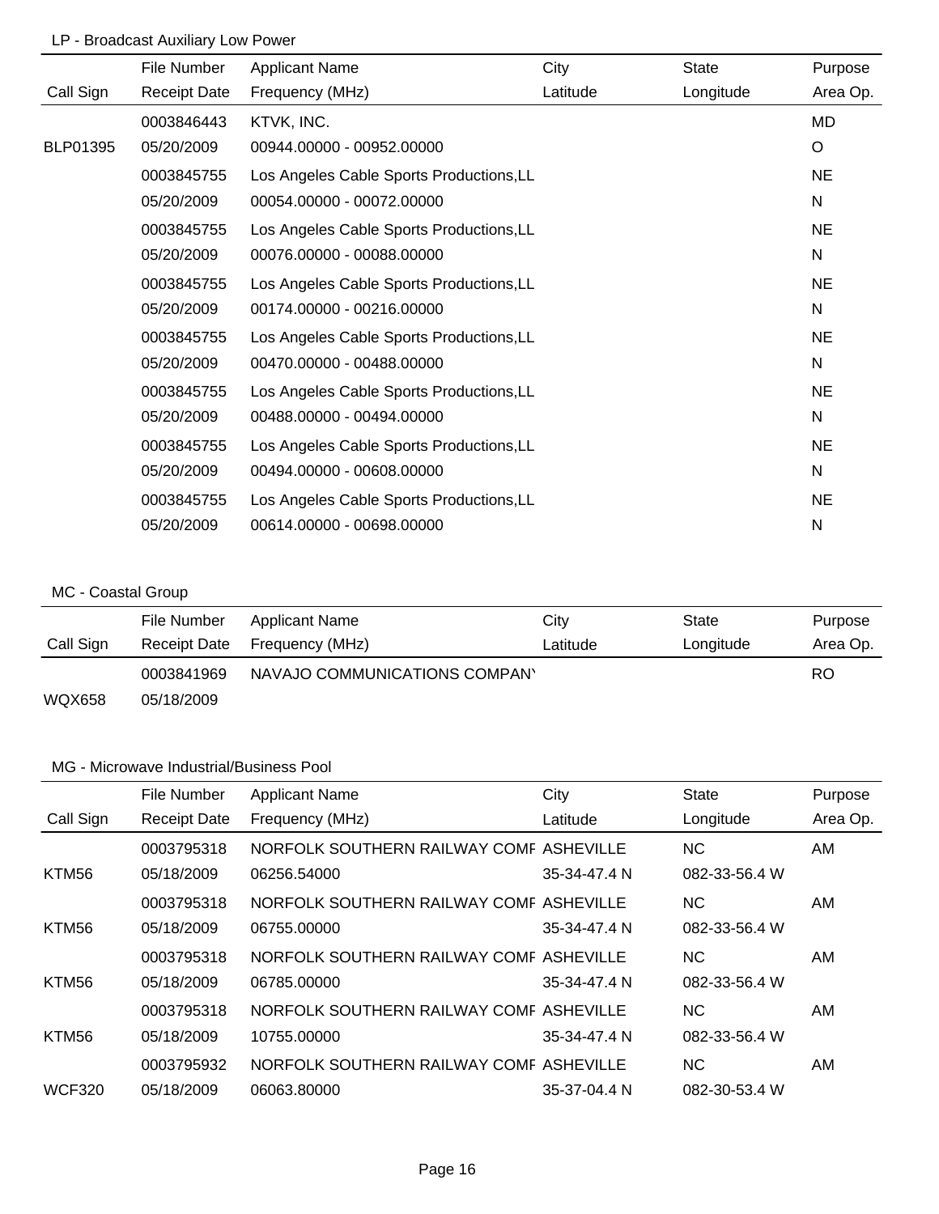### LP - Broadcast Auxiliary Low Power

| Call Sign | File Number / Receipt Date | Applicant Name / Frequency (MHz) | City / Latitude | State / Longitude | Purpose / Area Op. |
|---|---|---|---|---|---|
| | 0003846443 | KTVK, INC. | | | MD |
| BLP01395 | 05/20/2009 | 00944.00000 - 00952.00000 | | | O |
| | 0003845755 | Los Angeles Cable Sports Productions,LL | | | NE |
| | 05/20/2009 | 00054.00000 - 00072.00000 | | | N |
| | 0003845755 | Los Angeles Cable Sports Productions,LL | | | NE |
| | 05/20/2009 | 00076.00000 - 00088.00000 | | | N |
| | 0003845755 | Los Angeles Cable Sports Productions,LL | | | NE |
| | 05/20/2009 | 00174.00000 - 00216.00000 | | | N |
| | 0003845755 | Los Angeles Cable Sports Productions,LL | | | NE |
| | 05/20/2009 | 00470.00000 - 00488.00000 | | | N |
| | 0003845755 | Los Angeles Cable Sports Productions,LL | | | NE |
| | 05/20/2009 | 00488.00000 - 00494.00000 | | | N |
| | 0003845755 | Los Angeles Cable Sports Productions,LL | | | NE |
| | 05/20/2009 | 00494.00000 - 00608.00000 | | | N |
| | 0003845755 | Los Angeles Cable Sports Productions,LL | | | NE |
| | 05/20/2009 | 00614.00000 - 00698.00000 | | | N |

### MC - Coastal Group

| Call Sign | File Number / Receipt Date | Applicant Name / Frequency (MHz) | City / Latitude | State / Longitude | Purpose / Area Op. |
|---|---|---|---|---|---|
| | 0003841969 | NAVAJO COMMUNICATIONS COMPANY | | | RO |
| WQX658 | 05/18/2009 | | | | |

### MG - Microwave Industrial/Business Pool

| Call Sign | File Number / Receipt Date | Applicant Name / Frequency (MHz) | City / Latitude | State / Longitude | Purpose / Area Op. |
|---|---|---|---|---|---|
| | 0003795318 | NORFOLK SOUTHERN RAILWAY COMF | ASHEVILLE | NC | AM |
| KTM56 | 05/18/2009 | 06256.54000 | 35-34-47.4 N | 082-33-56.4 W | |
| | 0003795318 | NORFOLK SOUTHERN RAILWAY COMF | ASHEVILLE | NC | AM |
| KTM56 | 05/18/2009 | 06755.00000 | 35-34-47.4 N | 082-33-56.4 W | |
| | 0003795318 | NORFOLK SOUTHERN RAILWAY COMF | ASHEVILLE | NC | AM |
| KTM56 | 05/18/2009 | 06785.00000 | 35-34-47.4 N | 082-33-56.4 W | |
| | 0003795318 | NORFOLK SOUTHERN RAILWAY COMF | ASHEVILLE | NC | AM |
| KTM56 | 05/18/2009 | 10755.00000 | 35-34-47.4 N | 082-33-56.4 W | |
| | 0003795932 | NORFOLK SOUTHERN RAILWAY COMF | ASHEVILLE | NC | AM |
| WCF320 | 05/18/2009 | 06063.80000 | 35-37-04.4 N | 082-30-53.4 W | |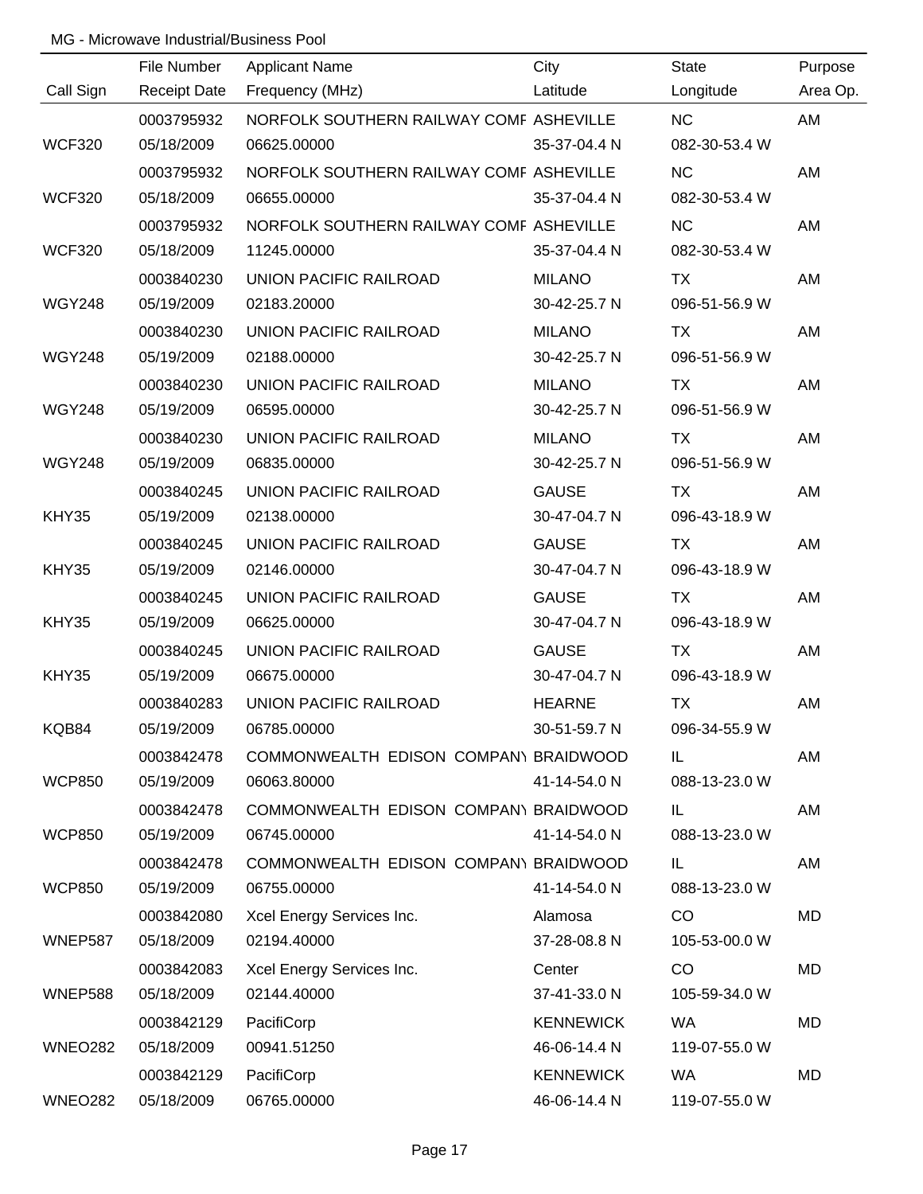MG - Microwave Industrial/Business Pool

| Call Sign | File Number<br>Receipt Date | Applicant Name<br>Frequency (MHz) | City<br>Latitude | State<br>Longitude | Purpose<br>Area Op. |
|---|---|---|---|---|---|
| WCF320 | 0003795932<br>05/18/2009 | NORFOLK SOUTHERN RAILWAY COMF<br>06625.00000 | ASHEVILLE<br>35-37-04.4 N | NC<br>082-30-53.4 W | AM |
| WCF320 | 0003795932<br>05/18/2009 | NORFOLK SOUTHERN RAILWAY COMF<br>06655.00000 | ASHEVILLE<br>35-37-04.4 N | NC<br>082-30-53.4 W | AM |
| WCF320 | 0003795932<br>05/18/2009 | NORFOLK SOUTHERN RAILWAY COMF<br>11245.00000 | ASHEVILLE<br>35-37-04.4 N | NC<br>082-30-53.4 W | AM |
| WGY248 | 0003840230<br>05/19/2009 | UNION PACIFIC RAILROAD<br>02183.20000 | MILANO<br>30-42-25.7 N | TX<br>096-51-56.9 W | AM |
| WGY248 | 0003840230<br>05/19/2009 | UNION PACIFIC RAILROAD<br>02188.00000 | MILANO<br>30-42-25.7 N | TX<br>096-51-56.9 W | AM |
| WGY248 | 0003840230<br>05/19/2009 | UNION PACIFIC RAILROAD<br>06595.00000 | MILANO<br>30-42-25.7 N | TX<br>096-51-56.9 W | AM |
| WGY248 | 0003840230<br>05/19/2009 | UNION PACIFIC RAILROAD<br>06835.00000 | MILANO<br>30-42-25.7 N | TX<br>096-51-56.9 W | AM |
| KHY35 | 0003840245<br>05/19/2009 | UNION PACIFIC RAILROAD<br>02138.00000 | GAUSE<br>30-47-04.7 N | TX<br>096-43-18.9 W | AM |
| KHY35 | 0003840245<br>05/19/2009 | UNION PACIFIC RAILROAD<br>02146.00000 | GAUSE<br>30-47-04.7 N | TX<br>096-43-18.9 W | AM |
| KHY35 | 0003840245<br>05/19/2009 | UNION PACIFIC RAILROAD<br>06625.00000 | GAUSE<br>30-47-04.7 N | TX<br>096-43-18.9 W | AM |
| KHY35 | 0003840245<br>05/19/2009 | UNION PACIFIC RAILROAD<br>06675.00000 | GAUSE<br>30-47-04.7 N | TX<br>096-43-18.9 W | AM |
| KQB84 | 0003840283<br>05/19/2009 | UNION PACIFIC RAILROAD<br>06785.00000 | HEARNE<br>30-51-59.7 N | TX<br>096-34-55.9 W | AM |
| WCP850 | 0003842478<br>05/19/2009 | COMMONWEALTH EDISON COMPANY<br>06063.80000 | BRAIDWOOD<br>41-14-54.0 N | IL<br>088-13-23.0 W | AM |
| WCP850 | 0003842478<br>05/19/2009 | COMMONWEALTH EDISON COMPANY<br>06745.00000 | BRAIDWOOD<br>41-14-54.0 N | IL<br>088-13-23.0 W | AM |
| WCP850 | 0003842478<br>05/19/2009 | COMMONWEALTH EDISON COMPANY<br>06755.00000 | BRAIDWOOD<br>41-14-54.0 N | IL<br>088-13-23.0 W | AM |
| WNEP587 | 0003842080<br>05/18/2009 | Xcel Energy Services Inc.<br>02194.40000 | Alamosa<br>37-28-08.8 N | CO<br>105-53-00.0 W | MD |
| WNEP588 | 0003842083<br>05/18/2009 | Xcel Energy Services Inc.<br>02144.40000 | Center<br>37-41-33.0 N | CO<br>105-59-34.0 W | MD |
| WNEO282 | 0003842129<br>05/18/2009 | PacifiCorp<br>00941.51250 | KENNEWICK<br>46-06-14.4 N | WA<br>119-07-55.0 W | MD |
| WNEO282 | 0003842129<br>05/18/2009 | PacifiCorp<br>06765.00000 | KENNEWICK<br>46-06-14.4 N | WA<br>119-07-55.0 W | MD |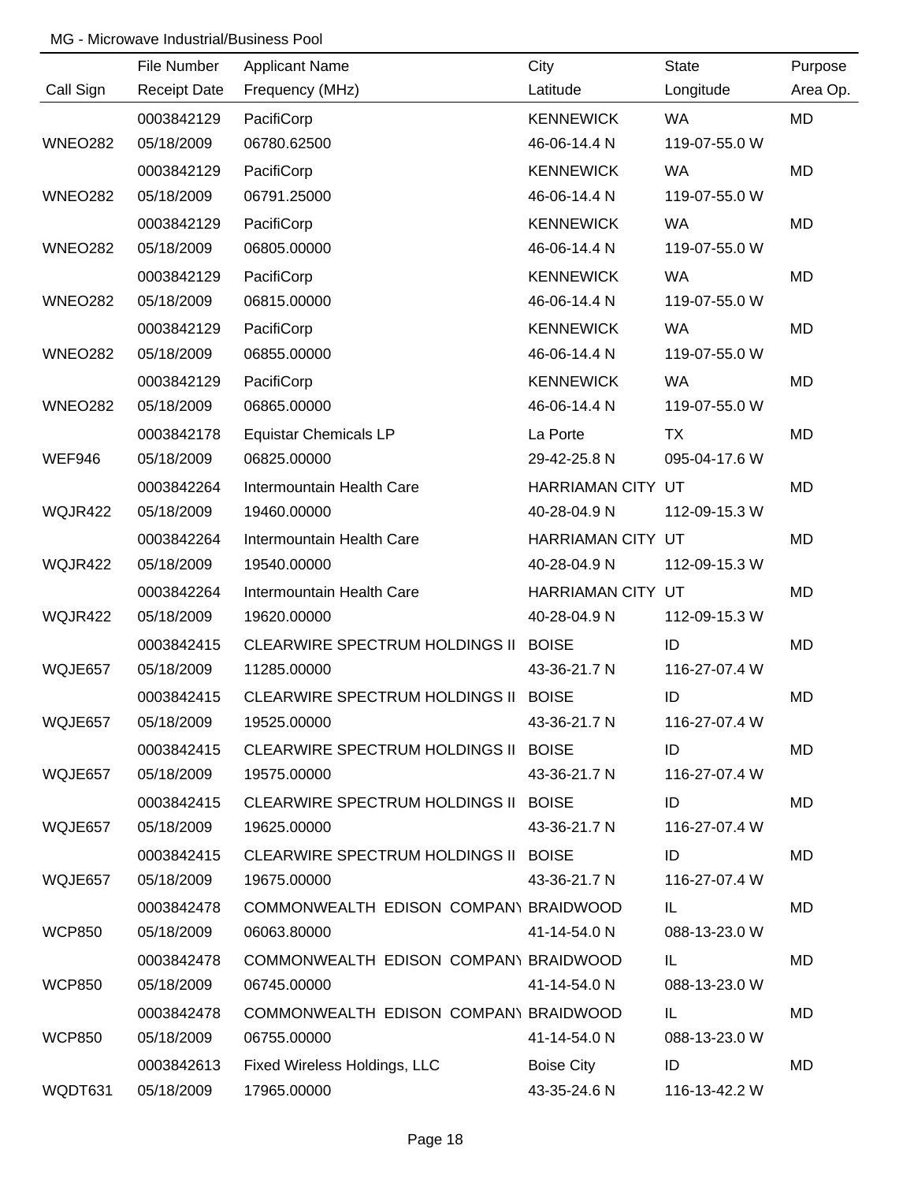MG - Microwave Industrial/Business Pool

| Call Sign | File Number<br>Receipt Date | Applicant Name<br>Frequency (MHz) | City<br>Latitude | State<br>Longitude | Purpose<br>Area Op. |
|---|---|---|---|---|---|
| WNEO282 | 0003842129<br>05/18/2009 | PacifiCorp<br>06780.62500 | KENNEWICK<br>46-06-14.4 N | WA<br>119-07-55.0 W | MD |
| WNEO282 | 0003842129<br>05/18/2009 | PacifiCorp<br>06791.25000 | KENNEWICK<br>46-06-14.4 N | WA<br>119-07-55.0 W | MD |
| WNEO282 | 0003842129<br>05/18/2009 | PacifiCorp<br>06805.00000 | KENNEWICK<br>46-06-14.4 N | WA<br>119-07-55.0 W | MD |
| WNEO282 | 0003842129<br>05/18/2009 | PacifiCorp<br>06815.00000 | KENNEWICK<br>46-06-14.4 N | WA<br>119-07-55.0 W | MD |
| WNEO282 | 0003842129<br>05/18/2009 | PacifiCorp<br>06855.00000 | KENNEWICK<br>46-06-14.4 N | WA<br>119-07-55.0 W | MD |
| WNEO282 | 0003842129<br>05/18/2009 | PacifiCorp<br>06865.00000 | KENNEWICK<br>46-06-14.4 N | WA<br>119-07-55.0 W | MD |
| WEF946 | 0003842178<br>05/18/2009 | Equistar Chemicals LP<br>06825.00000 | La Porte<br>29-42-25.8 N | TX<br>095-04-17.6 W | MD |
| WQJR422 | 0003842264<br>05/18/2009 | Intermountain Health Care<br>19460.00000 | HARRIAMAN CITY<br>40-28-04.9 N | UT<br>112-09-15.3 W | MD |
| WQJR422 | 0003842264<br>05/18/2009 | Intermountain Health Care<br>19540.00000 | HARRIAMAN CITY<br>40-28-04.9 N | UT<br>112-09-15.3 W | MD |
| WQJR422 | 0003842264<br>05/18/2009 | Intermountain Health Care<br>19620.00000 | HARRIAMAN CITY<br>40-28-04.9 N | UT<br>112-09-15.3 W | MD |
| WQJE657 | 0003842415<br>05/18/2009 | CLEARWIRE SPECTRUM HOLDINGS II<br>11285.00000 | BOISE<br>43-36-21.7 N | ID<br>116-27-07.4 W | MD |
| WQJE657 | 0003842415<br>05/18/2009 | CLEARWIRE SPECTRUM HOLDINGS II<br>19525.00000 | BOISE<br>43-36-21.7 N | ID<br>116-27-07.4 W | MD |
| WQJE657 | 0003842415<br>05/18/2009 | CLEARWIRE SPECTRUM HOLDINGS II<br>19575.00000 | BOISE<br>43-36-21.7 N | ID<br>116-27-07.4 W | MD |
| WQJE657 | 0003842415<br>05/18/2009 | CLEARWIRE SPECTRUM HOLDINGS II<br>19625.00000 | BOISE<br>43-36-21.7 N | ID<br>116-27-07.4 W | MD |
| WQJE657 | 0003842415<br>05/18/2009 | CLEARWIRE SPECTRUM HOLDINGS II<br>19675.00000 | BOISE<br>43-36-21.7 N | ID<br>116-27-07.4 W | MD |
| WCP850 | 0003842478<br>05/18/2009 | COMMONWEALTH EDISON COMPANY<br>06063.80000 | BRAIDWOOD<br>41-14-54.0 N | IL<br>088-13-23.0 W | MD |
| WCP850 | 0003842478<br>05/18/2009 | COMMONWEALTH EDISON COMPANY<br>06745.00000 | BRAIDWOOD<br>41-14-54.0 N | IL<br>088-13-23.0 W | MD |
| WCP850 | 0003842478<br>05/18/2009 | COMMONWEALTH EDISON COMPANY<br>06755.00000 | BRAIDWOOD<br>41-14-54.0 N | IL<br>088-13-23.0 W | MD |
| WQDT631 | 0003842613<br>05/18/2009 | Fixed Wireless Holdings, LLC<br>17965.00000 | Boise City<br>43-35-24.6 N | ID<br>116-13-42.2 W | MD |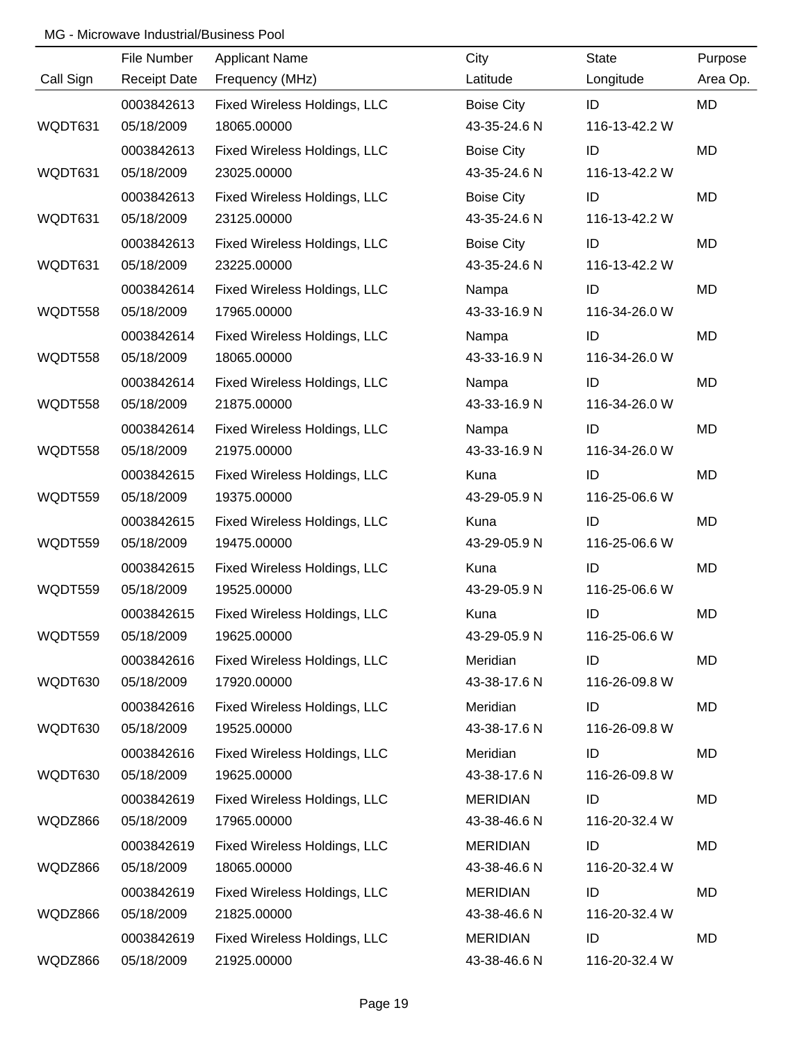MG - Microwave Industrial/Business Pool

| Call Sign | File Number<br>Receipt Date | Applicant Name<br>Frequency (MHz) | City<br>Latitude | State<br>Longitude | Purpose<br>Area Op. |
|---|---|---|---|---|---|
| WQDT631 | 0003842613<br>05/18/2009 | Fixed Wireless Holdings, LLC<br>18065.00000 | Boise City<br>43-35-24.6 N | ID<br>116-13-42.2 W | MD |
| WQDT631 | 0003842613<br>05/18/2009 | Fixed Wireless Holdings, LLC<br>23025.00000 | Boise City<br>43-35-24.6 N | ID<br>116-13-42.2 W | MD |
| WQDT631 | 0003842613<br>05/18/2009 | Fixed Wireless Holdings, LLC<br>23125.00000 | Boise City<br>43-35-24.6 N | ID<br>116-13-42.2 W | MD |
| WQDT631 | 0003842613<br>05/18/2009 | Fixed Wireless Holdings, LLC<br>23225.00000 | Boise City<br>43-35-24.6 N | ID<br>116-13-42.2 W | MD |
| WQDT558 | 0003842614<br>05/18/2009 | Fixed Wireless Holdings, LLC<br>17965.00000 | Nampa<br>43-33-16.9 N | ID<br>116-34-26.0 W | MD |
| WQDT558 | 0003842614<br>05/18/2009 | Fixed Wireless Holdings, LLC<br>18065.00000 | Nampa<br>43-33-16.9 N | ID<br>116-34-26.0 W | MD |
| WQDT558 | 0003842614<br>05/18/2009 | Fixed Wireless Holdings, LLC<br>21875.00000 | Nampa<br>43-33-16.9 N | ID<br>116-34-26.0 W | MD |
| WQDT558 | 0003842614<br>05/18/2009 | Fixed Wireless Holdings, LLC<br>21975.00000 | Nampa<br>43-33-16.9 N | ID<br>116-34-26.0 W | MD |
| WQDT559 | 0003842615<br>05/18/2009 | Fixed Wireless Holdings, LLC<br>19375.00000 | Kuna<br>43-29-05.9 N | ID<br>116-25-06.6 W | MD |
| WQDT559 | 0003842615<br>05/18/2009 | Fixed Wireless Holdings, LLC<br>19475.00000 | Kuna<br>43-29-05.9 N | ID<br>116-25-06.6 W | MD |
| WQDT559 | 0003842615<br>05/18/2009 | Fixed Wireless Holdings, LLC<br>19525.00000 | Kuna<br>43-29-05.9 N | ID<br>116-25-06.6 W | MD |
| WQDT559 | 0003842615<br>05/18/2009 | Fixed Wireless Holdings, LLC<br>19625.00000 | Kuna<br>43-29-05.9 N | ID<br>116-25-06.6 W | MD |
| WQDT630 | 0003842616<br>05/18/2009 | Fixed Wireless Holdings, LLC<br>17920.00000 | Meridian<br>43-38-17.6 N | ID<br>116-26-09.8 W | MD |
| WQDT630 | 0003842616<br>05/18/2009 | Fixed Wireless Holdings, LLC<br>19525.00000 | Meridian<br>43-38-17.6 N | ID<br>116-26-09.8 W | MD |
| WQDT630 | 0003842616<br>05/18/2009 | Fixed Wireless Holdings, LLC<br>19625.00000 | Meridian<br>43-38-17.6 N | ID<br>116-26-09.8 W | MD |
| WQDZ866 | 0003842619<br>05/18/2009 | Fixed Wireless Holdings, LLC<br>17965.00000 | MERIDIAN<br>43-38-46.6 N | ID<br>116-20-32.4 W | MD |
| WQDZ866 | 0003842619<br>05/18/2009 | Fixed Wireless Holdings, LLC<br>18065.00000 | MERIDIAN<br>43-38-46.6 N | ID<br>116-20-32.4 W | MD |
| WQDZ866 | 0003842619<br>05/18/2009 | Fixed Wireless Holdings, LLC<br>21825.00000 | MERIDIAN<br>43-38-46.6 N | ID<br>116-20-32.4 W | MD |
| WQDZ866 | 0003842619<br>05/18/2009 | Fixed Wireless Holdings, LLC<br>21925.00000 | MERIDIAN<br>43-38-46.6 N | ID<br>116-20-32.4 W | MD |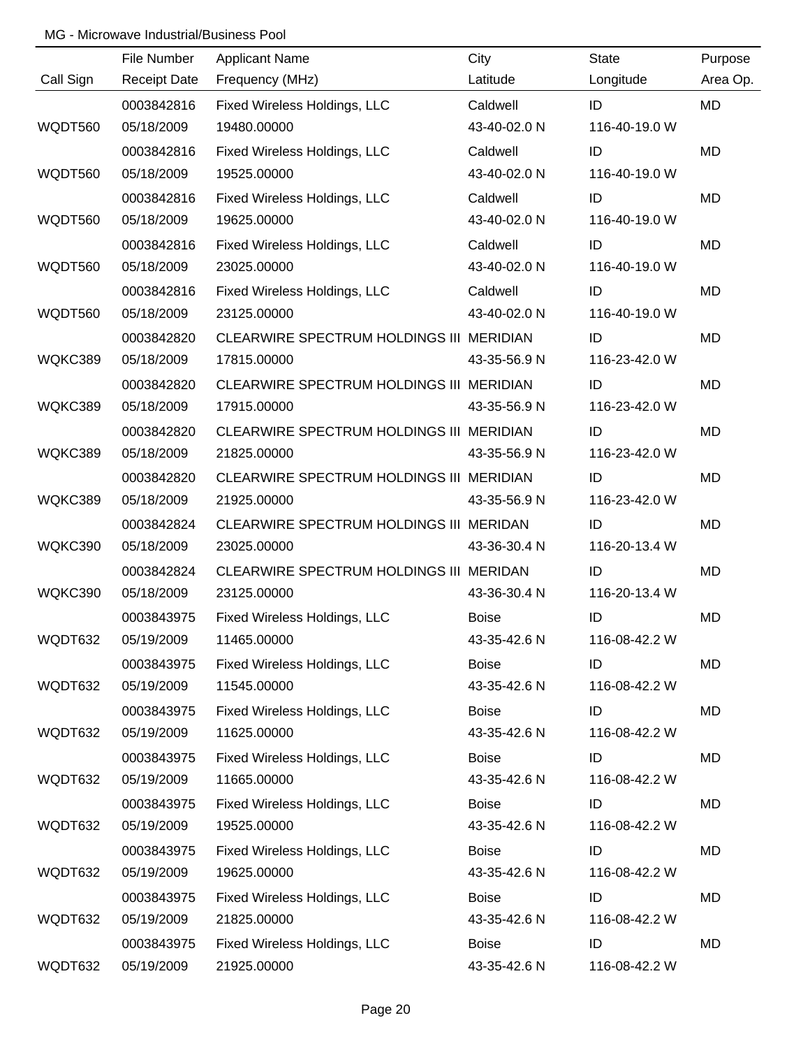MG - Microwave Industrial/Business Pool

| Call Sign | File Number<br>Receipt Date | Applicant Name<br>Frequency (MHz) | City<br>Latitude | State<br>Longitude | Purpose<br>Area Op. |
|---|---|---|---|---|---|
| WQDT560 | 0003842816<br>05/18/2009 | Fixed Wireless Holdings, LLC<br>19480.00000 | Caldwell<br>43-40-02.0 N | ID<br>116-40-19.0 W | MD |
| WQDT560 | 0003842816<br>05/18/2009 | Fixed Wireless Holdings, LLC<br>19525.00000 | Caldwell<br>43-40-02.0 N | ID<br>116-40-19.0 W | MD |
| WQDT560 | 0003842816<br>05/18/2009 | Fixed Wireless Holdings, LLC<br>19625.00000 | Caldwell<br>43-40-02.0 N | ID<br>116-40-19.0 W | MD |
| WQDT560 | 0003842816<br>05/18/2009 | Fixed Wireless Holdings, LLC<br>23025.00000 | Caldwell<br>43-40-02.0 N | ID<br>116-40-19.0 W | MD |
| WQDT560 | 0003842816<br>05/18/2009 | Fixed Wireless Holdings, LLC<br>23125.00000 | Caldwell<br>43-40-02.0 N | ID<br>116-40-19.0 W | MD |
| WQKC389 | 0003842820<br>05/18/2009 | CLEARWIRE SPECTRUM HOLDINGS III<br>17815.00000 | MERIDIAN<br>43-35-56.9 N | ID<br>116-23-42.0 W | MD |
| WQKC389 | 0003842820<br>05/18/2009 | CLEARWIRE SPECTRUM HOLDINGS III<br>17915.00000 | MERIDIAN<br>43-35-56.9 N | ID<br>116-23-42.0 W | MD |
| WQKC389 | 0003842820<br>05/18/2009 | CLEARWIRE SPECTRUM HOLDINGS III<br>21825.00000 | MERIDIAN<br>43-35-56.9 N | ID<br>116-23-42.0 W | MD |
| WQKC389 | 0003842820<br>05/18/2009 | CLEARWIRE SPECTRUM HOLDINGS III<br>21925.00000 | MERIDIAN<br>43-35-56.9 N | ID<br>116-23-42.0 W | MD |
| WQKC390 | 0003842824<br>05/18/2009 | CLEARWIRE SPECTRUM HOLDINGS III<br>23025.00000 | MERIDAN<br>43-36-30.4 N | ID<br>116-20-13.4 W | MD |
| WQKC390 | 0003842824<br>05/18/2009 | CLEARWIRE SPECTRUM HOLDINGS III<br>23125.00000 | MERIDAN<br>43-36-30.4 N | ID<br>116-20-13.4 W | MD |
| WQDT632 | 0003843975<br>05/19/2009 | Fixed Wireless Holdings, LLC<br>11465.00000 | Boise<br>43-35-42.6 N | ID<br>116-08-42.2 W | MD |
| WQDT632 | 0003843975<br>05/19/2009 | Fixed Wireless Holdings, LLC<br>11545.00000 | Boise<br>43-35-42.6 N | ID<br>116-08-42.2 W | MD |
| WQDT632 | 0003843975<br>05/19/2009 | Fixed Wireless Holdings, LLC<br>11625.00000 | Boise<br>43-35-42.6 N | ID<br>116-08-42.2 W | MD |
| WQDT632 | 0003843975<br>05/19/2009 | Fixed Wireless Holdings, LLC<br>11665.00000 | Boise<br>43-35-42.6 N | ID<br>116-08-42.2 W | MD |
| WQDT632 | 0003843975<br>05/19/2009 | Fixed Wireless Holdings, LLC<br>19525.00000 | Boise<br>43-35-42.6 N | ID<br>116-08-42.2 W | MD |
| WQDT632 | 0003843975<br>05/19/2009 | Fixed Wireless Holdings, LLC<br>19625.00000 | Boise<br>43-35-42.6 N | ID<br>116-08-42.2 W | MD |
| WQDT632 | 0003843975<br>05/19/2009 | Fixed Wireless Holdings, LLC<br>21825.00000 | Boise<br>43-35-42.6 N | ID<br>116-08-42.2 W | MD |
| WQDT632 | 0003843975<br>05/19/2009 | Fixed Wireless Holdings, LLC<br>21925.00000 | Boise<br>43-35-42.6 N | ID<br>116-08-42.2 W | MD |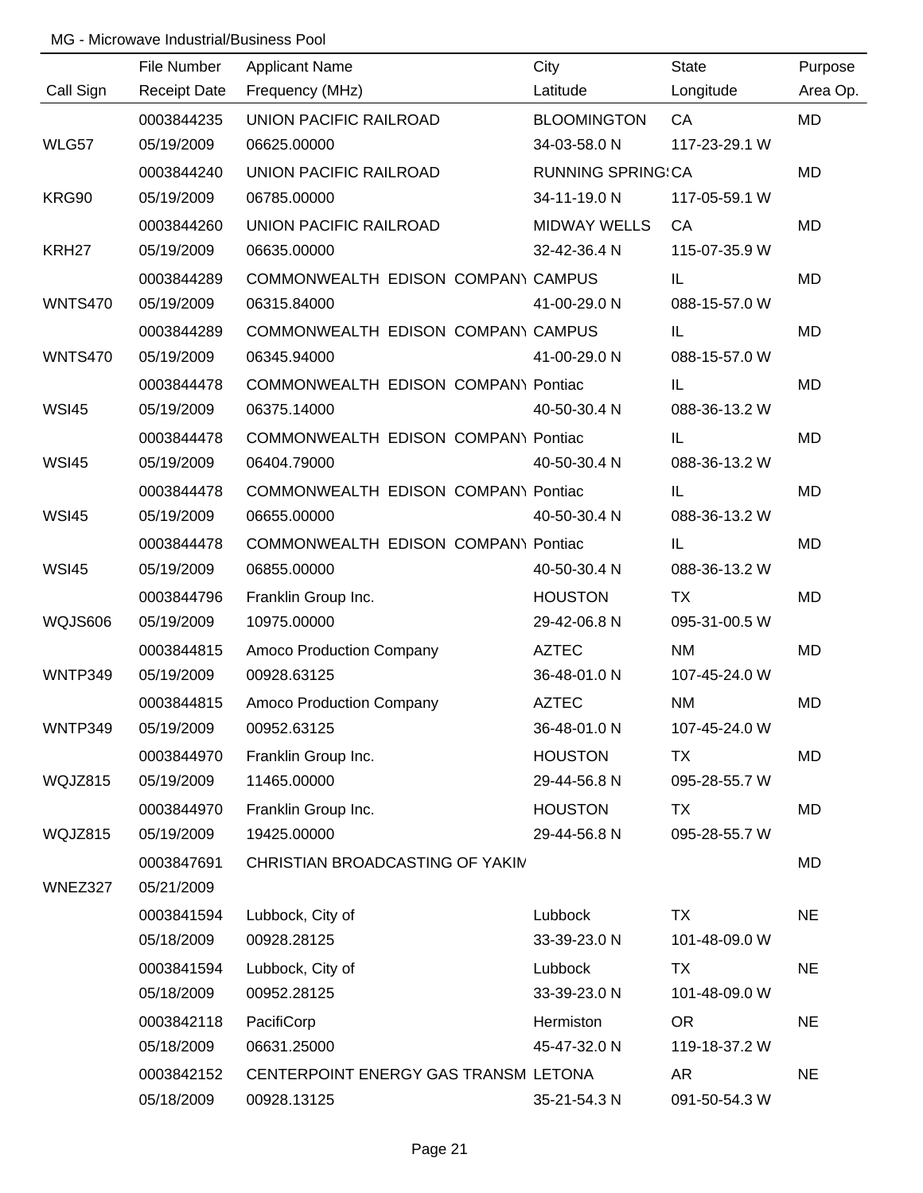MG - Microwave Industrial/Business Pool

| Call Sign | File Number<br>Receipt Date | Applicant Name<br>Frequency (MHz) | City<br>Latitude | State<br>Longitude | Purpose<br>Area Op. |
|---|---|---|---|---|---|
| WLG57 | 0003844235<br>05/19/2009 | UNION PACIFIC RAILROAD<br>06625.00000 | BLOOMINGTON<br>34-03-58.0 N | CA<br>117-23-29.1 W | MD |
| KRG90 | 0003844240<br>05/19/2009 | UNION PACIFIC RAILROAD<br>06785.00000 | RUNNING SPRING:<br>34-11-19.0 N | CA<br>117-05-59.1 W | MD |
| KRH27 | 0003844260<br>05/19/2009 | UNION PACIFIC RAILROAD<br>06635.00000 | MIDWAY WELLS<br>32-42-36.4 N | CA<br>115-07-35.9 W | MD |
| WNTS470 | 0003844289<br>05/19/2009 | COMMONWEALTH EDISON COMPANY<br>06315.84000 | CAMPUS<br>41-00-29.0 N | IL<br>088-15-57.0 W | MD |
| WNTS470 | 0003844289<br>05/19/2009 | COMMONWEALTH EDISON COMPANY<br>06345.94000 | CAMPUS<br>41-00-29.0 N | IL<br>088-15-57.0 W | MD |
| WSI45 | 0003844478<br>05/19/2009 | COMMONWEALTH EDISON COMPANY<br>06375.14000 | Pontiac<br>40-50-30.4 N | IL<br>088-36-13.2 W | MD |
| WSI45 | 0003844478<br>05/19/2009 | COMMONWEALTH EDISON COMPANY<br>06404.79000 | Pontiac<br>40-50-30.4 N | IL<br>088-36-13.2 W | MD |
| WSI45 | 0003844478<br>05/19/2009 | COMMONWEALTH EDISON COMPANY<br>06655.00000 | Pontiac<br>40-50-30.4 N | IL<br>088-36-13.2 W | MD |
| WSI45 | 0003844478<br>05/19/2009 | COMMONWEALTH EDISON COMPANY<br>06855.00000 | Pontiac<br>40-50-30.4 N | IL<br>088-36-13.2 W | MD |
| WQJS606 | 0003844796<br>05/19/2009 | Franklin Group Inc.<br>10975.00000 | HOUSTON<br>29-42-06.8 N | TX<br>095-31-00.5 W | MD |
| WNTP349 | 0003844815<br>05/19/2009 | Amoco Production Company<br>00928.63125 | AZTEC<br>36-48-01.0 N | NM<br>107-45-24.0 W | MD |
| WNTP349 | 0003844815<br>05/19/2009 | Amoco Production Company<br>00952.63125 | AZTEC<br>36-48-01.0 N | NM<br>107-45-24.0 W | MD |
| WQJZ815 | 0003844970<br>05/19/2009 | Franklin Group Inc.<br>11465.00000 | HOUSTON<br>29-44-56.8 N | TX<br>095-28-55.7 W | MD |
| WQJZ815 | 0003844970<br>05/19/2009 | Franklin Group Inc.<br>19425.00000 | HOUSTON<br>29-44-56.8 N | TX<br>095-28-55.7 W | MD |
| WNEZ327 | 0003847691<br>05/21/2009 | CHRISTIAN BROADCASTING OF YAKIM | | | MD |
| | 0003841594<br>05/18/2009 | Lubbock, City of<br>00928.28125 | Lubbock<br>33-39-23.0 N | TX<br>101-48-09.0 W | NE |
| | 0003841594<br>05/18/2009 | Lubbock, City of<br>00952.28125 | Lubbock<br>33-39-23.0 N | TX<br>101-48-09.0 W | NE |
| | 0003842118<br>05/18/2009 | PacifiCorp<br>06631.25000 | Hermiston<br>45-47-32.0 N | OR<br>119-18-37.2 W | NE |
| | 0003842152<br>05/18/2009 | CENTERPOINT ENERGY GAS TRANSM<br>00928.13125 | LETONA<br>35-21-54.3 N | AR<br>091-50-54.3 W | NE |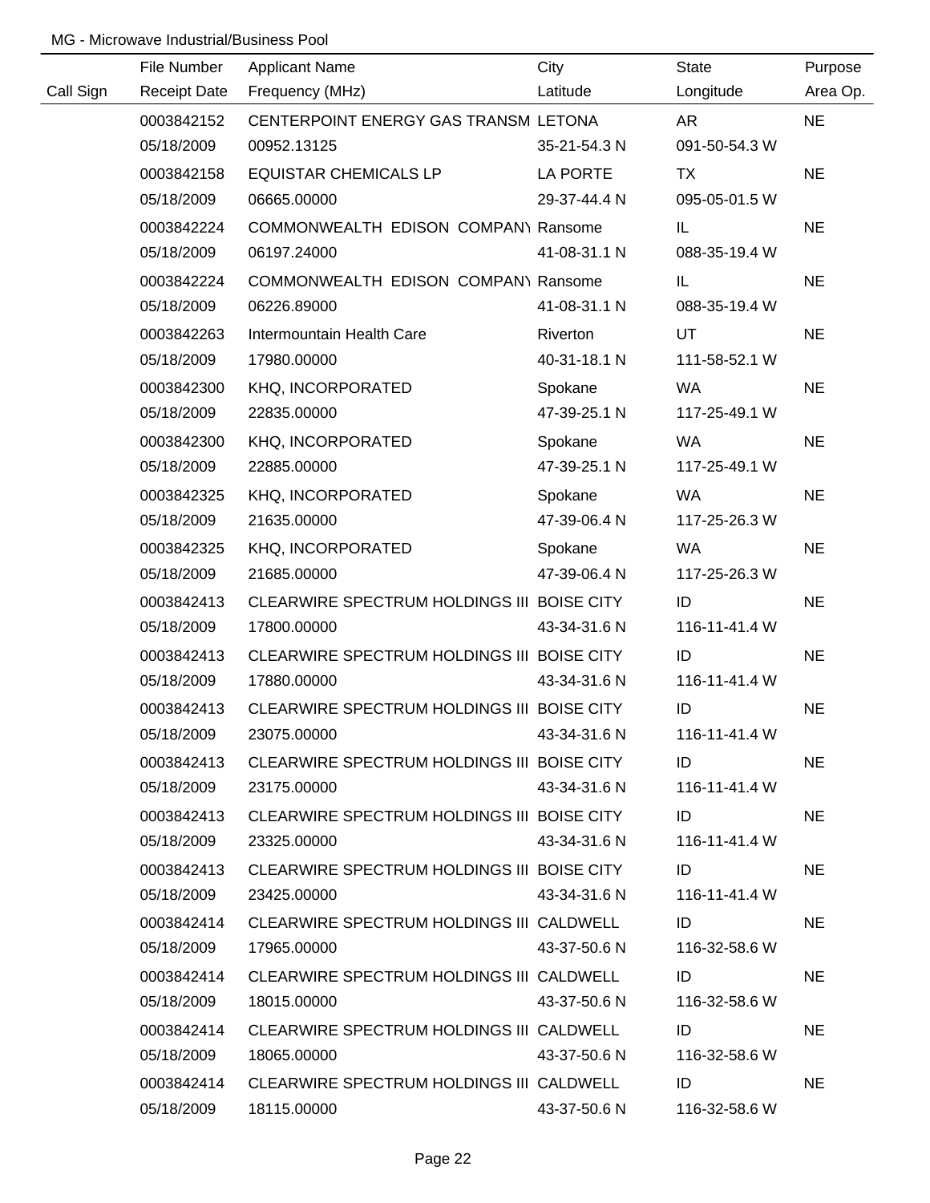MG - Microwave Industrial/Business Pool

| Call Sign | File Number<br>Receipt Date | Applicant Name<br>Frequency (MHz) | City<br>Latitude | State<br>Longitude | Purpose<br>Area Op. |
|---|---|---|---|---|---|
| | 0003842152<br>05/18/2009 | CENTERPOINT ENERGY GAS TRANSM<br>00952.13125 | LETONA<br>35-21-54.3 N | AR<br>091-50-54.3 W | NE |
| | 0003842158<br>05/18/2009 | EQUISTAR CHEMICALS LP<br>06665.00000 | LA PORTE<br>29-37-44.4 N | TX<br>095-05-01.5 W | NE |
| | 0003842224<br>05/18/2009 | COMMONWEALTH EDISON COMPANY<br>06197.24000 | Ransome<br>41-08-31.1 N | IL<br>088-35-19.4 W | NE |
| | 0003842224<br>05/18/2009 | COMMONWEALTH EDISON COMPANY<br>06226.89000 | Ransome<br>41-08-31.1 N | IL<br>088-35-19.4 W | NE |
| | 0003842263<br>05/18/2009 | Intermountain Health Care<br>17980.00000 | Riverton<br>40-31-18.1 N | UT<br>111-58-52.1 W | NE |
| | 0003842300<br>05/18/2009 | KHQ, INCORPORATED<br>22835.00000 | Spokane<br>47-39-25.1 N | WA<br>117-25-49.1 W | NE |
| | 0003842300<br>05/18/2009 | KHQ, INCORPORATED<br>22885.00000 | Spokane<br>47-39-25.1 N | WA<br>117-25-49.1 W | NE |
| | 0003842325<br>05/18/2009 | KHQ, INCORPORATED<br>21635.00000 | Spokane<br>47-39-06.4 N | WA<br>117-25-26.3 W | NE |
| | 0003842325<br>05/18/2009 | KHQ, INCORPORATED<br>21685.00000 | Spokane<br>47-39-06.4 N | WA<br>117-25-26.3 W | NE |
| | 0003842413<br>05/18/2009 | CLEARWIRE SPECTRUM HOLDINGS III<br>17800.00000 | BOISE CITY<br>43-34-31.6 N | ID<br>116-11-41.4 W | NE |
| | 0003842413<br>05/18/2009 | CLEARWIRE SPECTRUM HOLDINGS III<br>17880.00000 | BOISE CITY<br>43-34-31.6 N | ID<br>116-11-41.4 W | NE |
| | 0003842413<br>05/18/2009 | CLEARWIRE SPECTRUM HOLDINGS III<br>23075.00000 | BOISE CITY<br>43-34-31.6 N | ID<br>116-11-41.4 W | NE |
| | 0003842413<br>05/18/2009 | CLEARWIRE SPECTRUM HOLDINGS III<br>23175.00000 | BOISE CITY<br>43-34-31.6 N | ID<br>116-11-41.4 W | NE |
| | 0003842413<br>05/18/2009 | CLEARWIRE SPECTRUM HOLDINGS III<br>23325.00000 | BOISE CITY<br>43-34-31.6 N | ID<br>116-11-41.4 W | NE |
| | 0003842413<br>05/18/2009 | CLEARWIRE SPECTRUM HOLDINGS III<br>23425.00000 | BOISE CITY<br>43-34-31.6 N | ID<br>116-11-41.4 W | NE |
| | 0003842414<br>05/18/2009 | CLEARWIRE SPECTRUM HOLDINGS III<br>17965.00000 | CALDWELL<br>43-37-50.6 N | ID<br>116-32-58.6 W | NE |
| | 0003842414<br>05/18/2009 | CLEARWIRE SPECTRUM HOLDINGS III<br>18015.00000 | CALDWELL<br>43-37-50.6 N | ID<br>116-32-58.6 W | NE |
| | 0003842414<br>05/18/2009 | CLEARWIRE SPECTRUM HOLDINGS III<br>18065.00000 | CALDWELL<br>43-37-50.6 N | ID<br>116-32-58.6 W | NE |
| | 0003842414<br>05/18/2009 | CLEARWIRE SPECTRUM HOLDINGS III<br>18115.00000 | CALDWELL<br>43-37-50.6 N | ID<br>116-32-58.6 W | NE |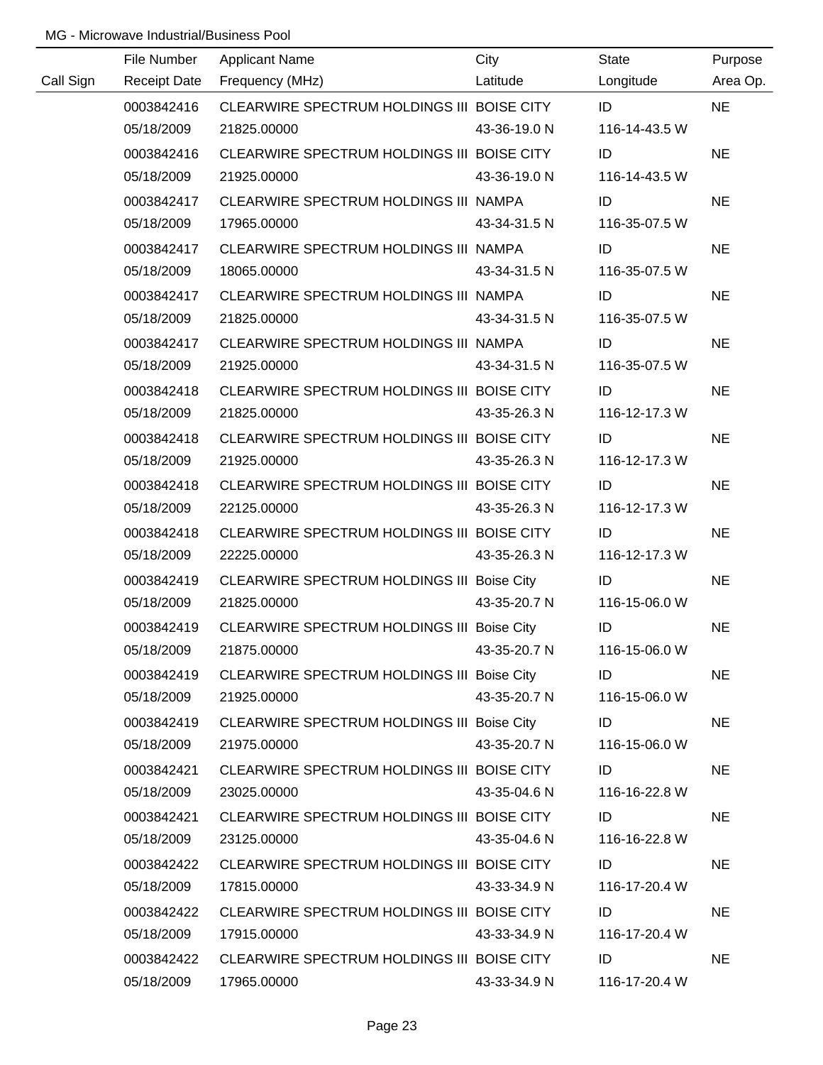MG - Microwave Industrial/Business Pool

| Call Sign | File Number / Receipt Date | Applicant Name / Frequency (MHz) | City / Latitude | State / Longitude | Purpose / Area Op. |
|---|---|---|---|---|---|
| | 0003842416 | CLEARWIRE SPECTRUM HOLDINGS III | BOISE CITY | ID | NE |
| | 05/18/2009 | 21825.00000 | 43-36-19.0 N | 116-14-43.5 W | |
| | 0003842416 | CLEARWIRE SPECTRUM HOLDINGS III | BOISE CITY | ID | NE |
| | 05/18/2009 | 21925.00000 | 43-36-19.0 N | 116-14-43.5 W | |
| | 0003842417 | CLEARWIRE SPECTRUM HOLDINGS III | NAMPA | ID | NE |
| | 05/18/2009 | 17965.00000 | 43-34-31.5 N | 116-35-07.5 W | |
| | 0003842417 | CLEARWIRE SPECTRUM HOLDINGS III | NAMPA | ID | NE |
| | 05/18/2009 | 18065.00000 | 43-34-31.5 N | 116-35-07.5 W | |
| | 0003842417 | CLEARWIRE SPECTRUM HOLDINGS III | NAMPA | ID | NE |
| | 05/18/2009 | 21825.00000 | 43-34-31.5 N | 116-35-07.5 W | |
| | 0003842417 | CLEARWIRE SPECTRUM HOLDINGS III | NAMPA | ID | NE |
| | 05/18/2009 | 21925.00000 | 43-34-31.5 N | 116-35-07.5 W | |
| | 0003842418 | CLEARWIRE SPECTRUM HOLDINGS III | BOISE CITY | ID | NE |
| | 05/18/2009 | 21825.00000 | 43-35-26.3 N | 116-12-17.3 W | |
| | 0003842418 | CLEARWIRE SPECTRUM HOLDINGS III | BOISE CITY | ID | NE |
| | 05/18/2009 | 21925.00000 | 43-35-26.3 N | 116-12-17.3 W | |
| | 0003842418 | CLEARWIRE SPECTRUM HOLDINGS III | BOISE CITY | ID | NE |
| | 05/18/2009 | 22125.00000 | 43-35-26.3 N | 116-12-17.3 W | |
| | 0003842418 | CLEARWIRE SPECTRUM HOLDINGS III | BOISE CITY | ID | NE |
| | 05/18/2009 | 22225.00000 | 43-35-26.3 N | 116-12-17.3 W | |
| | 0003842419 | CLEARWIRE SPECTRUM HOLDINGS III | Boise City | ID | NE |
| | 05/18/2009 | 21825.00000 | 43-35-20.7 N | 116-15-06.0 W | |
| | 0003842419 | CLEARWIRE SPECTRUM HOLDINGS III | Boise City | ID | NE |
| | 05/18/2009 | 21875.00000 | 43-35-20.7 N | 116-15-06.0 W | |
| | 0003842419 | CLEARWIRE SPECTRUM HOLDINGS III | Boise City | ID | NE |
| | 05/18/2009 | 21925.00000 | 43-35-20.7 N | 116-15-06.0 W | |
| | 0003842419 | CLEARWIRE SPECTRUM HOLDINGS III | Boise City | ID | NE |
| | 05/18/2009 | 21975.00000 | 43-35-20.7 N | 116-15-06.0 W | |
| | 0003842421 | CLEARWIRE SPECTRUM HOLDINGS III | BOISE CITY | ID | NE |
| | 05/18/2009 | 23025.00000 | 43-35-04.6 N | 116-16-22.8 W | |
| | 0003842421 | CLEARWIRE SPECTRUM HOLDINGS III | BOISE CITY | ID | NE |
| | 05/18/2009 | 23125.00000 | 43-35-04.6 N | 116-16-22.8 W | |
| | 0003842422 | CLEARWIRE SPECTRUM HOLDINGS III | BOISE CITY | ID | NE |
| | 05/18/2009 | 17815.00000 | 43-33-34.9 N | 116-17-20.4 W | |
| | 0003842422 | CLEARWIRE SPECTRUM HOLDINGS III | BOISE CITY | ID | NE |
| | 05/18/2009 | 17915.00000 | 43-33-34.9 N | 116-17-20.4 W | |
| | 0003842422 | CLEARWIRE SPECTRUM HOLDINGS III | BOISE CITY | ID | NE |
| | 05/18/2009 | 17965.00000 | 43-33-34.9 N | 116-17-20.4 W | |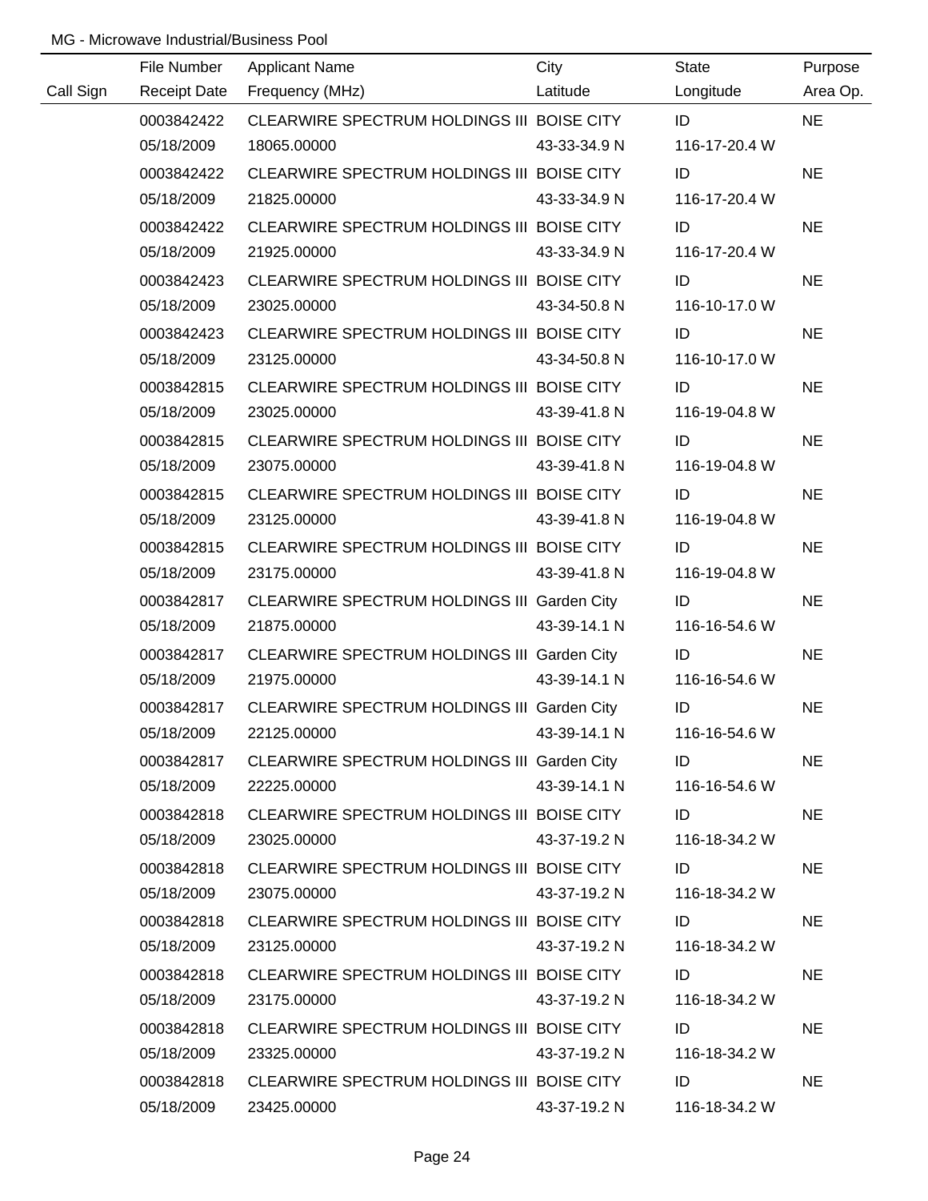MG - Microwave Industrial/Business Pool

| Call Sign | File Number<br>Receipt Date | Applicant Name<br>Frequency (MHz) | City<br>Latitude | State<br>Longitude | Purpose<br>Area Op. |
|---|---|---|---|---|---|
| | 0003842422<br>05/18/2009 | CLEARWIRE SPECTRUM HOLDINGS III<br>18065.00000 | BOISE CITY<br>43-33-34.9 N | ID<br>116-17-20.4 W | NE |
| | 0003842422<br>05/18/2009 | CLEARWIRE SPECTRUM HOLDINGS III<br>21825.00000 | BOISE CITY<br>43-33-34.9 N | ID<br>116-17-20.4 W | NE |
| | 0003842422<br>05/18/2009 | CLEARWIRE SPECTRUM HOLDINGS III<br>21925.00000 | BOISE CITY<br>43-33-34.9 N | ID<br>116-17-20.4 W | NE |
| | 0003842423<br>05/18/2009 | CLEARWIRE SPECTRUM HOLDINGS III<br>23025.00000 | BOISE CITY<br>43-34-50.8 N | ID<br>116-10-17.0 W | NE |
| | 0003842423<br>05/18/2009 | CLEARWIRE SPECTRUM HOLDINGS III<br>23125.00000 | BOISE CITY<br>43-34-50.8 N | ID<br>116-10-17.0 W | NE |
| | 0003842815<br>05/18/2009 | CLEARWIRE SPECTRUM HOLDINGS III<br>23025.00000 | BOISE CITY<br>43-39-41.8 N | ID<br>116-19-04.8 W | NE |
| | 0003842815<br>05/18/2009 | CLEARWIRE SPECTRUM HOLDINGS III<br>23075.00000 | BOISE CITY<br>43-39-41.8 N | ID<br>116-19-04.8 W | NE |
| | 0003842815<br>05/18/2009 | CLEARWIRE SPECTRUM HOLDINGS III<br>23125.00000 | BOISE CITY<br>43-39-41.8 N | ID<br>116-19-04.8 W | NE |
| | 0003842815<br>05/18/2009 | CLEARWIRE SPECTRUM HOLDINGS III<br>23175.00000 | BOISE CITY<br>43-39-41.8 N | ID<br>116-19-04.8 W | NE |
| | 0003842817<br>05/18/2009 | CLEARWIRE SPECTRUM HOLDINGS III<br>21875.00000 | Garden City<br>43-39-14.1 N | ID<br>116-16-54.6 W | NE |
| | 0003842817<br>05/18/2009 | CLEARWIRE SPECTRUM HOLDINGS III<br>21975.00000 | Garden City<br>43-39-14.1 N | ID<br>116-16-54.6 W | NE |
| | 0003842817<br>05/18/2009 | CLEARWIRE SPECTRUM HOLDINGS III<br>22125.00000 | Garden City<br>43-39-14.1 N | ID<br>116-16-54.6 W | NE |
| | 0003842817<br>05/18/2009 | CLEARWIRE SPECTRUM HOLDINGS III<br>22225.00000 | Garden City<br>43-39-14.1 N | ID<br>116-16-54.6 W | NE |
| | 0003842818<br>05/18/2009 | CLEARWIRE SPECTRUM HOLDINGS III<br>23025.00000 | BOISE CITY<br>43-37-19.2 N | ID<br>116-18-34.2 W | NE |
| | 0003842818<br>05/18/2009 | CLEARWIRE SPECTRUM HOLDINGS III<br>23075.00000 | BOISE CITY<br>43-37-19.2 N | ID<br>116-18-34.2 W | NE |
| | 0003842818<br>05/18/2009 | CLEARWIRE SPECTRUM HOLDINGS III<br>23125.00000 | BOISE CITY<br>43-37-19.2 N | ID<br>116-18-34.2 W | NE |
| | 0003842818<br>05/18/2009 | CLEARWIRE SPECTRUM HOLDINGS III<br>23175.00000 | BOISE CITY<br>43-37-19.2 N | ID<br>116-18-34.2 W | NE |
| | 0003842818<br>05/18/2009 | CLEARWIRE SPECTRUM HOLDINGS III<br>23325.00000 | BOISE CITY<br>43-37-19.2 N | ID<br>116-18-34.2 W | NE |
| | 0003842818<br>05/18/2009 | CLEARWIRE SPECTRUM HOLDINGS III<br>23425.00000 | BOISE CITY<br>43-37-19.2 N | ID<br>116-18-34.2 W | NE |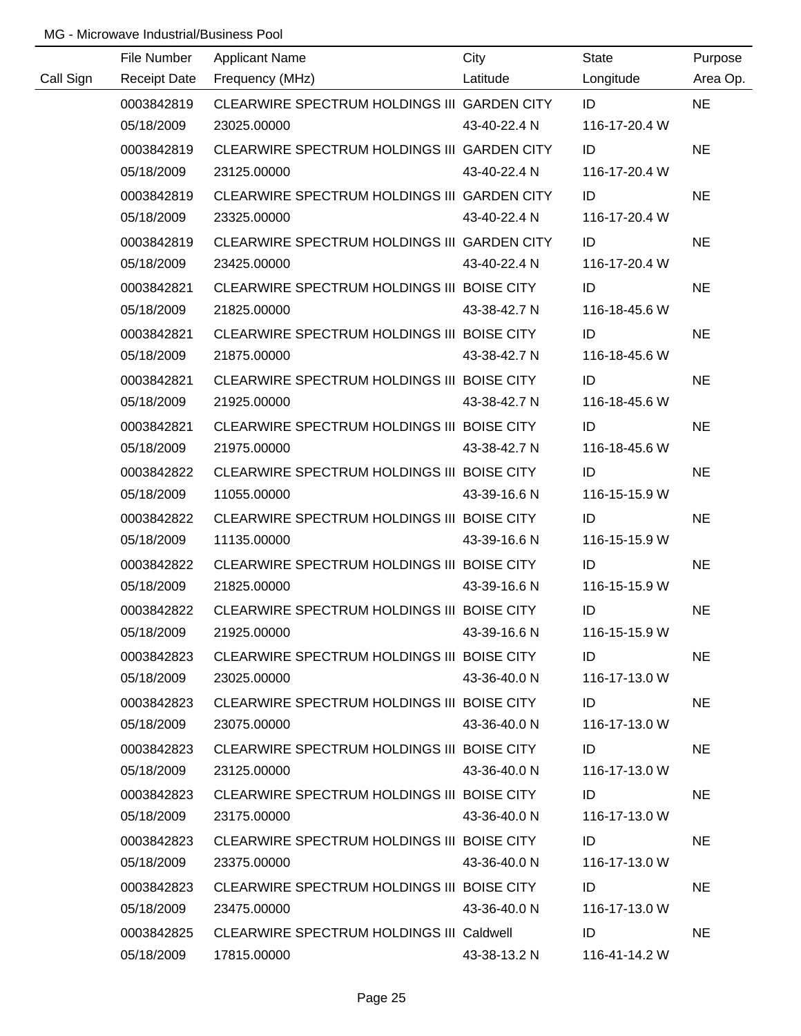MG - Microwave Industrial/Business Pool

| Call Sign | File Number<br>Receipt Date | Applicant Name<br>Frequency (MHz) | City<br>Latitude | State<br>Longitude | Purpose<br>Area Op. |
|---|---|---|---|---|---|
| | 0003842819<br>05/18/2009 | CLEARWIRE SPECTRUM HOLDINGS III<br>23025.00000 | GARDEN CITY<br>43-40-22.4 N | ID<br>116-17-20.4 W | NE |
| | 0003842819<br>05/18/2009 | CLEARWIRE SPECTRUM HOLDINGS III<br>23125.00000 | GARDEN CITY<br>43-40-22.4 N | ID<br>116-17-20.4 W | NE |
| | 0003842819<br>05/18/2009 | CLEARWIRE SPECTRUM HOLDINGS III<br>23325.00000 | GARDEN CITY<br>43-40-22.4 N | ID<br>116-17-20.4 W | NE |
| | 0003842819<br>05/18/2009 | CLEARWIRE SPECTRUM HOLDINGS III<br>23425.00000 | GARDEN CITY<br>43-40-22.4 N | ID<br>116-17-20.4 W | NE |
| | 0003842821<br>05/18/2009 | CLEARWIRE SPECTRUM HOLDINGS III<br>21825.00000 | BOISE CITY<br>43-38-42.7 N | ID<br>116-18-45.6 W | NE |
| | 0003842821<br>05/18/2009 | CLEARWIRE SPECTRUM HOLDINGS III<br>21875.00000 | BOISE CITY<br>43-38-42.7 N | ID<br>116-18-45.6 W | NE |
| | 0003842821<br>05/18/2009 | CLEARWIRE SPECTRUM HOLDINGS III<br>21925.00000 | BOISE CITY<br>43-38-42.7 N | ID<br>116-18-45.6 W | NE |
| | 0003842821<br>05/18/2009 | CLEARWIRE SPECTRUM HOLDINGS III<br>21975.00000 | BOISE CITY<br>43-38-42.7 N | ID<br>116-18-45.6 W | NE |
| | 0003842822<br>05/18/2009 | CLEARWIRE SPECTRUM HOLDINGS III<br>11055.00000 | BOISE CITY<br>43-39-16.6 N | ID<br>116-15-15.9 W | NE |
| | 0003842822<br>05/18/2009 | CLEARWIRE SPECTRUM HOLDINGS III<br>11135.00000 | BOISE CITY<br>43-39-16.6 N | ID<br>116-15-15.9 W | NE |
| | 0003842822<br>05/18/2009 | CLEARWIRE SPECTRUM HOLDINGS III<br>21825.00000 | BOISE CITY<br>43-39-16.6 N | ID<br>116-15-15.9 W | NE |
| | 0003842822<br>05/18/2009 | CLEARWIRE SPECTRUM HOLDINGS III<br>21925.00000 | BOISE CITY<br>43-39-16.6 N | ID<br>116-15-15.9 W | NE |
| | 0003842823<br>05/18/2009 | CLEARWIRE SPECTRUM HOLDINGS III<br>23025.00000 | BOISE CITY<br>43-36-40.0 N | ID<br>116-17-13.0 W | NE |
| | 0003842823<br>05/18/2009 | CLEARWIRE SPECTRUM HOLDINGS III<br>23075.00000 | BOISE CITY<br>43-36-40.0 N | ID<br>116-17-13.0 W | NE |
| | 0003842823<br>05/18/2009 | CLEARWIRE SPECTRUM HOLDINGS III<br>23125.00000 | BOISE CITY<br>43-36-40.0 N | ID<br>116-17-13.0 W | NE |
| | 0003842823<br>05/18/2009 | CLEARWIRE SPECTRUM HOLDINGS III<br>23175.00000 | BOISE CITY<br>43-36-40.0 N | ID<br>116-17-13.0 W | NE |
| | 0003842823<br>05/18/2009 | CLEARWIRE SPECTRUM HOLDINGS III<br>23375.00000 | BOISE CITY<br>43-36-40.0 N | ID<br>116-17-13.0 W | NE |
| | 0003842823<br>05/18/2009 | CLEARWIRE SPECTRUM HOLDINGS III<br>23475.00000 | BOISE CITY<br>43-36-40.0 N | ID<br>116-17-13.0 W | NE |
| | 0003842825<br>05/18/2009 | CLEARWIRE SPECTRUM HOLDINGS III<br>17815.00000 | Caldwell<br>43-38-13.2 N | ID<br>116-41-14.2 W | NE |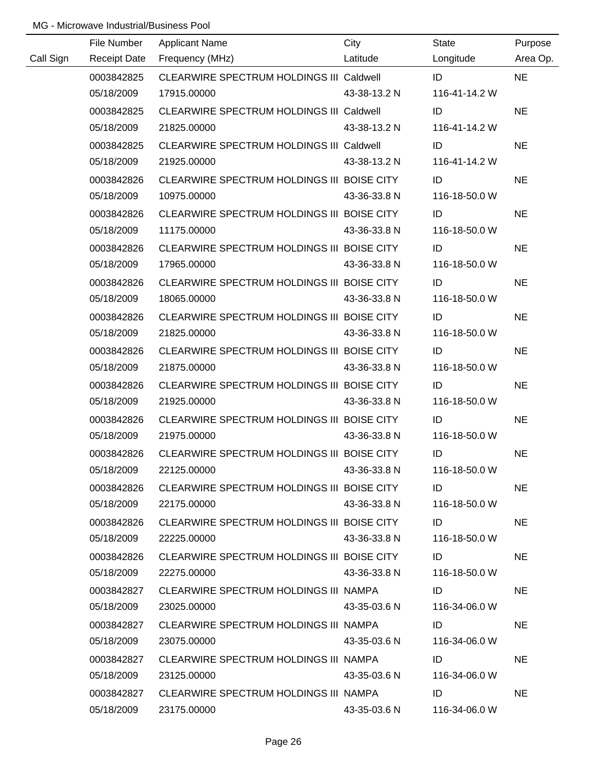MG - Microwave Industrial/Business Pool

| Call Sign | File Number<br>Receipt Date | Applicant Name<br>Frequency (MHz) | City<br>Latitude | State<br>Longitude | Purpose<br>Area Op. |
|---|---|---|---|---|---|
| | 0003842825<br>05/18/2009 | CLEARWIRE SPECTRUM HOLDINGS III<br>17915.00000 | Caldwell<br>43-38-13.2 N | ID<br>116-41-14.2 W | NE |
| | 0003842825<br>05/18/2009 | CLEARWIRE SPECTRUM HOLDINGS III<br>21825.00000 | Caldwell<br>43-38-13.2 N | ID<br>116-41-14.2 W | NE |
| | 0003842825<br>05/18/2009 | CLEARWIRE SPECTRUM HOLDINGS III<br>21925.00000 | Caldwell<br>43-38-13.2 N | ID<br>116-41-14.2 W | NE |
| | 0003842826<br>05/18/2009 | CLEARWIRE SPECTRUM HOLDINGS III<br>10975.00000 | BOISE CITY<br>43-36-33.8 N | ID<br>116-18-50.0 W | NE |
| | 0003842826<br>05/18/2009 | CLEARWIRE SPECTRUM HOLDINGS III<br>11175.00000 | BOISE CITY<br>43-36-33.8 N | ID<br>116-18-50.0 W | NE |
| | 0003842826<br>05/18/2009 | CLEARWIRE SPECTRUM HOLDINGS III<br>17965.00000 | BOISE CITY<br>43-36-33.8 N | ID<br>116-18-50.0 W | NE |
| | 0003842826<br>05/18/2009 | CLEARWIRE SPECTRUM HOLDINGS III<br>18065.00000 | BOISE CITY<br>43-36-33.8 N | ID<br>116-18-50.0 W | NE |
| | 0003842826<br>05/18/2009 | CLEARWIRE SPECTRUM HOLDINGS III<br>21825.00000 | BOISE CITY<br>43-36-33.8 N | ID<br>116-18-50.0 W | NE |
| | 0003842826<br>05/18/2009 | CLEARWIRE SPECTRUM HOLDINGS III<br>21875.00000 | BOISE CITY<br>43-36-33.8 N | ID<br>116-18-50.0 W | NE |
| | 0003842826<br>05/18/2009 | CLEARWIRE SPECTRUM HOLDINGS III<br>21925.00000 | BOISE CITY<br>43-36-33.8 N | ID<br>116-18-50.0 W | NE |
| | 0003842826<br>05/18/2009 | CLEARWIRE SPECTRUM HOLDINGS III<br>21975.00000 | BOISE CITY<br>43-36-33.8 N | ID<br>116-18-50.0 W | NE |
| | 0003842826<br>05/18/2009 | CLEARWIRE SPECTRUM HOLDINGS III<br>22125.00000 | BOISE CITY<br>43-36-33.8 N | ID<br>116-18-50.0 W | NE |
| | 0003842826<br>05/18/2009 | CLEARWIRE SPECTRUM HOLDINGS III<br>22175.00000 | BOISE CITY<br>43-36-33.8 N | ID<br>116-18-50.0 W | NE |
| | 0003842826<br>05/18/2009 | CLEARWIRE SPECTRUM HOLDINGS III<br>22225.00000 | BOISE CITY<br>43-36-33.8 N | ID<br>116-18-50.0 W | NE |
| | 0003842826<br>05/18/2009 | CLEARWIRE SPECTRUM HOLDINGS III<br>22275.00000 | BOISE CITY<br>43-36-33.8 N | ID<br>116-18-50.0 W | NE |
| | 0003842827<br>05/18/2009 | CLEARWIRE SPECTRUM HOLDINGS III<br>23025.00000 | NAMPA<br>43-35-03.6 N | ID<br>116-34-06.0 W | NE |
| | 0003842827<br>05/18/2009 | CLEARWIRE SPECTRUM HOLDINGS III<br>23075.00000 | NAMPA<br>43-35-03.6 N | ID<br>116-34-06.0 W | NE |
| | 0003842827<br>05/18/2009 | CLEARWIRE SPECTRUM HOLDINGS III<br>23125.00000 | NAMPA<br>43-35-03.6 N | ID<br>116-34-06.0 W | NE |
| | 0003842827<br>05/18/2009 | CLEARWIRE SPECTRUM HOLDINGS III<br>23175.00000 | NAMPA<br>43-35-03.6 N | ID<br>116-34-06.0 W | NE |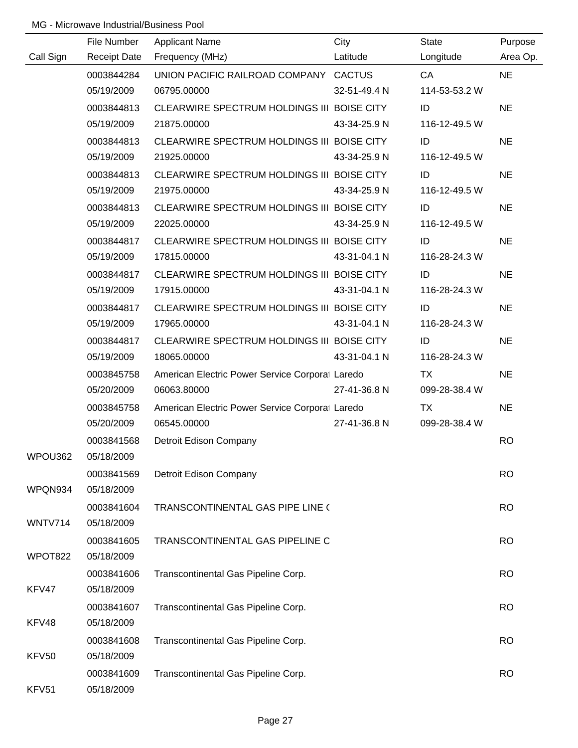MG - Microwave Industrial/Business Pool

| Call Sign | File Number<br>Receipt Date | Applicant Name<br>Frequency (MHz) | City<br>Latitude | State<br>Longitude | Purpose<br>Area Op. |
|---|---|---|---|---|---|
| | 0003844284<br>05/19/2009 | UNION PACIFIC RAILROAD COMPANY<br>06795.00000 | CACTUS<br>32-51-49.4 N | CA<br>114-53-53.2 W | NE |
| | 0003844813<br>05/19/2009 | CLEARWIRE SPECTRUM HOLDINGS III<br>21875.00000 | BOISE CITY<br>43-34-25.9 N | ID<br>116-12-49.5 W | NE |
| | 0003844813<br>05/19/2009 | CLEARWIRE SPECTRUM HOLDINGS III<br>21925.00000 | BOISE CITY<br>43-34-25.9 N | ID<br>116-12-49.5 W | NE |
| | 0003844813<br>05/19/2009 | CLEARWIRE SPECTRUM HOLDINGS III<br>21975.00000 | BOISE CITY<br>43-34-25.9 N | ID<br>116-12-49.5 W | NE |
| | 0003844813<br>05/19/2009 | CLEARWIRE SPECTRUM HOLDINGS III<br>22025.00000 | BOISE CITY<br>43-34-25.9 N | ID<br>116-12-49.5 W | NE |
| | 0003844817<br>05/19/2009 | CLEARWIRE SPECTRUM HOLDINGS III<br>17815.00000 | BOISE CITY<br>43-31-04.1 N | ID<br>116-28-24.3 W | NE |
| | 0003844817<br>05/19/2009 | CLEARWIRE SPECTRUM HOLDINGS III<br>17915.00000 | BOISE CITY<br>43-31-04.1 N | ID<br>116-28-24.3 W | NE |
| | 0003844817<br>05/19/2009 | CLEARWIRE SPECTRUM HOLDINGS III<br>17965.00000 | BOISE CITY<br>43-31-04.1 N | ID<br>116-28-24.3 W | NE |
| | 0003844817<br>05/19/2009 | CLEARWIRE SPECTRUM HOLDINGS III<br>18065.00000 | BOISE CITY<br>43-31-04.1 N | ID<br>116-28-24.3 W | NE |
| | 0003845758<br>05/20/2009 | American Electric Power Service Corporat<br>06063.80000 | Laredo<br>27-41-36.8 N | TX<br>099-28-38.4 W | NE |
| | 0003845758<br>05/20/2009 | American Electric Power Service Corporat<br>06545.00000 | Laredo<br>27-41-36.8 N | TX<br>099-28-38.4 W | NE |
| WPOU362 | 0003841568<br>05/18/2009 | Detroit Edison Company | | | RO |
| WPQN934 | 0003841569<br>05/18/2009 | Detroit Edison Company | | | RO |
| WNTV714 | 0003841604<br>05/18/2009 | TRANSCONTINENTAL GAS PIPE LINE ( | | | RO |
| WPOT822 | 0003841605<br>05/18/2009 | TRANSCONTINENTAL GAS PIPELINE C | | | RO |
| KFV47 | 0003841606<br>05/18/2009 | Transcontinental Gas Pipeline Corp. | | | RO |
| KFV48 | 0003841607<br>05/18/2009 | Transcontinental Gas Pipeline Corp. | | | RO |
| KFV50 | 0003841608<br>05/18/2009 | Transcontinental Gas Pipeline Corp. | | | RO |
| KFV51 | 0003841609<br>05/18/2009 | Transcontinental Gas Pipeline Corp. | | | RO |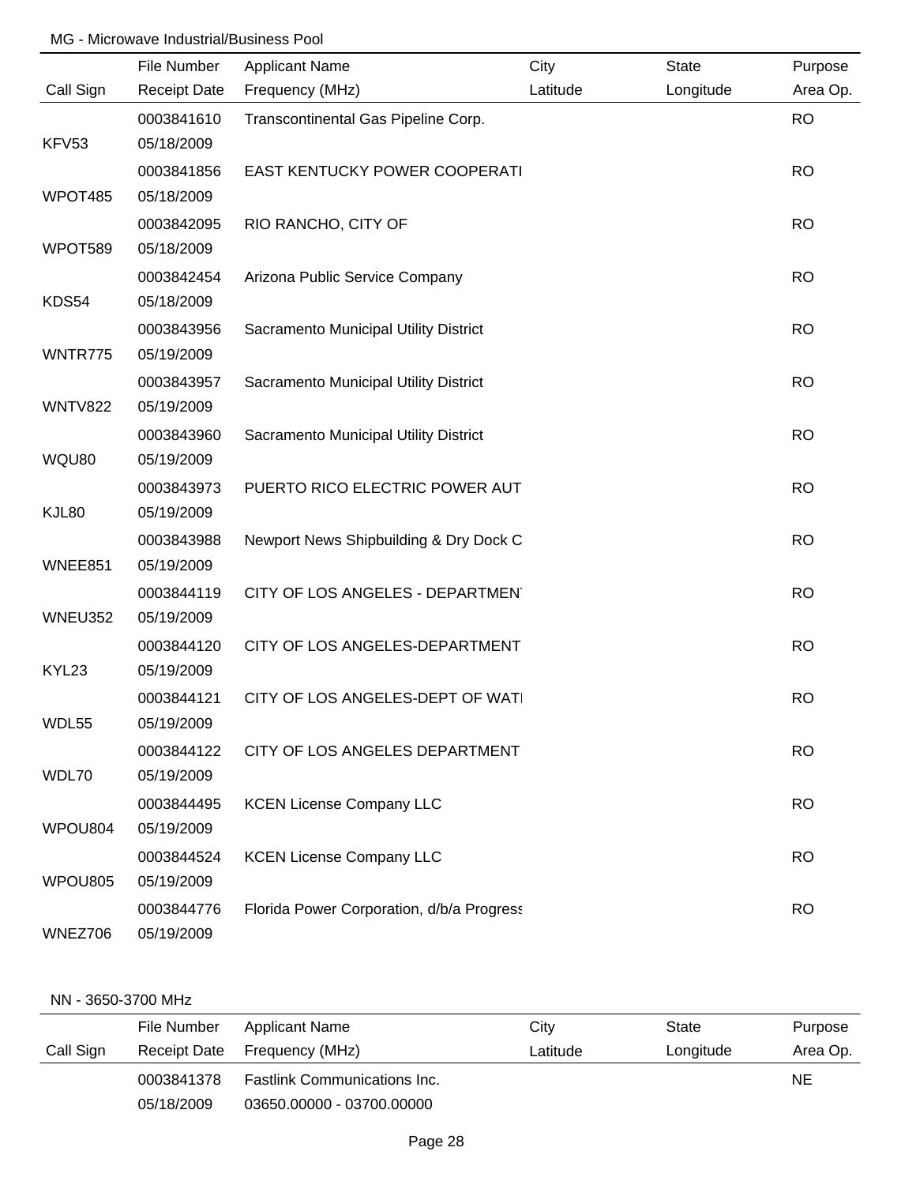MG - Microwave Industrial/Business Pool

| Call Sign | File Number<br>Receipt Date | Applicant Name<br>Frequency (MHz) | City<br>Latitude | State<br>Longitude | Purpose<br>Area Op. |
|---|---|---|---|---|---|
| KFV53 | 0003841610<br>05/18/2009 | Transcontinental Gas Pipeline Corp. | | | RO |
| WPOT485 | 0003841856<br>05/18/2009 | EAST KENTUCKY POWER COOPERATI | | | RO |
| WPOT589 | 0003842095<br>05/18/2009 | RIO RANCHO, CITY OF | | | RO |
| KDS54 | 0003842454<br>05/18/2009 | Arizona Public Service Company | | | RO |
| WNTR775 | 0003843956<br>05/19/2009 | Sacramento Municipal Utility District | | | RO |
| WNTV822 | 0003843957<br>05/19/2009 | Sacramento Municipal Utility District | | | RO |
| WQU80 | 0003843960<br>05/19/2009 | Sacramento Municipal Utility District | | | RO |
| KJL80 | 0003843973<br>05/19/2009 | PUERTO RICO ELECTRIC POWER AUT | | | RO |
| WNEE851 | 0003843988<br>05/19/2009 | Newport News Shipbuilding & Dry Dock C | | | RO |
| WNEU352 | 0003844119<br>05/19/2009 | CITY OF LOS ANGELES - DEPARTMEN | | | RO |
| KYL23 | 0003844120<br>05/19/2009 | CITY OF LOS ANGELES-DEPARTMENT | | | RO |
| WDL55 | 0003844121<br>05/19/2009 | CITY OF LOS ANGELES-DEPT OF WAT | | | RO |
| WDL70 | 0003844122<br>05/19/2009 | CITY OF LOS ANGELES DEPARTMENT | | | RO |
| WPOU804 | 0003844495<br>05/19/2009 | KCEN License Company LLC | | | RO |
| WPOU805 | 0003844524<br>05/19/2009 | KCEN License Company LLC | | | RO |
| WNEZ706 | 0003844776<br>05/19/2009 | Florida Power Corporation, d/b/a Progress | | | RO |

NN - 3650-3700 MHz

| Call Sign | File Number<br>Receipt Date | Applicant Name<br>Frequency (MHz) | City<br>Latitude | State<br>Longitude | Purpose<br>Area Op. |
|---|---|---|---|---|---|
| | 0003841378<br>05/18/2009 | Fastlink Communications Inc.<br>03650.00000 - 03700.00000 | | | NE |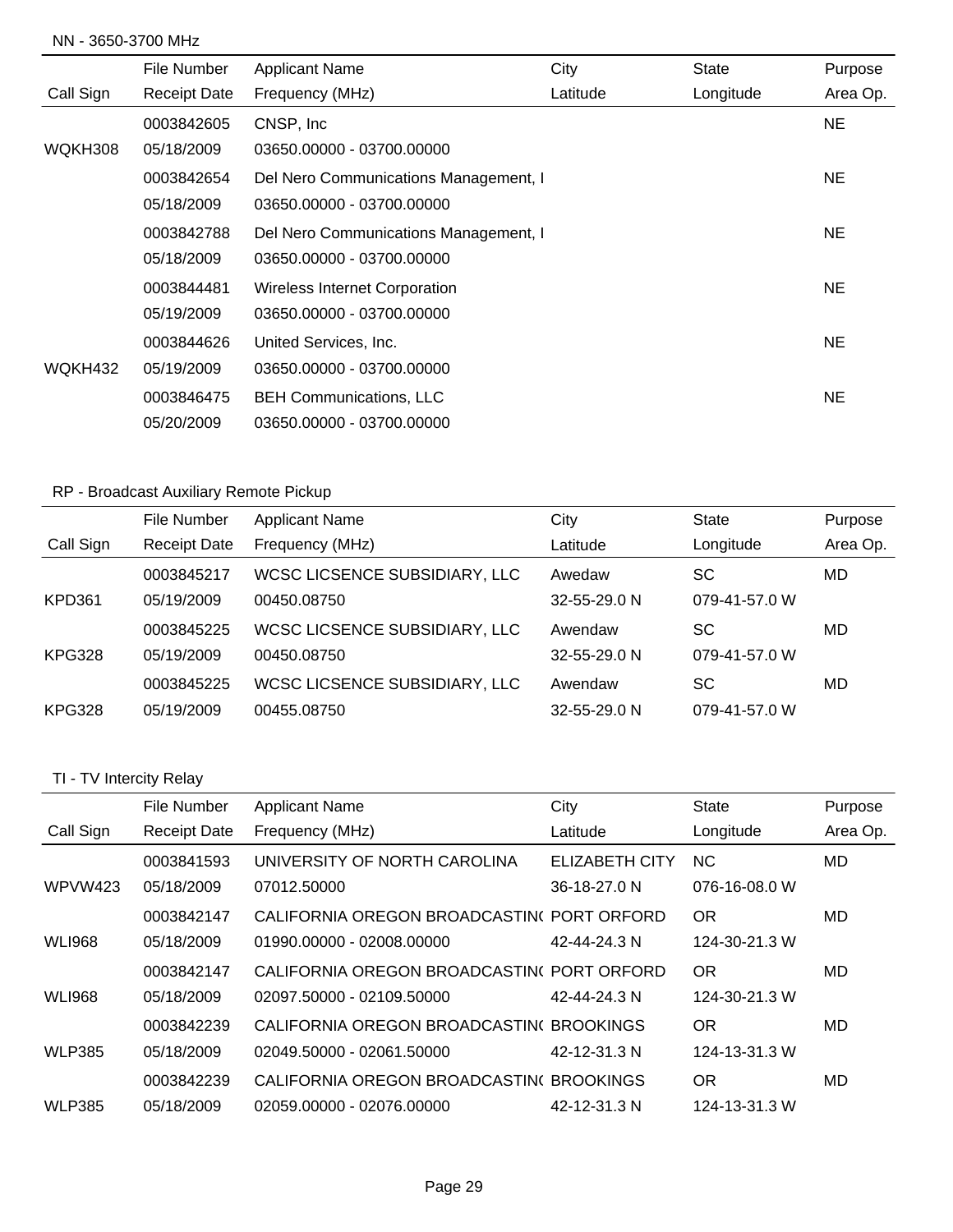NN - 3650-3700 MHz

| Call Sign | File Number<br>Receipt Date | Applicant Name<br>Frequency (MHz) | City<br>Latitude | State<br>Longitude | Purpose<br>Area Op. |
|---|---|---|---|---|---|
| WQKH308 | 0003842605<br>05/18/2009 | CNSP, Inc<br>03650.00000 - 03700.00000 | | | NE |
| | 0003842654<br>05/18/2009 | Del Nero Communications Management, I<br>03650.00000 - 03700.00000 | | | NE |
| | 0003842788<br>05/18/2009 | Del Nero Communications Management, I<br>03650.00000 - 03700.00000 | | | NE |
| | 0003844481<br>05/19/2009 | Wireless Internet Corporation<br>03650.00000 - 03700.00000 | | | NE |
| WQKH432 | 0003844626<br>05/19/2009 | United Services, Inc.<br>03650.00000 - 03700.00000 | | | NE |
| | 0003846475<br>05/20/2009 | BEH Communications, LLC<br>03650.00000 - 03700.00000 | | | NE |

RP - Broadcast Auxiliary Remote Pickup

| Call Sign | File Number<br>Receipt Date | Applicant Name<br>Frequency (MHz) | City<br>Latitude | State<br>Longitude | Purpose<br>Area Op. |
|---|---|---|---|---|---|
| KPD361 | 0003845217<br>05/19/2009 | WCSC LICSENCE SUBSIDIARY, LLC<br>00450.08750 | Awedaw<br>32-55-29.0 N | SC<br>079-41-57.0 W | MD |
| KPG328 | 0003845225<br>05/19/2009 | WCSC LICSENCE SUBSIDIARY, LLC<br>00450.08750 | Awendaw<br>32-55-29.0 N | SC<br>079-41-57.0 W | MD |
| KPG328 | 0003845225<br>05/19/2009 | WCSC LICSENCE SUBSIDIARY, LLC<br>00455.08750 | Awendaw<br>32-55-29.0 N | SC<br>079-41-57.0 W | MD |

TI - TV Intercity Relay

| Call Sign | File Number<br>Receipt Date | Applicant Name<br>Frequency (MHz) | City<br>Latitude | State<br>Longitude | Purpose<br>Area Op. |
|---|---|---|---|---|---|
| WPVW423 | 0003841593<br>05/18/2009 | UNIVERSITY OF NORTH CAROLINA<br>07012.50000 | ELIZABETH CITY<br>36-18-27.0 N | NC<br>076-16-08.0 W | MD |
| WLI968 | 0003842147<br>05/18/2009 | CALIFORNIA OREGON BROADCASTIN(<br>01990.00000 - 02008.00000 | PORT ORFORD<br>42-44-24.3 N | OR<br>124-30-21.3 W | MD |
| WLI968 | 0003842147<br>05/18/2009 | CALIFORNIA OREGON BROADCASTIN(<br>02097.50000 - 02109.50000 | PORT ORFORD<br>42-44-24.3 N | OR<br>124-30-21.3 W | MD |
| WLP385 | 0003842239<br>05/18/2009 | CALIFORNIA OREGON BROADCASTIN(<br>02049.50000 - 02061.50000 | BROOKINGS<br>42-12-31.3 N | OR<br>124-13-31.3 W | MD |
| WLP385 | 0003842239<br>05/18/2009 | CALIFORNIA OREGON BROADCASTIN(<br>02059.00000 - 02076.00000 | BROOKINGS<br>42-12-31.3 N | OR<br>124-13-31.3 W | MD |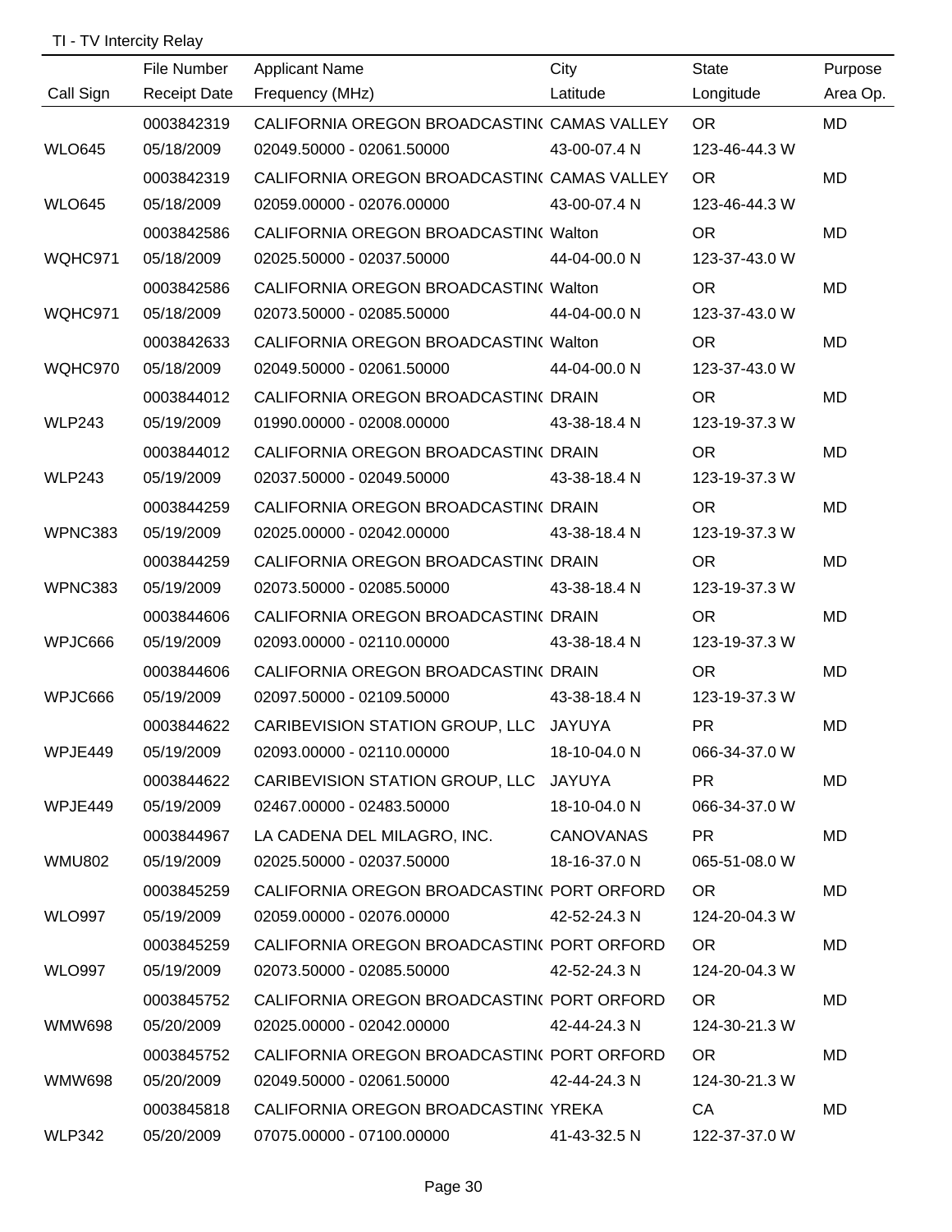TI - TV Intercity Relay

| Call Sign | File Number<br>Receipt Date | Applicant Name<br>Frequency (MHz) | City<br>Latitude | State<br>Longitude | Purpose<br>Area Op. |
|---|---|---|---|---|---|
| WLO645 | 0003842319<br>05/18/2009 | CALIFORNIA OREGON BROADCASTIN( CAMAS VALLEY<br>02049.50000 - 02061.50000 | 43-00-07.4 N | OR<br>123-46-44.3 W | MD |
| WLO645 | 0003842319<br>05/18/2009 | CALIFORNIA OREGON BROADCASTIN( CAMAS VALLEY<br>02059.00000 - 02076.00000 | 43-00-07.4 N | OR<br>123-46-44.3 W | MD |
| WQHC971 | 0003842586<br>05/18/2009 | CALIFORNIA OREGON BROADCASTIN( Walton<br>02025.50000 - 02037.50000 | 44-04-00.0 N | OR<br>123-37-43.0 W | MD |
| WQHC971 | 0003842586<br>05/18/2009 | CALIFORNIA OREGON BROADCASTIN( Walton<br>02073.50000 - 02085.50000 | 44-04-00.0 N | OR<br>123-37-43.0 W | MD |
| WQHC970 | 0003842633<br>05/18/2009 | CALIFORNIA OREGON BROADCASTIN( Walton<br>02049.50000 - 02061.50000 | 44-04-00.0 N | OR<br>123-37-43.0 W | MD |
| WLP243 | 0003844012<br>05/19/2009 | CALIFORNIA OREGON BROADCASTIN( DRAIN<br>01990.00000 - 02008.00000 | 43-38-18.4 N | OR<br>123-19-37.3 W | MD |
| WLP243 | 0003844012<br>05/19/2009 | CALIFORNIA OREGON BROADCASTIN( DRAIN<br>02037.50000 - 02049.50000 | 43-38-18.4 N | OR<br>123-19-37.3 W | MD |
| WPNC383 | 0003844259<br>05/19/2009 | CALIFORNIA OREGON BROADCASTIN( DRAIN<br>02025.00000 - 02042.00000 | 43-38-18.4 N | OR<br>123-19-37.3 W | MD |
| WPNC383 | 0003844259<br>05/19/2009 | CALIFORNIA OREGON BROADCASTIN( DRAIN<br>02073.50000 - 02085.50000 | 43-38-18.4 N | OR<br>123-19-37.3 W | MD |
| WPJC666 | 0003844606<br>05/19/2009 | CALIFORNIA OREGON BROADCASTIN( DRAIN<br>02093.00000 - 02110.00000 | 43-38-18.4 N | OR<br>123-19-37.3 W | MD |
| WPJC666 | 0003844606<br>05/19/2009 | CALIFORNIA OREGON BROADCASTIN( DRAIN<br>02097.50000 - 02109.50000 | 43-38-18.4 N | OR<br>123-19-37.3 W | MD |
| WPJE449 | 0003844622<br>05/19/2009 | CARIBEVISION STATION GROUP, LLC<br>02093.00000 - 02110.00000 | JAYUYA<br>18-10-04.0 N | PR<br>066-34-37.0 W | MD |
| WPJE449 | 0003844622<br>05/19/2009 | CARIBEVISION STATION GROUP, LLC<br>02467.00000 - 02483.50000 | JAYUYA<br>18-10-04.0 N | PR<br>066-34-37.0 W | MD |
| WMU802 | 0003844967<br>05/19/2009 | LA CADENA DEL MILAGRO, INC.<br>02025.50000 - 02037.50000 | CANOVANAS<br>18-16-37.0 N | PR<br>065-51-08.0 W | MD |
| WLO997 | 0003845259<br>05/19/2009 | CALIFORNIA OREGON BROADCASTIN( PORT ORFORD<br>02059.00000 - 02076.00000 | 42-52-24.3 N | OR<br>124-20-04.3 W | MD |
| WLO997 | 0003845259<br>05/19/2009 | CALIFORNIA OREGON BROADCASTIN( PORT ORFORD<br>02073.50000 - 02085.50000 | 42-52-24.3 N | OR<br>124-20-04.3 W | MD |
| WMW698 | 0003845752<br>05/20/2009 | CALIFORNIA OREGON BROADCASTIN( PORT ORFORD<br>02025.00000 - 02042.00000 | 42-44-24.3 N | OR<br>124-30-21.3 W | MD |
| WMW698 | 0003845752<br>05/20/2009 | CALIFORNIA OREGON BROADCASTIN( PORT ORFORD<br>02049.50000 - 02061.50000 | 42-44-24.3 N | OR<br>124-30-21.3 W | MD |
| WLP342 | 0003845818<br>05/20/2009 | CALIFORNIA OREGON BROADCASTIN( YREKA<br>07075.00000 - 07100.00000 | 41-43-32.5 N | CA<br>122-37-37.0 W | MD |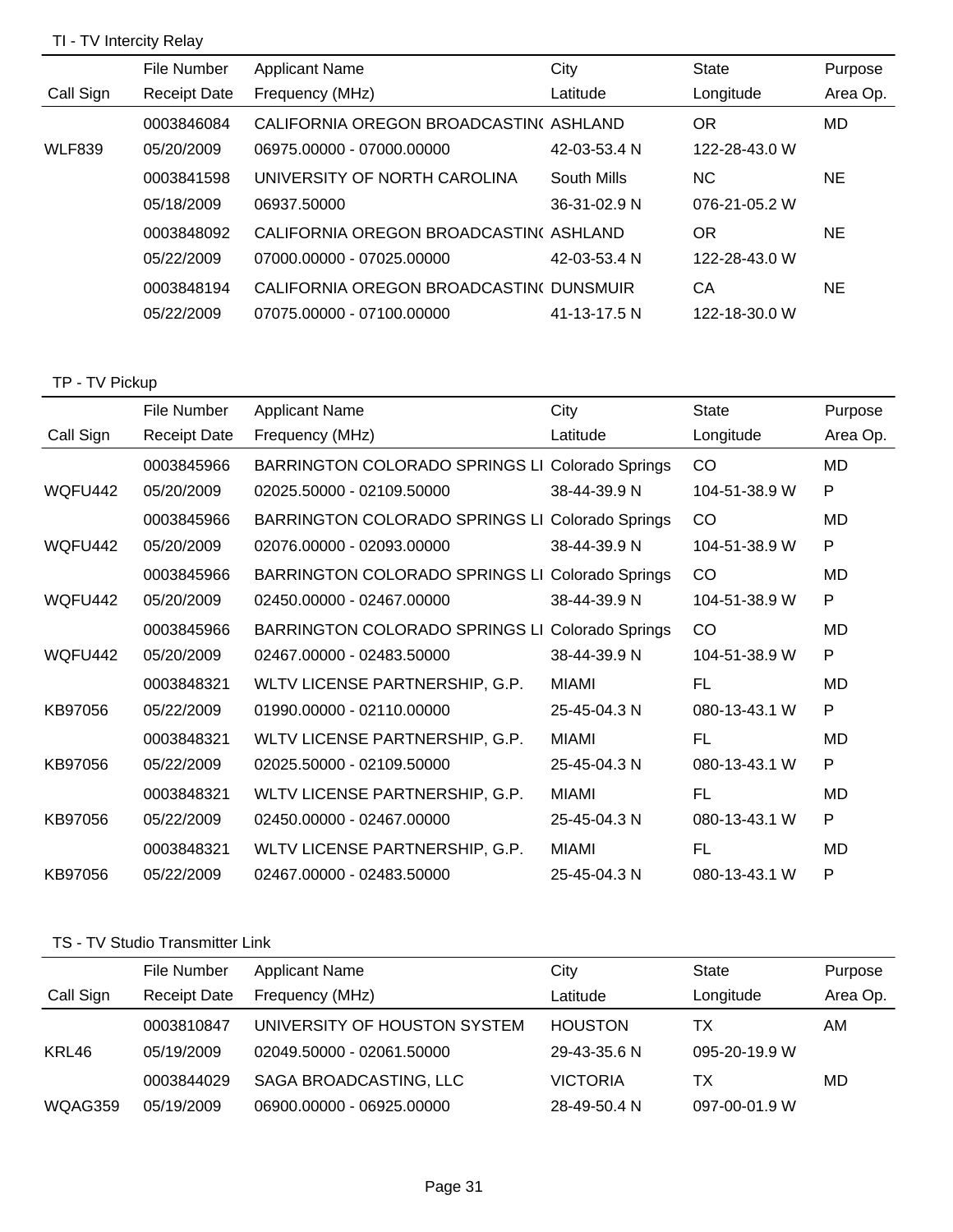## TI - TV Intercity Relay

| Call Sign | File Number / Receipt Date | Applicant Name / Frequency (MHz) | City / Latitude | State / Longitude | Purpose / Area Op. |
|---|---|---|---|---|---|
| | 0003846084 | CALIFORNIA OREGON BROADCASTIN( | ASHLAND | OR | MD |
| WLF839 | 05/20/2009 | 06975.00000 - 07000.00000 | 42-03-53.4 N | 122-28-43.0 W | |
| | 0003841598 | UNIVERSITY OF NORTH CAROLINA | South Mills | NC | NE |
| | 05/18/2009 | 06937.50000 | 36-31-02.9 N | 076-21-05.2 W | |
| | 0003848092 | CALIFORNIA OREGON BROADCASTIN( | ASHLAND | OR | NE |
| | 05/22/2009 | 07000.00000 - 07025.00000 | 42-03-53.4 N | 122-28-43.0 W | |
| | 0003848194 | CALIFORNIA OREGON BROADCASTIN( | DUNSMUIR | CA | NE |
| | 05/22/2009 | 07075.00000 - 07100.00000 | 41-13-17.5 N | 122-18-30.0 W | |

## TP - TV Pickup

| Call Sign | File Number / Receipt Date | Applicant Name / Frequency (MHz) | City / Latitude | State / Longitude | Purpose / Area Op. |
|---|---|---|---|---|---|
| | 0003845966 | BARRINGTON COLORADO SPRINGS LI | Colorado Springs | CO | MD |
| WQFU442 | 05/20/2009 | 02025.50000 - 02109.50000 | 38-44-39.9 N | 104-51-38.9 W | P |
| | 0003845966 | BARRINGTON COLORADO SPRINGS LI | Colorado Springs | CO | MD |
| WQFU442 | 05/20/2009 | 02076.00000 - 02093.00000 | 38-44-39.9 N | 104-51-38.9 W | P |
| | 0003845966 | BARRINGTON COLORADO SPRINGS LI | Colorado Springs | CO | MD |
| WQFU442 | 05/20/2009 | 02450.00000 - 02467.00000 | 38-44-39.9 N | 104-51-38.9 W | P |
| | 0003845966 | BARRINGTON COLORADO SPRINGS LI | Colorado Springs | CO | MD |
| WQFU442 | 05/20/2009 | 02467.00000 - 02483.50000 | 38-44-39.9 N | 104-51-38.9 W | P |
| | 0003848321 | WLTV LICENSE PARTNERSHIP, G.P. | MIAMI | FL | MD |
| KB97056 | 05/22/2009 | 01990.00000 - 02110.00000 | 25-45-04.3 N | 080-13-43.1 W | P |
| | 0003848321 | WLTV LICENSE PARTNERSHIP, G.P. | MIAMI | FL | MD |
| KB97056 | 05/22/2009 | 02025.50000 - 02109.50000 | 25-45-04.3 N | 080-13-43.1 W | P |
| | 0003848321 | WLTV LICENSE PARTNERSHIP, G.P. | MIAMI | FL | MD |
| KB97056 | 05/22/2009 | 02450.00000 - 02467.00000 | 25-45-04.3 N | 080-13-43.1 W | P |
| | 0003848321 | WLTV LICENSE PARTNERSHIP, G.P. | MIAMI | FL | MD |
| KB97056 | 05/22/2009 | 02467.00000 - 02483.50000 | 25-45-04.3 N | 080-13-43.1 W | P |

## TS - TV Studio Transmitter Link

| Call Sign | File Number / Receipt Date | Applicant Name / Frequency (MHz) | City / Latitude | State / Longitude | Purpose / Area Op. |
|---|---|---|---|---|---|
| | 0003810847 | UNIVERSITY OF HOUSTON SYSTEM | HOUSTON | TX | AM |
| KRL46 | 05/19/2009 | 02049.50000 - 02061.50000 | 29-43-35.6 N | 095-20-19.9 W | |
| | 0003844029 | SAGA BROADCASTING, LLC | VICTORIA | TX | MD |
| WQAG359 | 05/19/2009 | 06900.00000 - 06925.00000 | 28-49-50.4 N | 097-00-01.9 W | |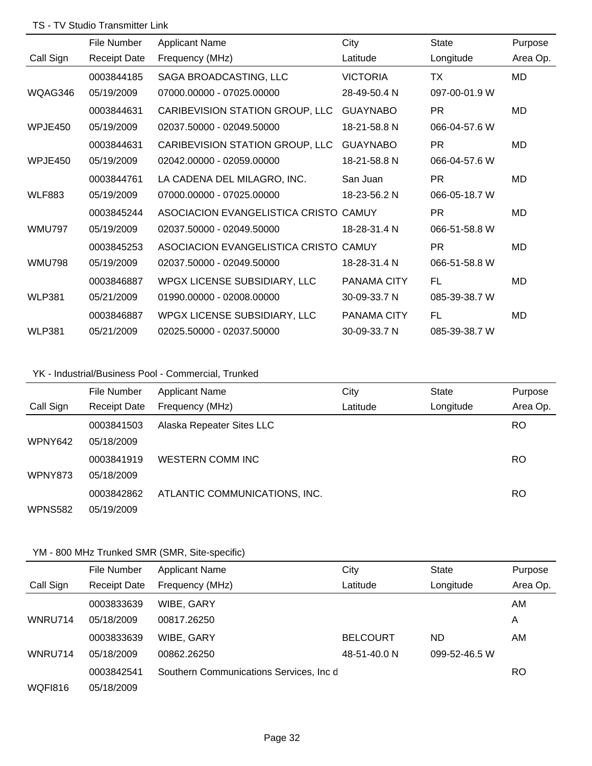## TS - TV Studio Transmitter Link

| Call Sign | File Number<br>Receipt Date | Applicant Name<br>Frequency (MHz) | City<br>Latitude | State<br>Longitude | Purpose<br>Area Op. |
|---|---|---|---|---|---|
| WQAG346 | 0003844185<br>05/19/2009 | SAGA BROADCASTING, LLC<br>07000.00000 - 07025.00000 | VICTORIA<br>28-49-50.4 N | TX<br>097-00-01.9 W | MD |
| WPJE450 | 0003844631<br>05/19/2009 | CARIBEVISION STATION GROUP, LLC<br>02037.50000 - 02049.50000 | GUAYNABO<br>18-21-58.8 N | PR<br>066-04-57.6 W | MD |
| WPJE450 | 0003844631<br>05/19/2009 | CARIBEVISION STATION GROUP, LLC<br>02042.00000 - 02059.00000 | GUAYNABO<br>18-21-58.8 N | PR<br>066-04-57.6 W | MD |
| WLF883 | 0003844761<br>05/19/2009 | LA CADENA DEL MILAGRO, INC.<br>07000.00000 - 07025.00000 | San Juan<br>18-23-56.2 N | PR<br>066-05-18.7 W | MD |
| WMU797 | 0003845244<br>05/19/2009 | ASOCIACION EVANGELISTICA CRISTO<br>02037.50000 - 02049.50000 | CAMUY<br>18-28-31.4 N | PR<br>066-51-58.8 W | MD |
| WMU798 | 0003845253<br>05/19/2009 | ASOCIACION EVANGELISTICA CRISTO<br>02037.50000 - 02049.50000 | CAMUY<br>18-28-31.4 N | PR<br>066-51-58.8 W | MD |
| WLP381 | 0003846887<br>05/21/2009 | WPGX LICENSE SUBSIDIARY, LLC<br>01990.00000 - 02008.00000 | PANAMA CITY<br>30-09-33.7 N | FL<br>085-39-38.7 W | MD |
| WLP381 | 0003846887<br>05/21/2009 | WPGX LICENSE SUBSIDIARY, LLC<br>02025.50000 - 02037.50000 | PANAMA CITY<br>30-09-33.7 N | FL<br>085-39-38.7 W | MD |

## YK - Industrial/Business Pool - Commercial, Trunked

| Call Sign | File Number<br>Receipt Date | Applicant Name<br>Frequency (MHz) | City<br>Latitude | State<br>Longitude | Purpose<br>Area Op. |
|---|---|---|---|---|---|
| WPNY642 | 0003841503<br>05/18/2009 | Alaska Repeater Sites LLC | | | RO |
| WPNY873 | 0003841919<br>05/18/2009 | WESTERN COMM INC | | | RO |
| WPNS582 | 0003842862<br>05/19/2009 | ATLANTIC COMMUNICATIONS, INC. | | | RO |

## YM - 800 MHz Trunked SMR (SMR, Site-specific)

| Call Sign | File Number<br>Receipt Date | Applicant Name<br>Frequency (MHz) | City<br>Latitude | State<br>Longitude | Purpose<br>Area Op. |
|---|---|---|---|---|---|
| WNRU714 | 0003833639<br>05/18/2009 | WIBE, GARY<br>00817.26250 | | | AM<br>A |
| WNRU714 | 0003833639<br>05/18/2009 | WIBE, GARY<br>00862.26250 | BELCOURT<br>48-51-40.0 N | ND<br>099-52-46.5 W | AM |
| WQFI816 | 0003842541<br>05/18/2009 | Southern Communications Services, Inc d | | | RO |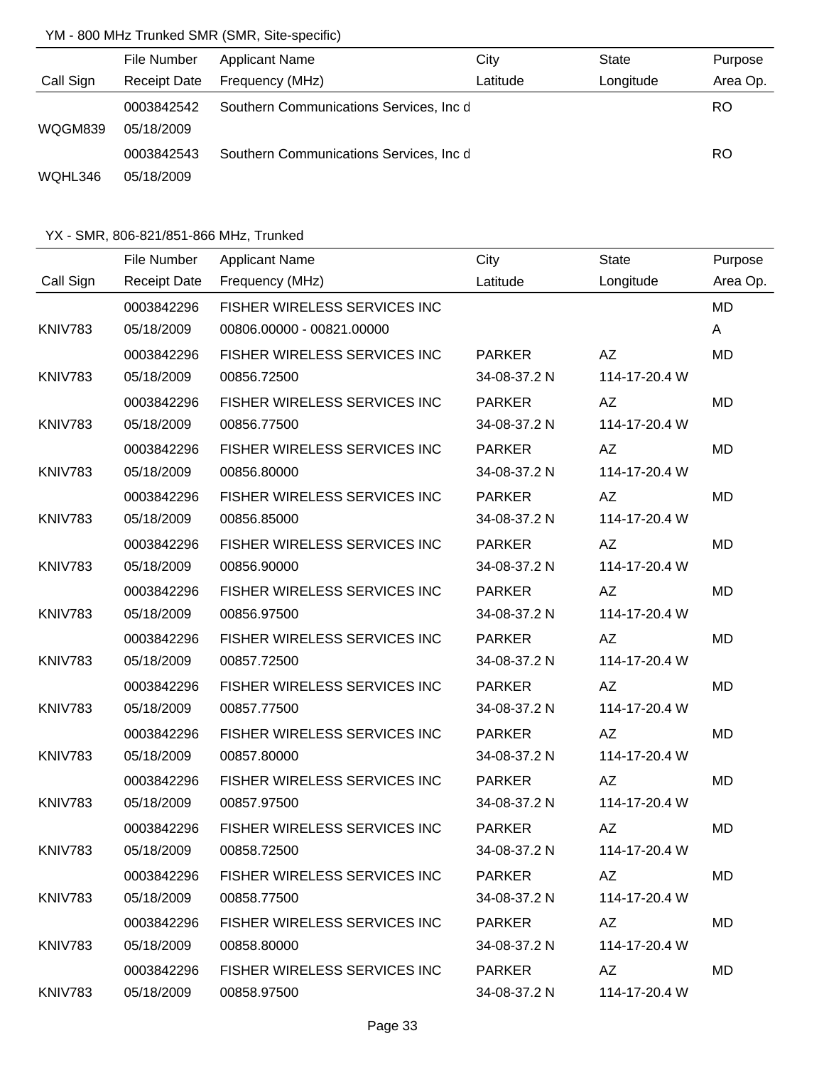YM - 800 MHz Trunked SMR (SMR, Site-specific)

| Call Sign | File Number / Receipt Date | Applicant Name / Frequency (MHz) | City / Latitude | State / Longitude | Purpose / Area Op. |
|---|---|---|---|---|---|
| WQGM839 | 0003842542 / 05/18/2009 | Southern Communications Services, Inc d | | | RO |
| WQHL346 | 0003842543 / 05/18/2009 | Southern Communications Services, Inc d | | | RO |

YX - SMR, 806-821/851-866 MHz, Trunked

| Call Sign | File Number / Receipt Date | Applicant Name / Frequency (MHz) | City / Latitude | State / Longitude | Purpose / Area Op. |
|---|---|---|---|---|---|
| KNIV783 | 0003842296 / 05/18/2009 | FISHER WIRELESS SERVICES INC / 00806.00000 - 00821.00000 | | | MD / A |
| KNIV783 | 0003842296 / 05/18/2009 | FISHER WIRELESS SERVICES INC / 00856.72500 | PARKER / 34-08-37.2 N | AZ / 114-17-20.4 W | MD |
| KNIV783 | 0003842296 / 05/18/2009 | FISHER WIRELESS SERVICES INC / 00856.77500 | PARKER / 34-08-37.2 N | AZ / 114-17-20.4 W | MD |
| KNIV783 | 0003842296 / 05/18/2009 | FISHER WIRELESS SERVICES INC / 00856.80000 | PARKER / 34-08-37.2 N | AZ / 114-17-20.4 W | MD |
| KNIV783 | 0003842296 / 05/18/2009 | FISHER WIRELESS SERVICES INC / 00856.85000 | PARKER / 34-08-37.2 N | AZ / 114-17-20.4 W | MD |
| KNIV783 | 0003842296 / 05/18/2009 | FISHER WIRELESS SERVICES INC / 00856.90000 | PARKER / 34-08-37.2 N | AZ / 114-17-20.4 W | MD |
| KNIV783 | 0003842296 / 05/18/2009 | FISHER WIRELESS SERVICES INC / 00856.97500 | PARKER / 34-08-37.2 N | AZ / 114-17-20.4 W | MD |
| KNIV783 | 0003842296 / 05/18/2009 | FISHER WIRELESS SERVICES INC / 00857.72500 | PARKER / 34-08-37.2 N | AZ / 114-17-20.4 W | MD |
| KNIV783 | 0003842296 / 05/18/2009 | FISHER WIRELESS SERVICES INC / 00857.77500 | PARKER / 34-08-37.2 N | AZ / 114-17-20.4 W | MD |
| KNIV783 | 0003842296 / 05/18/2009 | FISHER WIRELESS SERVICES INC / 00857.80000 | PARKER / 34-08-37.2 N | AZ / 114-17-20.4 W | MD |
| KNIV783 | 0003842296 / 05/18/2009 | FISHER WIRELESS SERVICES INC / 00857.97500 | PARKER / 34-08-37.2 N | AZ / 114-17-20.4 W | MD |
| KNIV783 | 0003842296 / 05/18/2009 | FISHER WIRELESS SERVICES INC / 00858.72500 | PARKER / 34-08-37.2 N | AZ / 114-17-20.4 W | MD |
| KNIV783 | 0003842296 / 05/18/2009 | FISHER WIRELESS SERVICES INC / 00858.77500 | PARKER / 34-08-37.2 N | AZ / 114-17-20.4 W | MD |
| KNIV783 | 0003842296 / 05/18/2009 | FISHER WIRELESS SERVICES INC / 00858.80000 | PARKER / 34-08-37.2 N | AZ / 114-17-20.4 W | MD |
| KNIV783 | 0003842296 / 05/18/2009 | FISHER WIRELESS SERVICES INC / 00858.97500 | PARKER / 34-08-37.2 N | AZ / 114-17-20.4 W | MD |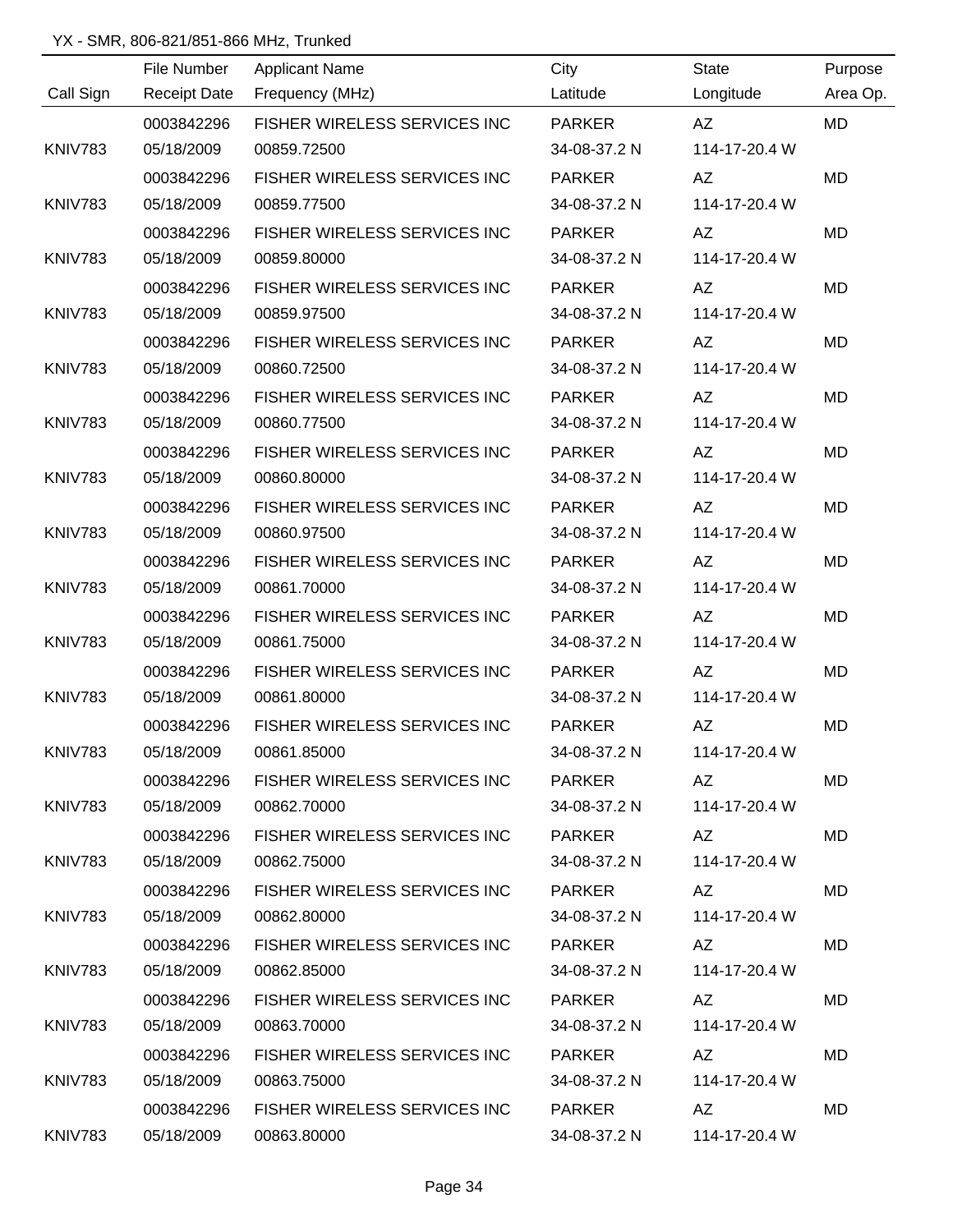YX - SMR, 806-821/851-866 MHz, Trunked

| Call Sign | File Number / Receipt Date | Applicant Name / Frequency (MHz) | City / Latitude | State / Longitude | Purpose / Area Op. |
|---|---|---|---|---|---|
| | 0003842296 | FISHER WIRELESS SERVICES INC | PARKER | AZ | MD |
| KNIV783 | 05/18/2009 | 00859.72500 | 34-08-37.2 N | 114-17-20.4 W | |
| | 0003842296 | FISHER WIRELESS SERVICES INC | PARKER | AZ | MD |
| KNIV783 | 05/18/2009 | 00859.77500 | 34-08-37.2 N | 114-17-20.4 W | |
| | 0003842296 | FISHER WIRELESS SERVICES INC | PARKER | AZ | MD |
| KNIV783 | 05/18/2009 | 00859.80000 | 34-08-37.2 N | 114-17-20.4 W | |
| | 0003842296 | FISHER WIRELESS SERVICES INC | PARKER | AZ | MD |
| KNIV783 | 05/18/2009 | 00859.97500 | 34-08-37.2 N | 114-17-20.4 W | |
| | 0003842296 | FISHER WIRELESS SERVICES INC | PARKER | AZ | MD |
| KNIV783 | 05/18/2009 | 00860.72500 | 34-08-37.2 N | 114-17-20.4 W | |
| | 0003842296 | FISHER WIRELESS SERVICES INC | PARKER | AZ | MD |
| KNIV783 | 05/18/2009 | 00860.77500 | 34-08-37.2 N | 114-17-20.4 W | |
| | 0003842296 | FISHER WIRELESS SERVICES INC | PARKER | AZ | MD |
| KNIV783 | 05/18/2009 | 00860.80000 | 34-08-37.2 N | 114-17-20.4 W | |
| | 0003842296 | FISHER WIRELESS SERVICES INC | PARKER | AZ | MD |
| KNIV783 | 05/18/2009 | 00860.97500 | 34-08-37.2 N | 114-17-20.4 W | |
| | 0003842296 | FISHER WIRELESS SERVICES INC | PARKER | AZ | MD |
| KNIV783 | 05/18/2009 | 00861.70000 | 34-08-37.2 N | 114-17-20.4 W | |
| | 0003842296 | FISHER WIRELESS SERVICES INC | PARKER | AZ | MD |
| KNIV783 | 05/18/2009 | 00861.75000 | 34-08-37.2 N | 114-17-20.4 W | |
| | 0003842296 | FISHER WIRELESS SERVICES INC | PARKER | AZ | MD |
| KNIV783 | 05/18/2009 | 00861.80000 | 34-08-37.2 N | 114-17-20.4 W | |
| | 0003842296 | FISHER WIRELESS SERVICES INC | PARKER | AZ | MD |
| KNIV783 | 05/18/2009 | 00861.85000 | 34-08-37.2 N | 114-17-20.4 W | |
| | 0003842296 | FISHER WIRELESS SERVICES INC | PARKER | AZ | MD |
| KNIV783 | 05/18/2009 | 00862.70000 | 34-08-37.2 N | 114-17-20.4 W | |
| | 0003842296 | FISHER WIRELESS SERVICES INC | PARKER | AZ | MD |
| KNIV783 | 05/18/2009 | 00862.75000 | 34-08-37.2 N | 114-17-20.4 W | |
| | 0003842296 | FISHER WIRELESS SERVICES INC | PARKER | AZ | MD |
| KNIV783 | 05/18/2009 | 00862.80000 | 34-08-37.2 N | 114-17-20.4 W | |
| | 0003842296 | FISHER WIRELESS SERVICES INC | PARKER | AZ | MD |
| KNIV783 | 05/18/2009 | 00862.85000 | 34-08-37.2 N | 114-17-20.4 W | |
| | 0003842296 | FISHER WIRELESS SERVICES INC | PARKER | AZ | MD |
| KNIV783 | 05/18/2009 | 00863.70000 | 34-08-37.2 N | 114-17-20.4 W | |
| | 0003842296 | FISHER WIRELESS SERVICES INC | PARKER | AZ | MD |
| KNIV783 | 05/18/2009 | 00863.75000 | 34-08-37.2 N | 114-17-20.4 W | |
| | 0003842296 | FISHER WIRELESS SERVICES INC | PARKER | AZ | MD |
| KNIV783 | 05/18/2009 | 00863.80000 | 34-08-37.2 N | 114-17-20.4 W | |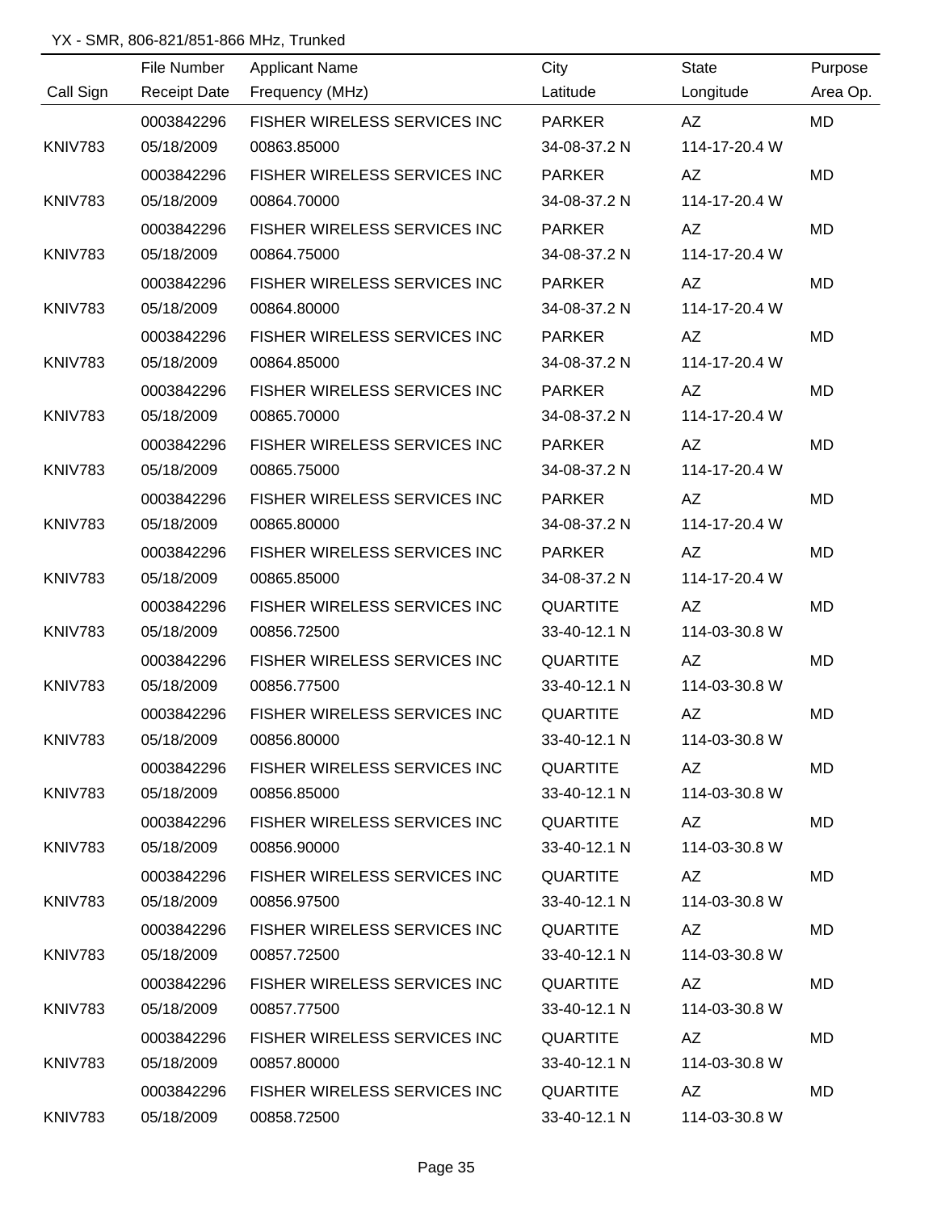YX - SMR, 806-821/851-866 MHz, Trunked

| Call Sign | File Number / Receipt Date | Applicant Name / Frequency (MHz) | City / Latitude | State / Longitude | Purpose / Area Op. |
|---|---|---|---|---|---|
| | 0003842296 | FISHER WIRELESS SERVICES INC | PARKER | AZ | MD |
| KNIV783 | 05/18/2009 | 00863.85000 | 34-08-37.2 N | 114-17-20.4 W | |
| | 0003842296 | FISHER WIRELESS SERVICES INC | PARKER | AZ | MD |
| KNIV783 | 05/18/2009 | 00864.70000 | 34-08-37.2 N | 114-17-20.4 W | |
| | 0003842296 | FISHER WIRELESS SERVICES INC | PARKER | AZ | MD |
| KNIV783 | 05/18/2009 | 00864.75000 | 34-08-37.2 N | 114-17-20.4 W | |
| | 0003842296 | FISHER WIRELESS SERVICES INC | PARKER | AZ | MD |
| KNIV783 | 05/18/2009 | 00864.80000 | 34-08-37.2 N | 114-17-20.4 W | |
| | 0003842296 | FISHER WIRELESS SERVICES INC | PARKER | AZ | MD |
| KNIV783 | 05/18/2009 | 00864.85000 | 34-08-37.2 N | 114-17-20.4 W | |
| | 0003842296 | FISHER WIRELESS SERVICES INC | PARKER | AZ | MD |
| KNIV783 | 05/18/2009 | 00865.70000 | 34-08-37.2 N | 114-17-20.4 W | |
| | 0003842296 | FISHER WIRELESS SERVICES INC | PARKER | AZ | MD |
| KNIV783 | 05/18/2009 | 00865.75000 | 34-08-37.2 N | 114-17-20.4 W | |
| | 0003842296 | FISHER WIRELESS SERVICES INC | PARKER | AZ | MD |
| KNIV783 | 05/18/2009 | 00865.80000 | 34-08-37.2 N | 114-17-20.4 W | |
| | 0003842296 | FISHER WIRELESS SERVICES INC | PARKER | AZ | MD |
| KNIV783 | 05/18/2009 | 00865.85000 | 34-08-37.2 N | 114-17-20.4 W | |
| | 0003842296 | FISHER WIRELESS SERVICES INC | QUARTITE | AZ | MD |
| KNIV783 | 05/18/2009 | 00856.72500 | 33-40-12.1 N | 114-03-30.8 W | |
| | 0003842296 | FISHER WIRELESS SERVICES INC | QUARTITE | AZ | MD |
| KNIV783 | 05/18/2009 | 00856.77500 | 33-40-12.1 N | 114-03-30.8 W | |
| | 0003842296 | FISHER WIRELESS SERVICES INC | QUARTITE | AZ | MD |
| KNIV783 | 05/18/2009 | 00856.80000 | 33-40-12.1 N | 114-03-30.8 W | |
| | 0003842296 | FISHER WIRELESS SERVICES INC | QUARTITE | AZ | MD |
| KNIV783 | 05/18/2009 | 00856.85000 | 33-40-12.1 N | 114-03-30.8 W | |
| | 0003842296 | FISHER WIRELESS SERVICES INC | QUARTITE | AZ | MD |
| KNIV783 | 05/18/2009 | 00856.90000 | 33-40-12.1 N | 114-03-30.8 W | |
| | 0003842296 | FISHER WIRELESS SERVICES INC | QUARTITE | AZ | MD |
| KNIV783 | 05/18/2009 | 00856.97500 | 33-40-12.1 N | 114-03-30.8 W | |
| | 0003842296 | FISHER WIRELESS SERVICES INC | QUARTITE | AZ | MD |
| KNIV783 | 05/18/2009 | 00857.72500 | 33-40-12.1 N | 114-03-30.8 W | |
| | 0003842296 | FISHER WIRELESS SERVICES INC | QUARTITE | AZ | MD |
| KNIV783 | 05/18/2009 | 00857.77500 | 33-40-12.1 N | 114-03-30.8 W | |
| | 0003842296 | FISHER WIRELESS SERVICES INC | QUARTITE | AZ | MD |
| KNIV783 | 05/18/2009 | 00857.80000 | 33-40-12.1 N | 114-03-30.8 W | |
| | 0003842296 | FISHER WIRELESS SERVICES INC | QUARTITE | AZ | MD |
| KNIV783 | 05/18/2009 | 00858.72500 | 33-40-12.1 N | 114-03-30.8 W | |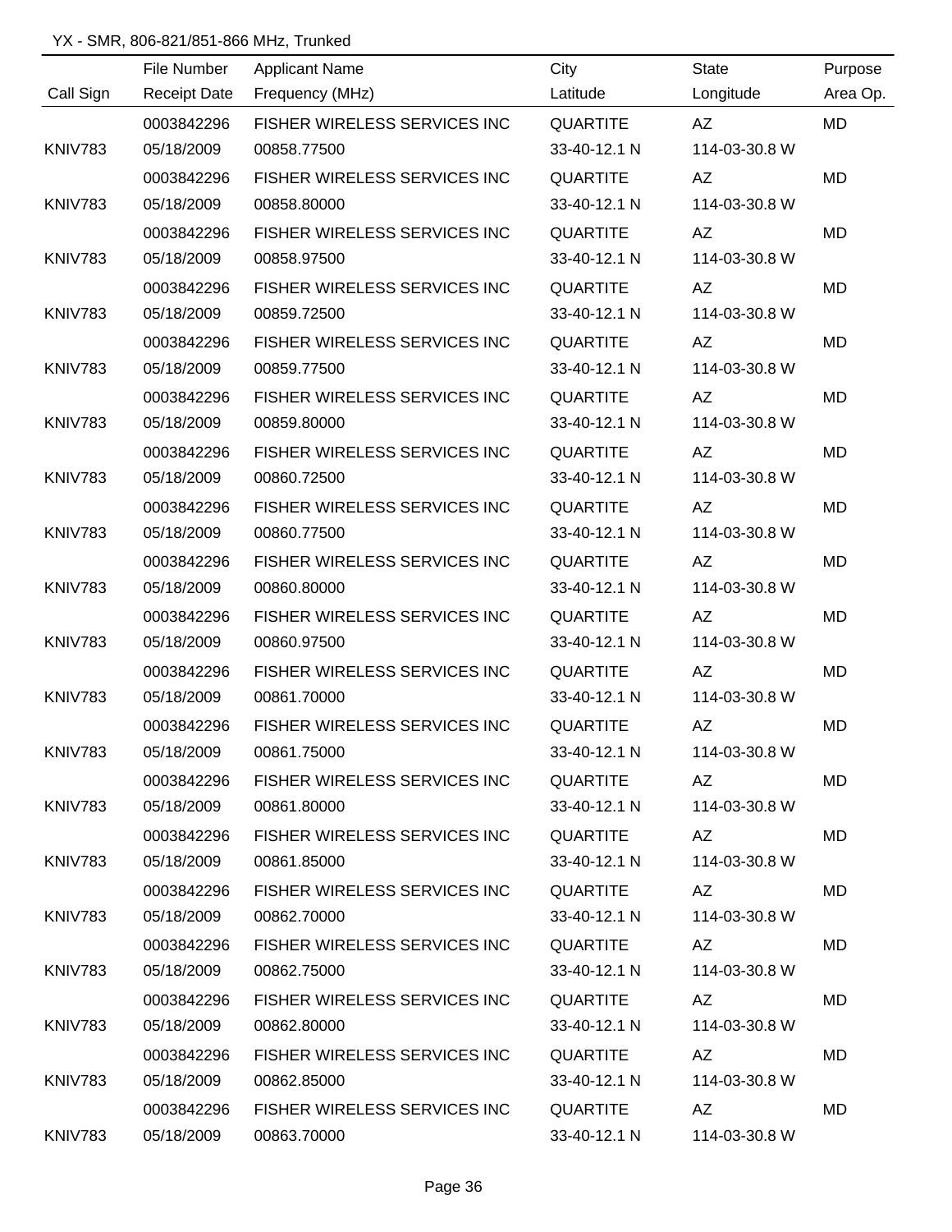YX - SMR, 806-821/851-866 MHz, Trunked

| Call Sign | File Number<br>Receipt Date | Applicant Name<br>Frequency (MHz) | City<br>Latitude | State<br>Longitude | Purpose<br>Area Op. |
|---|---|---|---|---|---|
| KNIV783 | 0003842296<br>05/18/2009 | FISHER WIRELESS SERVICES INC<br>00858.77500 | QUARTITE<br>33-40-12.1 N | AZ<br>114-03-30.8 W | MD |
| KNIV783 | 0003842296<br>05/18/2009 | FISHER WIRELESS SERVICES INC<br>00858.80000 | QUARTITE<br>33-40-12.1 N | AZ<br>114-03-30.8 W | MD |
| KNIV783 | 0003842296<br>05/18/2009 | FISHER WIRELESS SERVICES INC<br>00858.97500 | QUARTITE<br>33-40-12.1 N | AZ<br>114-03-30.8 W | MD |
| KNIV783 | 0003842296<br>05/18/2009 | FISHER WIRELESS SERVICES INC<br>00859.72500 | QUARTITE<br>33-40-12.1 N | AZ<br>114-03-30.8 W | MD |
| KNIV783 | 0003842296<br>05/18/2009 | FISHER WIRELESS SERVICES INC<br>00859.77500 | QUARTITE<br>33-40-12.1 N | AZ<br>114-03-30.8 W | MD |
| KNIV783 | 0003842296<br>05/18/2009 | FISHER WIRELESS SERVICES INC<br>00859.80000 | QUARTITE<br>33-40-12.1 N | AZ<br>114-03-30.8 W | MD |
| KNIV783 | 0003842296<br>05/18/2009 | FISHER WIRELESS SERVICES INC<br>00860.72500 | QUARTITE<br>33-40-12.1 N | AZ<br>114-03-30.8 W | MD |
| KNIV783 | 0003842296<br>05/18/2009 | FISHER WIRELESS SERVICES INC<br>00860.77500 | QUARTITE<br>33-40-12.1 N | AZ<br>114-03-30.8 W | MD |
| KNIV783 | 0003842296<br>05/18/2009 | FISHER WIRELESS SERVICES INC<br>00860.80000 | QUARTITE<br>33-40-12.1 N | AZ<br>114-03-30.8 W | MD |
| KNIV783 | 0003842296<br>05/18/2009 | FISHER WIRELESS SERVICES INC<br>00860.97500 | QUARTITE<br>33-40-12.1 N | AZ<br>114-03-30.8 W | MD |
| KNIV783 | 0003842296<br>05/18/2009 | FISHER WIRELESS SERVICES INC<br>00861.70000 | QUARTITE<br>33-40-12.1 N | AZ<br>114-03-30.8 W | MD |
| KNIV783 | 0003842296<br>05/18/2009 | FISHER WIRELESS SERVICES INC<br>00861.75000 | QUARTITE<br>33-40-12.1 N | AZ<br>114-03-30.8 W | MD |
| KNIV783 | 0003842296<br>05/18/2009 | FISHER WIRELESS SERVICES INC<br>00861.80000 | QUARTITE<br>33-40-12.1 N | AZ<br>114-03-30.8 W | MD |
| KNIV783 | 0003842296<br>05/18/2009 | FISHER WIRELESS SERVICES INC<br>00861.85000 | QUARTITE<br>33-40-12.1 N | AZ<br>114-03-30.8 W | MD |
| KNIV783 | 0003842296<br>05/18/2009 | FISHER WIRELESS SERVICES INC<br>00862.70000 | QUARTITE<br>33-40-12.1 N | AZ<br>114-03-30.8 W | MD |
| KNIV783 | 0003842296<br>05/18/2009 | FISHER WIRELESS SERVICES INC<br>00862.75000 | QUARTITE<br>33-40-12.1 N | AZ<br>114-03-30.8 W | MD |
| KNIV783 | 0003842296<br>05/18/2009 | FISHER WIRELESS SERVICES INC<br>00862.80000 | QUARTITE<br>33-40-12.1 N | AZ<br>114-03-30.8 W | MD |
| KNIV783 | 0003842296<br>05/18/2009 | FISHER WIRELESS SERVICES INC<br>00862.85000 | QUARTITE<br>33-40-12.1 N | AZ<br>114-03-30.8 W | MD |
| KNIV783 | 0003842296<br>05/18/2009 | FISHER WIRELESS SERVICES INC<br>00863.70000 | QUARTITE<br>33-40-12.1 N | AZ<br>114-03-30.8 W | MD |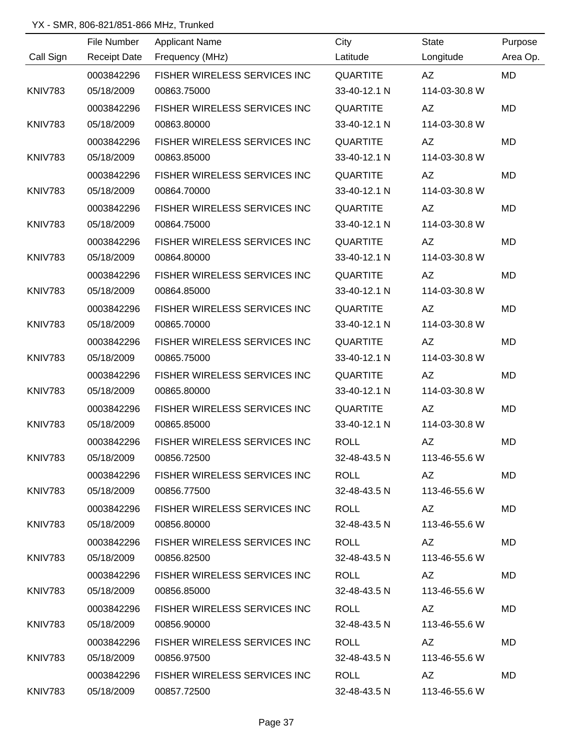YX - SMR, 806-821/851-866 MHz, Trunked

| Call Sign | File Number / Receipt Date | Applicant Name / Frequency (MHz) | City / Latitude | State / Longitude | Purpose / Area Op. |
|---|---|---|---|---|---|
| | 0003842296 | FISHER WIRELESS SERVICES INC | QUARTITE | AZ | MD |
| KNIV783 | 05/18/2009 | 00863.75000 | 33-40-12.1 N | 114-03-30.8 W | |
| | 0003842296 | FISHER WIRELESS SERVICES INC | QUARTITE | AZ | MD |
| KNIV783 | 05/18/2009 | 00863.80000 | 33-40-12.1 N | 114-03-30.8 W | |
| | 0003842296 | FISHER WIRELESS SERVICES INC | QUARTITE | AZ | MD |
| KNIV783 | 05/18/2009 | 00863.85000 | 33-40-12.1 N | 114-03-30.8 W | |
| | 0003842296 | FISHER WIRELESS SERVICES INC | QUARTITE | AZ | MD |
| KNIV783 | 05/18/2009 | 00864.70000 | 33-40-12.1 N | 114-03-30.8 W | |
| | 0003842296 | FISHER WIRELESS SERVICES INC | QUARTITE | AZ | MD |
| KNIV783 | 05/18/2009 | 00864.75000 | 33-40-12.1 N | 114-03-30.8 W | |
| | 0003842296 | FISHER WIRELESS SERVICES INC | QUARTITE | AZ | MD |
| KNIV783 | 05/18/2009 | 00864.80000 | 33-40-12.1 N | 114-03-30.8 W | |
| | 0003842296 | FISHER WIRELESS SERVICES INC | QUARTITE | AZ | MD |
| KNIV783 | 05/18/2009 | 00864.85000 | 33-40-12.1 N | 114-03-30.8 W | |
| | 0003842296 | FISHER WIRELESS SERVICES INC | QUARTITE | AZ | MD |
| KNIV783 | 05/18/2009 | 00865.70000 | 33-40-12.1 N | 114-03-30.8 W | |
| | 0003842296 | FISHER WIRELESS SERVICES INC | QUARTITE | AZ | MD |
| KNIV783 | 05/18/2009 | 00865.75000 | 33-40-12.1 N | 114-03-30.8 W | |
| | 0003842296 | FISHER WIRELESS SERVICES INC | QUARTITE | AZ | MD |
| KNIV783 | 05/18/2009 | 00865.80000 | 33-40-12.1 N | 114-03-30.8 W | |
| | 0003842296 | FISHER WIRELESS SERVICES INC | QUARTITE | AZ | MD |
| KNIV783 | 05/18/2009 | 00865.85000 | 33-40-12.1 N | 114-03-30.8 W | |
| | 0003842296 | FISHER WIRELESS SERVICES INC | ROLL | AZ | MD |
| KNIV783 | 05/18/2009 | 00856.72500 | 32-48-43.5 N | 113-46-55.6 W | |
| | 0003842296 | FISHER WIRELESS SERVICES INC | ROLL | AZ | MD |
| KNIV783 | 05/18/2009 | 00856.77500 | 32-48-43.5 N | 113-46-55.6 W | |
| | 0003842296 | FISHER WIRELESS SERVICES INC | ROLL | AZ | MD |
| KNIV783 | 05/18/2009 | 00856.80000 | 32-48-43.5 N | 113-46-55.6 W | |
| | 0003842296 | FISHER WIRELESS SERVICES INC | ROLL | AZ | MD |
| KNIV783 | 05/18/2009 | 00856.82500 | 32-48-43.5 N | 113-46-55.6 W | |
| | 0003842296 | FISHER WIRELESS SERVICES INC | ROLL | AZ | MD |
| KNIV783 | 05/18/2009 | 00856.85000 | 32-48-43.5 N | 113-46-55.6 W | |
| | 0003842296 | FISHER WIRELESS SERVICES INC | ROLL | AZ | MD |
| KNIV783 | 05/18/2009 | 00856.90000 | 32-48-43.5 N | 113-46-55.6 W | |
| | 0003842296 | FISHER WIRELESS SERVICES INC | ROLL | AZ | MD |
| KNIV783 | 05/18/2009 | 00856.97500 | 32-48-43.5 N | 113-46-55.6 W | |
| | 0003842296 | FISHER WIRELESS SERVICES INC | ROLL | AZ | MD |
| KNIV783 | 05/18/2009 | 00857.72500 | 32-48-43.5 N | 113-46-55.6 W | |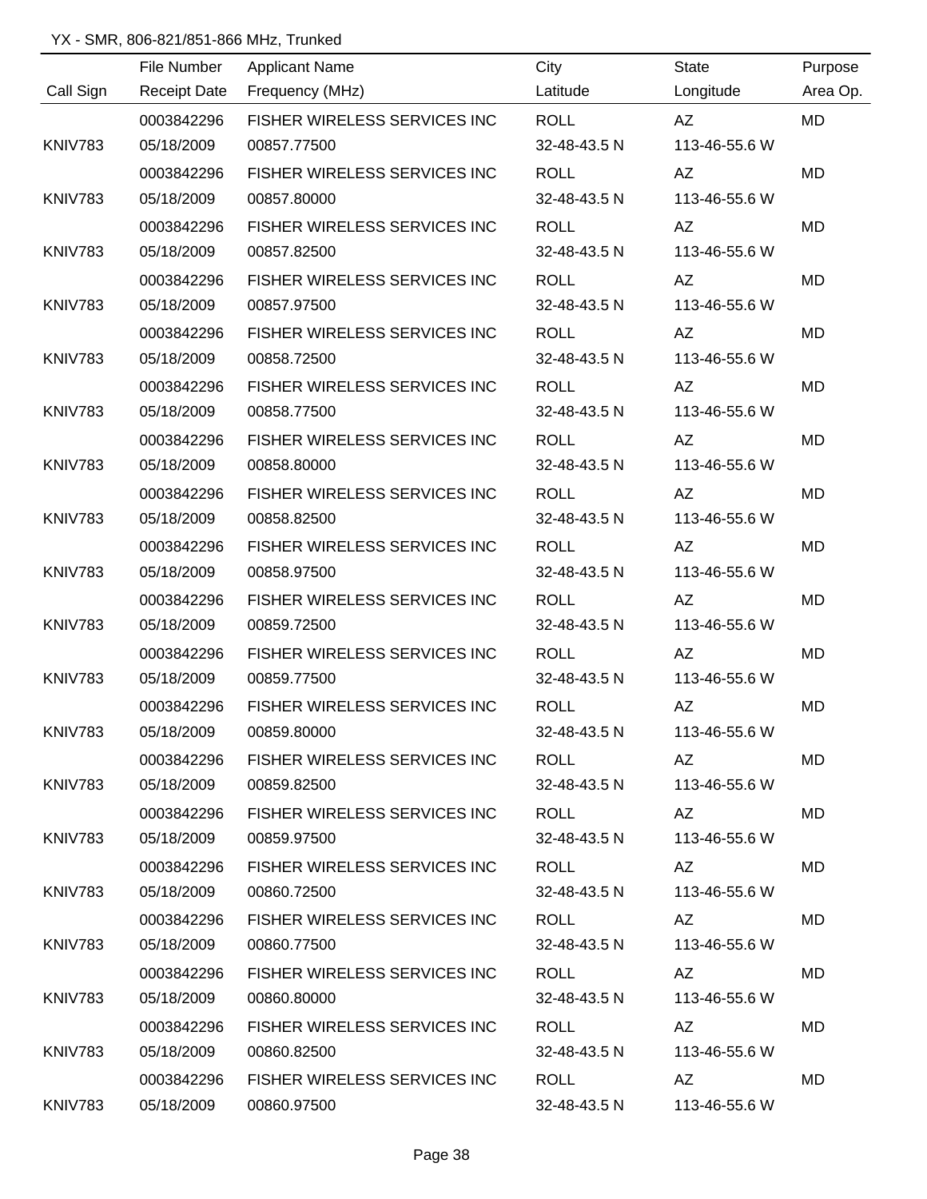YX - SMR, 806-821/851-866 MHz, Trunked

| Call Sign | File Number / Receipt Date | Applicant Name / Frequency (MHz) | City / Latitude | State / Longitude | Purpose / Area Op. |
|---|---|---|---|---|---|
| | 0003842296 | FISHER WIRELESS SERVICES INC | ROLL | AZ | MD |
| KNIV783 | 05/18/2009 | 00857.77500 | 32-48-43.5 N | 113-46-55.6 W | |
| | 0003842296 | FISHER WIRELESS SERVICES INC | ROLL | AZ | MD |
| KNIV783 | 05/18/2009 | 00857.80000 | 32-48-43.5 N | 113-46-55.6 W | |
| | 0003842296 | FISHER WIRELESS SERVICES INC | ROLL | AZ | MD |
| KNIV783 | 05/18/2009 | 00857.82500 | 32-48-43.5 N | 113-46-55.6 W | |
| | 0003842296 | FISHER WIRELESS SERVICES INC | ROLL | AZ | MD |
| KNIV783 | 05/18/2009 | 00857.97500 | 32-48-43.5 N | 113-46-55.6 W | |
| | 0003842296 | FISHER WIRELESS SERVICES INC | ROLL | AZ | MD |
| KNIV783 | 05/18/2009 | 00858.72500 | 32-48-43.5 N | 113-46-55.6 W | |
| | 0003842296 | FISHER WIRELESS SERVICES INC | ROLL | AZ | MD |
| KNIV783 | 05/18/2009 | 00858.77500 | 32-48-43.5 N | 113-46-55.6 W | |
| | 0003842296 | FISHER WIRELESS SERVICES INC | ROLL | AZ | MD |
| KNIV783 | 05/18/2009 | 00858.80000 | 32-48-43.5 N | 113-46-55.6 W | |
| | 0003842296 | FISHER WIRELESS SERVICES INC | ROLL | AZ | MD |
| KNIV783 | 05/18/2009 | 00858.82500 | 32-48-43.5 N | 113-46-55.6 W | |
| | 0003842296 | FISHER WIRELESS SERVICES INC | ROLL | AZ | MD |
| KNIV783 | 05/18/2009 | 00858.97500 | 32-48-43.5 N | 113-46-55.6 W | |
| | 0003842296 | FISHER WIRELESS SERVICES INC | ROLL | AZ | MD |
| KNIV783 | 05/18/2009 | 00859.72500 | 32-48-43.5 N | 113-46-55.6 W | |
| | 0003842296 | FISHER WIRELESS SERVICES INC | ROLL | AZ | MD |
| KNIV783 | 05/18/2009 | 00859.77500 | 32-48-43.5 N | 113-46-55.6 W | |
| | 0003842296 | FISHER WIRELESS SERVICES INC | ROLL | AZ | MD |
| KNIV783 | 05/18/2009 | 00859.80000 | 32-48-43.5 N | 113-46-55.6 W | |
| | 0003842296 | FISHER WIRELESS SERVICES INC | ROLL | AZ | MD |
| KNIV783 | 05/18/2009 | 00859.82500 | 32-48-43.5 N | 113-46-55.6 W | |
| | 0003842296 | FISHER WIRELESS SERVICES INC | ROLL | AZ | MD |
| KNIV783 | 05/18/2009 | 00859.97500 | 32-48-43.5 N | 113-46-55.6 W | |
| | 0003842296 | FISHER WIRELESS SERVICES INC | ROLL | AZ | MD |
| KNIV783 | 05/18/2009 | 00860.72500 | 32-48-43.5 N | 113-46-55.6 W | |
| | 0003842296 | FISHER WIRELESS SERVICES INC | ROLL | AZ | MD |
| KNIV783 | 05/18/2009 | 00860.77500 | 32-48-43.5 N | 113-46-55.6 W | |
| | 0003842296 | FISHER WIRELESS SERVICES INC | ROLL | AZ | MD |
| KNIV783 | 05/18/2009 | 00860.80000 | 32-48-43.5 N | 113-46-55.6 W | |
| | 0003842296 | FISHER WIRELESS SERVICES INC | ROLL | AZ | MD |
| KNIV783 | 05/18/2009 | 00860.82500 | 32-48-43.5 N | 113-46-55.6 W | |
| | 0003842296 | FISHER WIRELESS SERVICES INC | ROLL | AZ | MD |
| KNIV783 | 05/18/2009 | 00860.97500 | 32-48-43.5 N | 113-46-55.6 W | |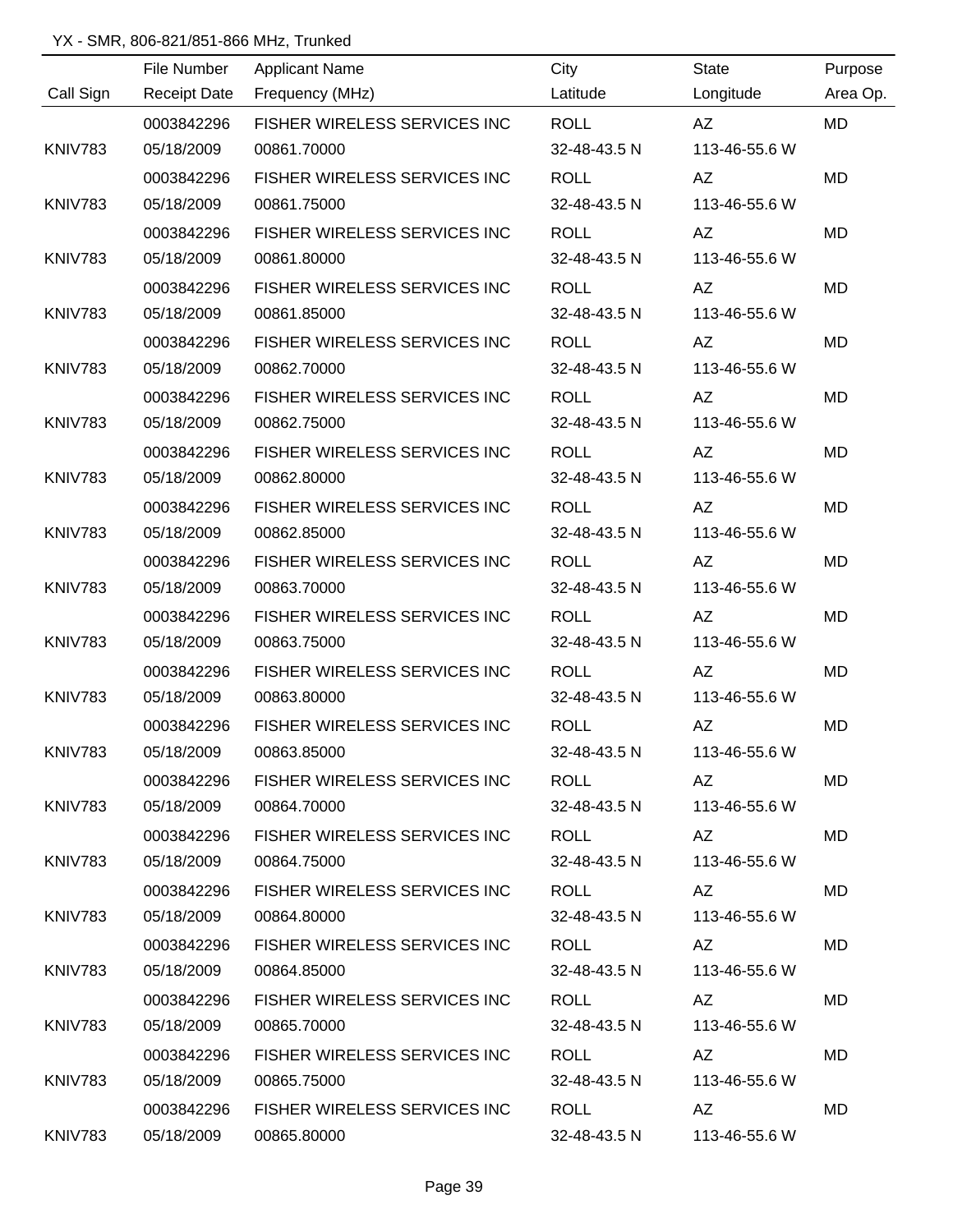YX - SMR, 806-821/851-866 MHz, Trunked

| Call Sign | File Number / Receipt Date | Applicant Name / Frequency (MHz) | City / Latitude | State / Longitude | Purpose / Area Op. |
|---|---|---|---|---|---|
| | 0003842296 | FISHER WIRELESS SERVICES INC | ROLL | AZ | MD |
| KNIV783 | 05/18/2009 | 00861.70000 | 32-48-43.5 N | 113-46-55.6 W | |
| | 0003842296 | FISHER WIRELESS SERVICES INC | ROLL | AZ | MD |
| KNIV783 | 05/18/2009 | 00861.75000 | 32-48-43.5 N | 113-46-55.6 W | |
| | 0003842296 | FISHER WIRELESS SERVICES INC | ROLL | AZ | MD |
| KNIV783 | 05/18/2009 | 00861.80000 | 32-48-43.5 N | 113-46-55.6 W | |
| | 0003842296 | FISHER WIRELESS SERVICES INC | ROLL | AZ | MD |
| KNIV783 | 05/18/2009 | 00861.85000 | 32-48-43.5 N | 113-46-55.6 W | |
| | 0003842296 | FISHER WIRELESS SERVICES INC | ROLL | AZ | MD |
| KNIV783 | 05/18/2009 | 00862.70000 | 32-48-43.5 N | 113-46-55.6 W | |
| | 0003842296 | FISHER WIRELESS SERVICES INC | ROLL | AZ | MD |
| KNIV783 | 05/18/2009 | 00862.75000 | 32-48-43.5 N | 113-46-55.6 W | |
| | 0003842296 | FISHER WIRELESS SERVICES INC | ROLL | AZ | MD |
| KNIV783 | 05/18/2009 | 00862.80000 | 32-48-43.5 N | 113-46-55.6 W | |
| | 0003842296 | FISHER WIRELESS SERVICES INC | ROLL | AZ | MD |
| KNIV783 | 05/18/2009 | 00862.85000 | 32-48-43.5 N | 113-46-55.6 W | |
| | 0003842296 | FISHER WIRELESS SERVICES INC | ROLL | AZ | MD |
| KNIV783 | 05/18/2009 | 00863.70000 | 32-48-43.5 N | 113-46-55.6 W | |
| | 0003842296 | FISHER WIRELESS SERVICES INC | ROLL | AZ | MD |
| KNIV783 | 05/18/2009 | 00863.75000 | 32-48-43.5 N | 113-46-55.6 W | |
| | 0003842296 | FISHER WIRELESS SERVICES INC | ROLL | AZ | MD |
| KNIV783 | 05/18/2009 | 00863.80000 | 32-48-43.5 N | 113-46-55.6 W | |
| | 0003842296 | FISHER WIRELESS SERVICES INC | ROLL | AZ | MD |
| KNIV783 | 05/18/2009 | 00863.85000 | 32-48-43.5 N | 113-46-55.6 W | |
| | 0003842296 | FISHER WIRELESS SERVICES INC | ROLL | AZ | MD |
| KNIV783 | 05/18/2009 | 00864.70000 | 32-48-43.5 N | 113-46-55.6 W | |
| | 0003842296 | FISHER WIRELESS SERVICES INC | ROLL | AZ | MD |
| KNIV783 | 05/18/2009 | 00864.75000 | 32-48-43.5 N | 113-46-55.6 W | |
| | 0003842296 | FISHER WIRELESS SERVICES INC | ROLL | AZ | MD |
| KNIV783 | 05/18/2009 | 00864.80000 | 32-48-43.5 N | 113-46-55.6 W | |
| | 0003842296 | FISHER WIRELESS SERVICES INC | ROLL | AZ | MD |
| KNIV783 | 05/18/2009 | 00864.85000 | 32-48-43.5 N | 113-46-55.6 W | |
| | 0003842296 | FISHER WIRELESS SERVICES INC | ROLL | AZ | MD |
| KNIV783 | 05/18/2009 | 00865.70000 | 32-48-43.5 N | 113-46-55.6 W | |
| | 0003842296 | FISHER WIRELESS SERVICES INC | ROLL | AZ | MD |
| KNIV783 | 05/18/2009 | 00865.75000 | 32-48-43.5 N | 113-46-55.6 W | |
| | 0003842296 | FISHER WIRELESS SERVICES INC | ROLL | AZ | MD |
| KNIV783 | 05/18/2009 | 00865.80000 | 32-48-43.5 N | 113-46-55.6 W | |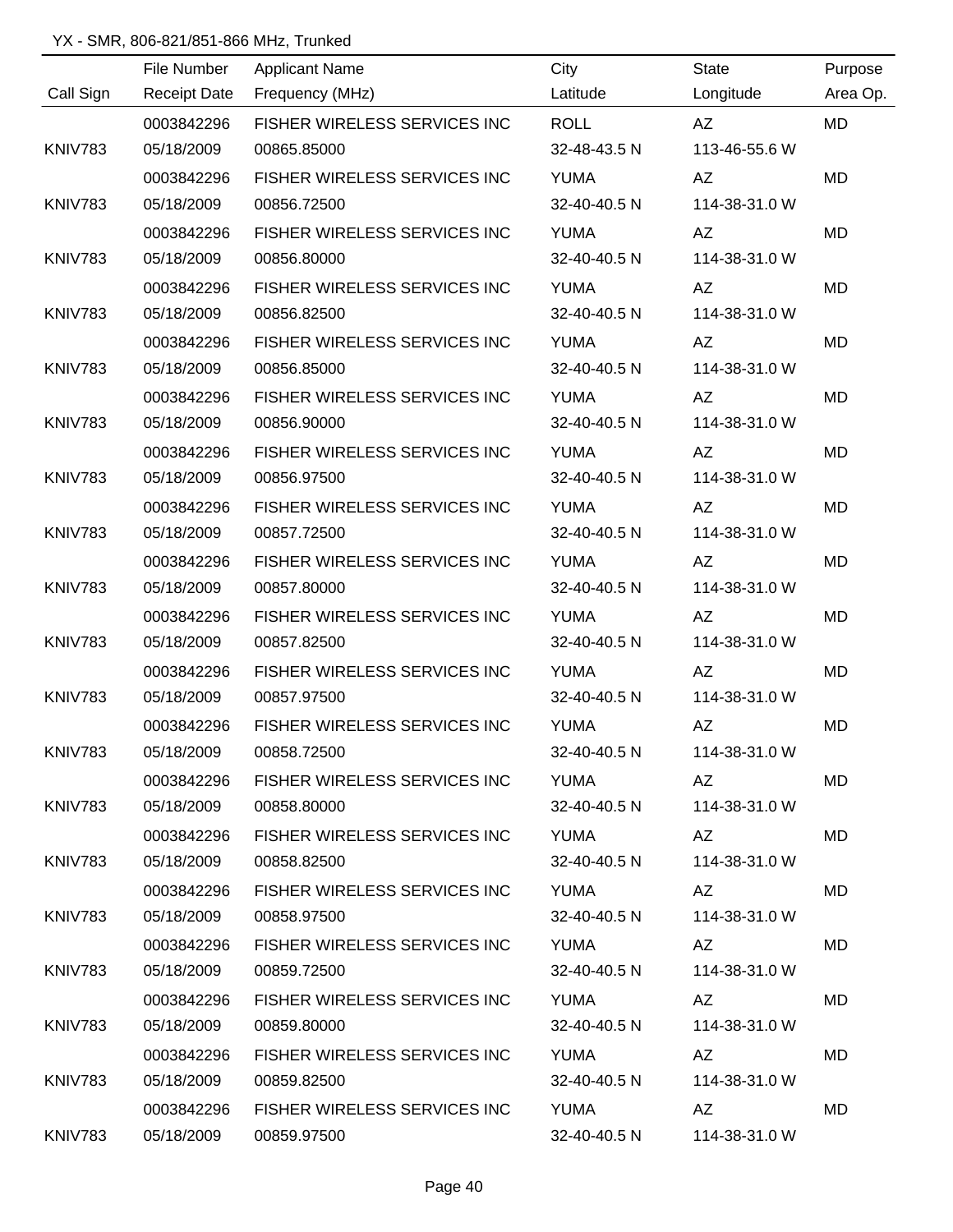YX - SMR, 806-821/851-866 MHz, Trunked

| Call Sign | File Number<br>Receipt Date | Applicant Name<br>Frequency (MHz) | City<br>Latitude | State<br>Longitude | Purpose<br>Area Op. |
|---|---|---|---|---|---|
| KNIV783 | 0003842296<br>05/18/2009 | FISHER WIRELESS SERVICES INC<br>00865.85000 | ROLL<br>32-48-43.5 N | AZ<br>113-46-55.6 W | MD |
| KNIV783 | 0003842296<br>05/18/2009 | FISHER WIRELESS SERVICES INC<br>00856.72500 | YUMA<br>32-40-40.5 N | AZ<br>114-38-31.0 W | MD |
| KNIV783 | 0003842296<br>05/18/2009 | FISHER WIRELESS SERVICES INC<br>00856.80000 | YUMA<br>32-40-40.5 N | AZ<br>114-38-31.0 W | MD |
| KNIV783 | 0003842296<br>05/18/2009 | FISHER WIRELESS SERVICES INC<br>00856.82500 | YUMA<br>32-40-40.5 N | AZ<br>114-38-31.0 W | MD |
| KNIV783 | 0003842296<br>05/18/2009 | FISHER WIRELESS SERVICES INC<br>00856.85000 | YUMA<br>32-40-40.5 N | AZ<br>114-38-31.0 W | MD |
| KNIV783 | 0003842296<br>05/18/2009 | FISHER WIRELESS SERVICES INC<br>00856.90000 | YUMA<br>32-40-40.5 N | AZ<br>114-38-31.0 W | MD |
| KNIV783 | 0003842296<br>05/18/2009 | FISHER WIRELESS SERVICES INC<br>00856.97500 | YUMA<br>32-40-40.5 N | AZ<br>114-38-31.0 W | MD |
| KNIV783 | 0003842296<br>05/18/2009 | FISHER WIRELESS SERVICES INC<br>00857.72500 | YUMA<br>32-40-40.5 N | AZ<br>114-38-31.0 W | MD |
| KNIV783 | 0003842296<br>05/18/2009 | FISHER WIRELESS SERVICES INC<br>00857.80000 | YUMA<br>32-40-40.5 N | AZ<br>114-38-31.0 W | MD |
| KNIV783 | 0003842296<br>05/18/2009 | FISHER WIRELESS SERVICES INC<br>00857.82500 | YUMA<br>32-40-40.5 N | AZ<br>114-38-31.0 W | MD |
| KNIV783 | 0003842296<br>05/18/2009 | FISHER WIRELESS SERVICES INC<br>00857.97500 | YUMA<br>32-40-40.5 N | AZ<br>114-38-31.0 W | MD |
| KNIV783 | 0003842296<br>05/18/2009 | FISHER WIRELESS SERVICES INC<br>00858.72500 | YUMA<br>32-40-40.5 N | AZ<br>114-38-31.0 W | MD |
| KNIV783 | 0003842296<br>05/18/2009 | FISHER WIRELESS SERVICES INC<br>00858.80000 | YUMA<br>32-40-40.5 N | AZ<br>114-38-31.0 W | MD |
| KNIV783 | 0003842296<br>05/18/2009 | FISHER WIRELESS SERVICES INC<br>00858.82500 | YUMA<br>32-40-40.5 N | AZ<br>114-38-31.0 W | MD |
| KNIV783 | 0003842296<br>05/18/2009 | FISHER WIRELESS SERVICES INC<br>00858.97500 | YUMA<br>32-40-40.5 N | AZ<br>114-38-31.0 W | MD |
| KNIV783 | 0003842296<br>05/18/2009 | FISHER WIRELESS SERVICES INC<br>00859.72500 | YUMA<br>32-40-40.5 N | AZ<br>114-38-31.0 W | MD |
| KNIV783 | 0003842296<br>05/18/2009 | FISHER WIRELESS SERVICES INC<br>00859.80000 | YUMA<br>32-40-40.5 N | AZ<br>114-38-31.0 W | MD |
| KNIV783 | 0003842296<br>05/18/2009 | FISHER WIRELESS SERVICES INC<br>00859.82500 | YUMA<br>32-40-40.5 N | AZ<br>114-38-31.0 W | MD |
| KNIV783 | 0003842296<br>05/18/2009 | FISHER WIRELESS SERVICES INC<br>00859.97500 | YUMA<br>32-40-40.5 N | AZ<br>114-38-31.0 W | MD |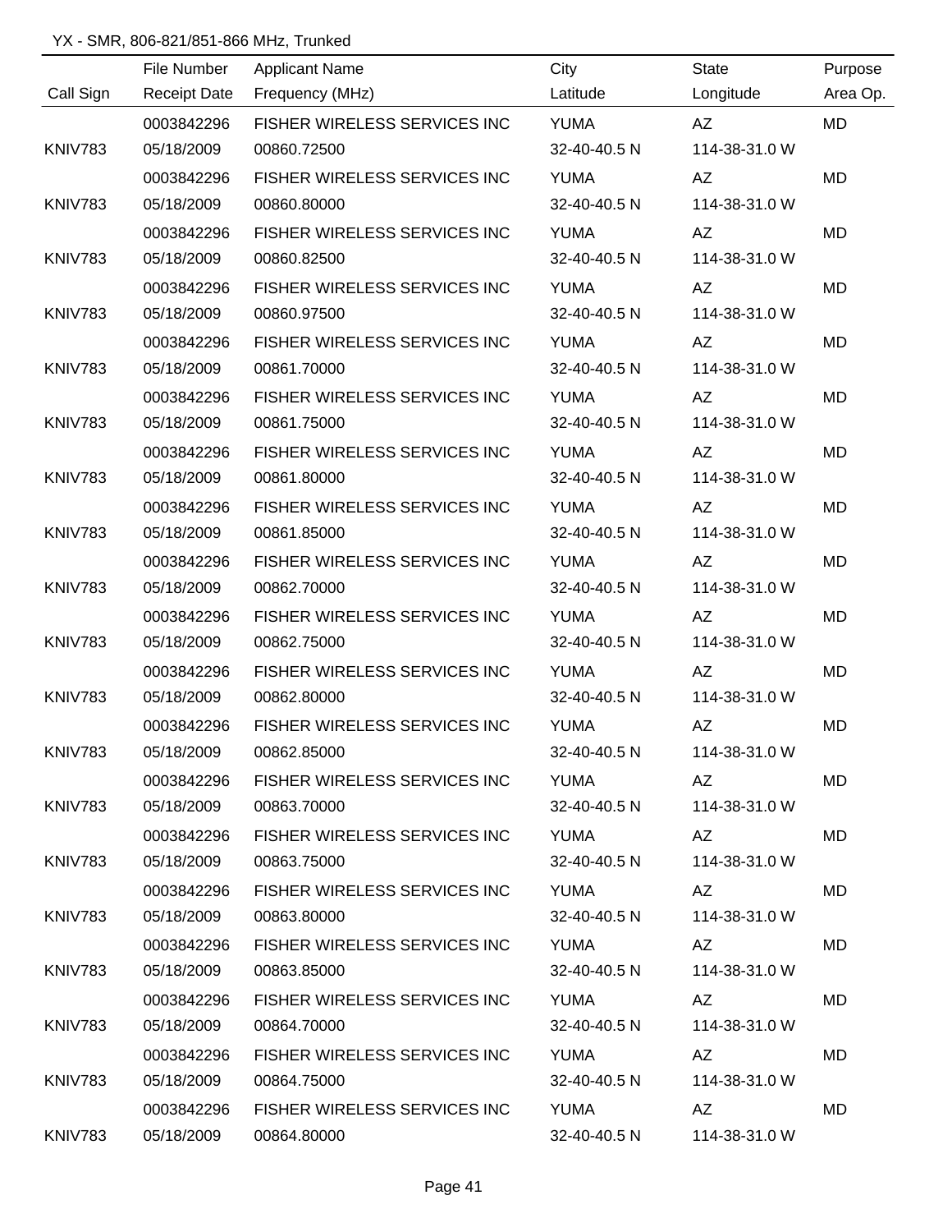YX - SMR, 806-821/851-866 MHz, Trunked

| Call Sign | File Number<br>Receipt Date | Applicant Name<br>Frequency (MHz) | City<br>Latitude | State<br>Longitude | Purpose<br>Area Op. |
|---|---|---|---|---|---|
| KNIV783 | 0003842296<br>05/18/2009 | FISHER WIRELESS SERVICES INC<br>00860.72500 | YUMA<br>32-40-40.5 N | AZ<br>114-38-31.0 W | MD |
| KNIV783 | 0003842296<br>05/18/2009 | FISHER WIRELESS SERVICES INC<br>00860.80000 | YUMA<br>32-40-40.5 N | AZ<br>114-38-31.0 W | MD |
| KNIV783 | 0003842296<br>05/18/2009 | FISHER WIRELESS SERVICES INC<br>00860.82500 | YUMA<br>32-40-40.5 N | AZ<br>114-38-31.0 W | MD |
| KNIV783 | 0003842296<br>05/18/2009 | FISHER WIRELESS SERVICES INC<br>00860.97500 | YUMA<br>32-40-40.5 N | AZ<br>114-38-31.0 W | MD |
| KNIV783 | 0003842296<br>05/18/2009 | FISHER WIRELESS SERVICES INC<br>00861.70000 | YUMA<br>32-40-40.5 N | AZ<br>114-38-31.0 W | MD |
| KNIV783 | 0003842296<br>05/18/2009 | FISHER WIRELESS SERVICES INC<br>00861.75000 | YUMA<br>32-40-40.5 N | AZ<br>114-38-31.0 W | MD |
| KNIV783 | 0003842296<br>05/18/2009 | FISHER WIRELESS SERVICES INC<br>00861.80000 | YUMA<br>32-40-40.5 N | AZ<br>114-38-31.0 W | MD |
| KNIV783 | 0003842296<br>05/18/2009 | FISHER WIRELESS SERVICES INC<br>00861.85000 | YUMA<br>32-40-40.5 N | AZ<br>114-38-31.0 W | MD |
| KNIV783 | 0003842296<br>05/18/2009 | FISHER WIRELESS SERVICES INC<br>00862.70000 | YUMA<br>32-40-40.5 N | AZ<br>114-38-31.0 W | MD |
| KNIV783 | 0003842296<br>05/18/2009 | FISHER WIRELESS SERVICES INC<br>00862.75000 | YUMA<br>32-40-40.5 N | AZ<br>114-38-31.0 W | MD |
| KNIV783 | 0003842296<br>05/18/2009 | FISHER WIRELESS SERVICES INC<br>00862.80000 | YUMA<br>32-40-40.5 N | AZ<br>114-38-31.0 W | MD |
| KNIV783 | 0003842296<br>05/18/2009 | FISHER WIRELESS SERVICES INC<br>00862.85000 | YUMA<br>32-40-40.5 N | AZ<br>114-38-31.0 W | MD |
| KNIV783 | 0003842296<br>05/18/2009 | FISHER WIRELESS SERVICES INC<br>00863.70000 | YUMA<br>32-40-40.5 N | AZ<br>114-38-31.0 W | MD |
| KNIV783 | 0003842296<br>05/18/2009 | FISHER WIRELESS SERVICES INC<br>00863.75000 | YUMA<br>32-40-40.5 N | AZ<br>114-38-31.0 W | MD |
| KNIV783 | 0003842296<br>05/18/2009 | FISHER WIRELESS SERVICES INC<br>00863.80000 | YUMA<br>32-40-40.5 N | AZ<br>114-38-31.0 W | MD |
| KNIV783 | 0003842296<br>05/18/2009 | FISHER WIRELESS SERVICES INC<br>00863.85000 | YUMA<br>32-40-40.5 N | AZ<br>114-38-31.0 W | MD |
| KNIV783 | 0003842296<br>05/18/2009 | FISHER WIRELESS SERVICES INC<br>00864.70000 | YUMA<br>32-40-40.5 N | AZ<br>114-38-31.0 W | MD |
| KNIV783 | 0003842296<br>05/18/2009 | FISHER WIRELESS SERVICES INC<br>00864.75000 | YUMA<br>32-40-40.5 N | AZ<br>114-38-31.0 W | MD |
| KNIV783 | 0003842296<br>05/18/2009 | FISHER WIRELESS SERVICES INC<br>00864.80000 | YUMA<br>32-40-40.5 N | AZ<br>114-38-31.0 W | MD |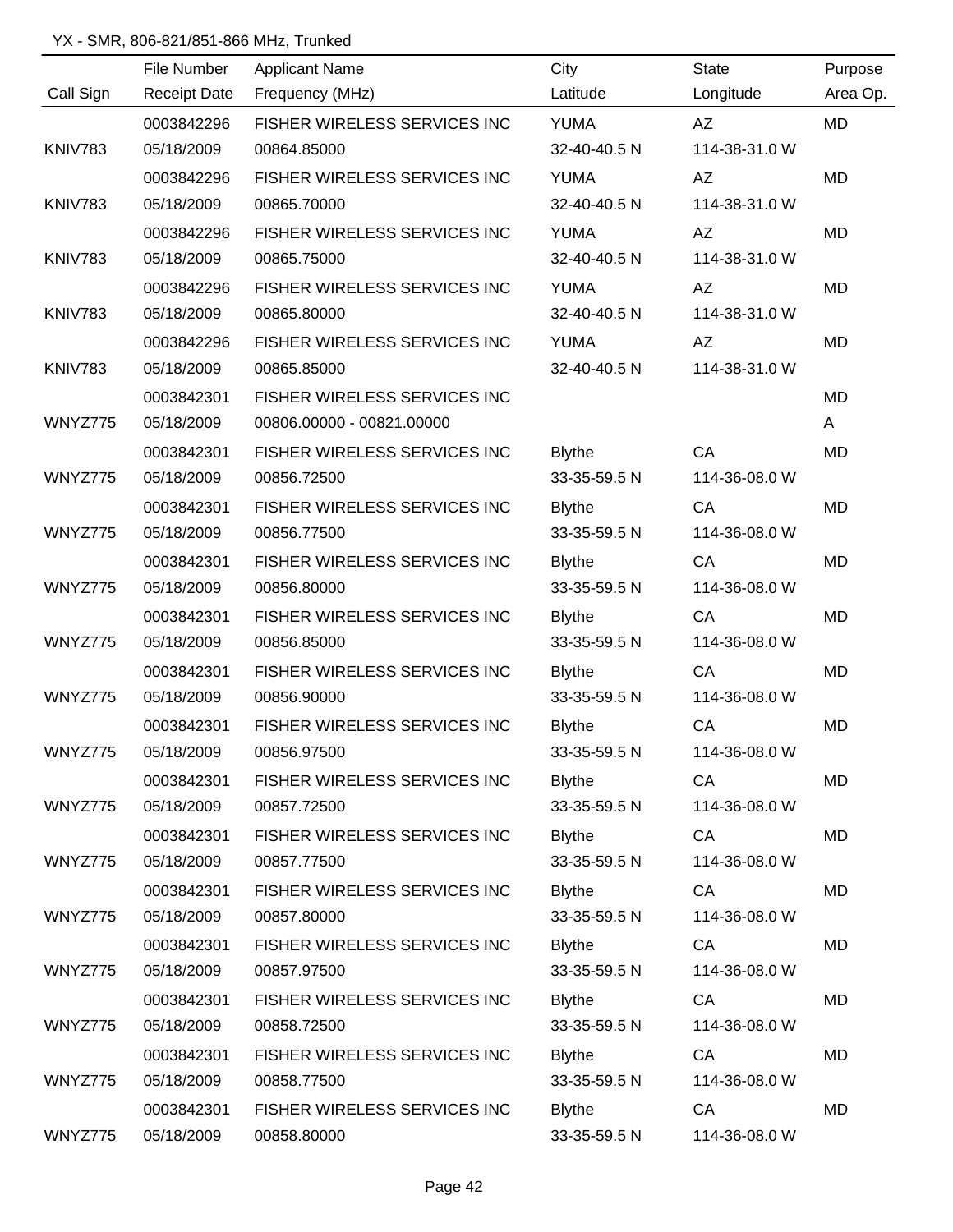YX - SMR, 806-821/851-866 MHz, Trunked

| Call Sign | File Number<br>Receipt Date | Applicant Name<br>Frequency (MHz) | City<br>Latitude | State<br>Longitude | Purpose<br>Area Op. |
|---|---|---|---|---|---|
| KNIV783 | 0003842296<br>05/18/2009 | FISHER WIRELESS SERVICES INC<br>00864.85000 | YUMA<br>32-40-40.5 N | AZ<br>114-38-31.0 W | MD |
| KNIV783 | 0003842296<br>05/18/2009 | FISHER WIRELESS SERVICES INC<br>00865.70000 | YUMA<br>32-40-40.5 N | AZ<br>114-38-31.0 W | MD |
| KNIV783 | 0003842296<br>05/18/2009 | FISHER WIRELESS SERVICES INC<br>00865.75000 | YUMA<br>32-40-40.5 N | AZ<br>114-38-31.0 W | MD |
| KNIV783 | 0003842296<br>05/18/2009 | FISHER WIRELESS SERVICES INC<br>00865.80000 | YUMA<br>32-40-40.5 N | AZ<br>114-38-31.0 W | MD |
| KNIV783 | 0003842296<br>05/18/2009 | FISHER WIRELESS SERVICES INC<br>00865.85000 | YUMA<br>32-40-40.5 N | AZ<br>114-38-31.0 W | MD |
| WNYZ775 | 0003842301<br>05/18/2009 | FISHER WIRELESS SERVICES INC<br>00806.00000 - 00821.00000 | | | MD<br>A |
| WNYZ775 | 0003842301<br>05/18/2009 | FISHER WIRELESS SERVICES INC<br>00856.72500 | Blythe<br>33-35-59.5 N | CA<br>114-36-08.0 W | MD |
| WNYZ775 | 0003842301<br>05/18/2009 | FISHER WIRELESS SERVICES INC<br>00856.77500 | Blythe<br>33-35-59.5 N | CA<br>114-36-08.0 W | MD |
| WNYZ775 | 0003842301<br>05/18/2009 | FISHER WIRELESS SERVICES INC<br>00856.80000 | Blythe<br>33-35-59.5 N | CA<br>114-36-08.0 W | MD |
| WNYZ775 | 0003842301<br>05/18/2009 | FISHER WIRELESS SERVICES INC<br>00856.85000 | Blythe<br>33-35-59.5 N | CA<br>114-36-08.0 W | MD |
| WNYZ775 | 0003842301<br>05/18/2009 | FISHER WIRELESS SERVICES INC<br>00856.90000 | Blythe<br>33-35-59.5 N | CA<br>114-36-08.0 W | MD |
| WNYZ775 | 0003842301<br>05/18/2009 | FISHER WIRELESS SERVICES INC<br>00856.97500 | Blythe<br>33-35-59.5 N | CA<br>114-36-08.0 W | MD |
| WNYZ775 | 0003842301<br>05/18/2009 | FISHER WIRELESS SERVICES INC<br>00857.72500 | Blythe<br>33-35-59.5 N | CA<br>114-36-08.0 W | MD |
| WNYZ775 | 0003842301<br>05/18/2009 | FISHER WIRELESS SERVICES INC<br>00857.77500 | Blythe<br>33-35-59.5 N | CA<br>114-36-08.0 W | MD |
| WNYZ775 | 0003842301<br>05/18/2009 | FISHER WIRELESS SERVICES INC<br>00857.80000 | Blythe<br>33-35-59.5 N | CA<br>114-36-08.0 W | MD |
| WNYZ775 | 0003842301<br>05/18/2009 | FISHER WIRELESS SERVICES INC<br>00857.97500 | Blythe<br>33-35-59.5 N | CA<br>114-36-08.0 W | MD |
| WNYZ775 | 0003842301<br>05/18/2009 | FISHER WIRELESS SERVICES INC<br>00858.72500 | Blythe<br>33-35-59.5 N | CA<br>114-36-08.0 W | MD |
| WNYZ775 | 0003842301<br>05/18/2009 | FISHER WIRELESS SERVICES INC<br>00858.77500 | Blythe<br>33-35-59.5 N | CA<br>114-36-08.0 W | MD |
| WNYZ775 | 0003842301<br>05/18/2009 | FISHER WIRELESS SERVICES INC<br>00858.80000 | Blythe<br>33-35-59.5 N | CA<br>114-36-08.0 W | MD |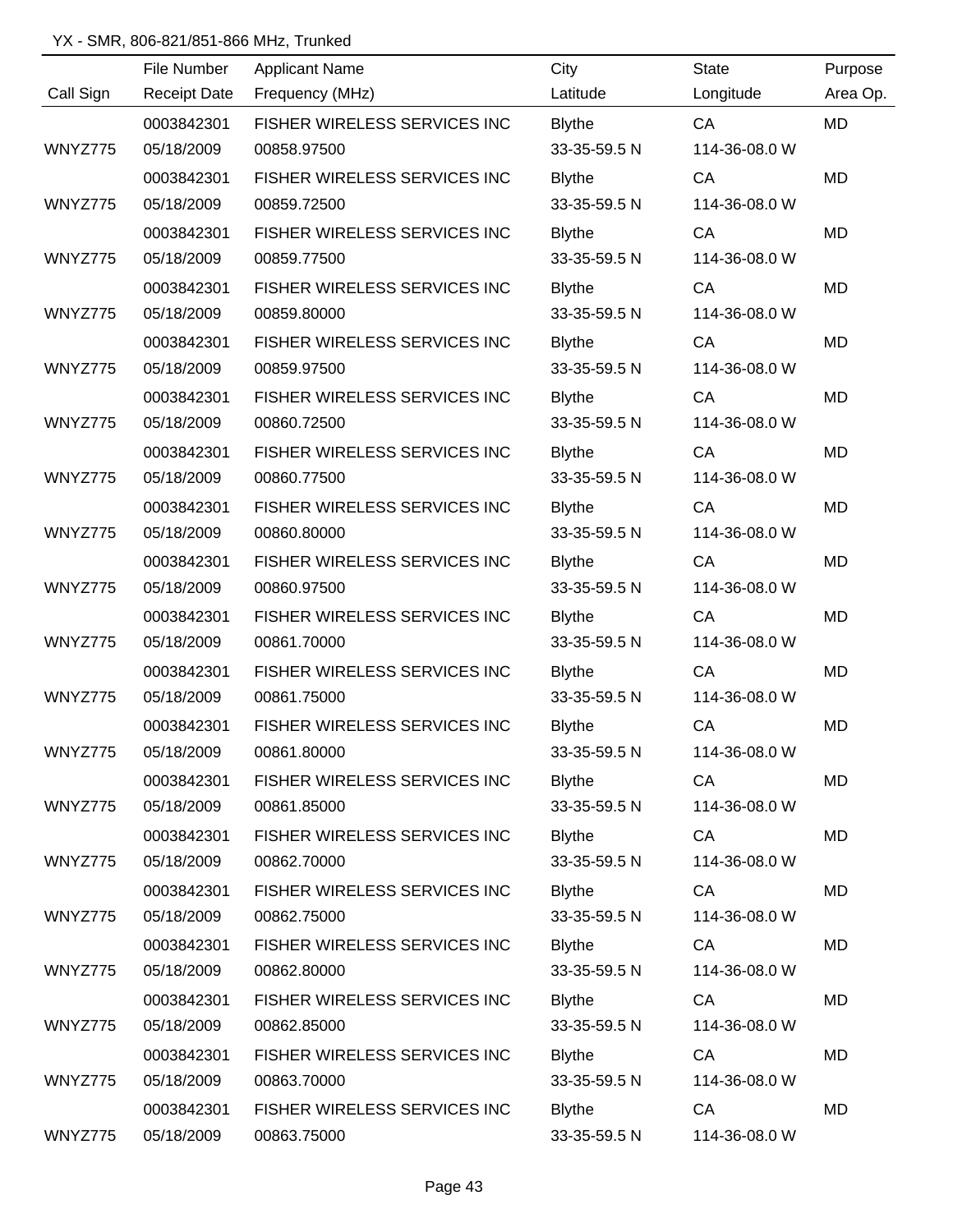YX - SMR, 806-821/851-866 MHz, Trunked

| Call Sign | File Number / Receipt Date | Applicant Name / Frequency (MHz) | City / Latitude | State / Longitude | Purpose / Area Op. |
|---|---|---|---|---|---|
| | 0003842301 | FISHER WIRELESS SERVICES INC | Blythe | CA | MD |
| WNYZ775 | 05/18/2009 | 00858.97500 | 33-35-59.5 N | 114-36-08.0 W | |
| | 0003842301 | FISHER WIRELESS SERVICES INC | Blythe | CA | MD |
| WNYZ775 | 05/18/2009 | 00859.72500 | 33-35-59.5 N | 114-36-08.0 W | |
| | 0003842301 | FISHER WIRELESS SERVICES INC | Blythe | CA | MD |
| WNYZ775 | 05/18/2009 | 00859.77500 | 33-35-59.5 N | 114-36-08.0 W | |
| | 0003842301 | FISHER WIRELESS SERVICES INC | Blythe | CA | MD |
| WNYZ775 | 05/18/2009 | 00859.80000 | 33-35-59.5 N | 114-36-08.0 W | |
| | 0003842301 | FISHER WIRELESS SERVICES INC | Blythe | CA | MD |
| WNYZ775 | 05/18/2009 | 00859.97500 | 33-35-59.5 N | 114-36-08.0 W | |
| | 0003842301 | FISHER WIRELESS SERVICES INC | Blythe | CA | MD |
| WNYZ775 | 05/18/2009 | 00860.72500 | 33-35-59.5 N | 114-36-08.0 W | |
| | 0003842301 | FISHER WIRELESS SERVICES INC | Blythe | CA | MD |
| WNYZ775 | 05/18/2009 | 00860.77500 | 33-35-59.5 N | 114-36-08.0 W | |
| | 0003842301 | FISHER WIRELESS SERVICES INC | Blythe | CA | MD |
| WNYZ775 | 05/18/2009 | 00860.80000 | 33-35-59.5 N | 114-36-08.0 W | |
| | 0003842301 | FISHER WIRELESS SERVICES INC | Blythe | CA | MD |
| WNYZ775 | 05/18/2009 | 00860.97500 | 33-35-59.5 N | 114-36-08.0 W | |
| | 0003842301 | FISHER WIRELESS SERVICES INC | Blythe | CA | MD |
| WNYZ775 | 05/18/2009 | 00861.70000 | 33-35-59.5 N | 114-36-08.0 W | |
| | 0003842301 | FISHER WIRELESS SERVICES INC | Blythe | CA | MD |
| WNYZ775 | 05/18/2009 | 00861.75000 | 33-35-59.5 N | 114-36-08.0 W | |
| | 0003842301 | FISHER WIRELESS SERVICES INC | Blythe | CA | MD |
| WNYZ775 | 05/18/2009 | 00861.80000 | 33-35-59.5 N | 114-36-08.0 W | |
| | 0003842301 | FISHER WIRELESS SERVICES INC | Blythe | CA | MD |
| WNYZ775 | 05/18/2009 | 00861.85000 | 33-35-59.5 N | 114-36-08.0 W | |
| | 0003842301 | FISHER WIRELESS SERVICES INC | Blythe | CA | MD |
| WNYZ775 | 05/18/2009 | 00862.70000 | 33-35-59.5 N | 114-36-08.0 W | |
| | 0003842301 | FISHER WIRELESS SERVICES INC | Blythe | CA | MD |
| WNYZ775 | 05/18/2009 | 00862.75000 | 33-35-59.5 N | 114-36-08.0 W | |
| | 0003842301 | FISHER WIRELESS SERVICES INC | Blythe | CA | MD |
| WNYZ775 | 05/18/2009 | 00862.80000 | 33-35-59.5 N | 114-36-08.0 W | |
| | 0003842301 | FISHER WIRELESS SERVICES INC | Blythe | CA | MD |
| WNYZ775 | 05/18/2009 | 00862.85000 | 33-35-59.5 N | 114-36-08.0 W | |
| | 0003842301 | FISHER WIRELESS SERVICES INC | Blythe | CA | MD |
| WNYZ775 | 05/18/2009 | 00863.70000 | 33-35-59.5 N | 114-36-08.0 W | |
| | 0003842301 | FISHER WIRELESS SERVICES INC | Blythe | CA | MD |
| WNYZ775 | 05/18/2009 | 00863.75000 | 33-35-59.5 N | 114-36-08.0 W | |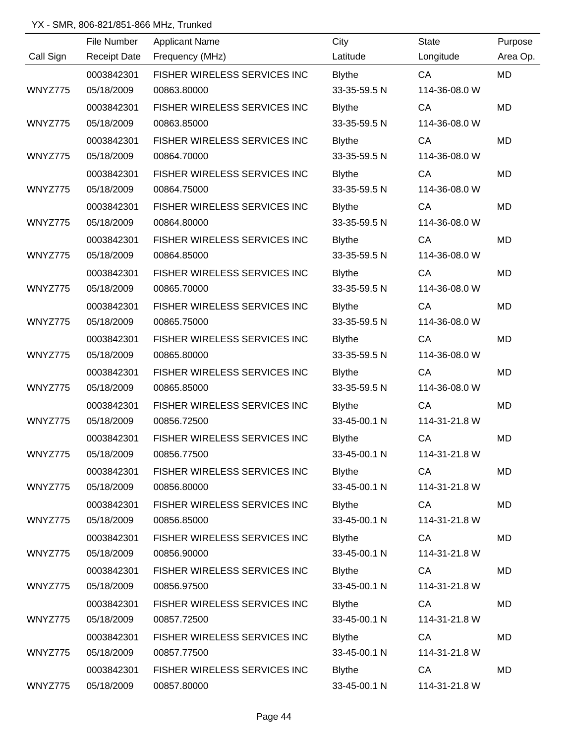YX - SMR, 806-821/851-866 MHz, Trunked

| Call Sign | File Number / Receipt Date | Applicant Name / Frequency (MHz) | City / Latitude | State / Longitude | Purpose / Area Op. |
|---|---|---|---|---|---|
| | 0003842301 | FISHER WIRELESS SERVICES INC | Blythe | CA | MD |
| WNYZ775 | 05/18/2009 | 00863.80000 | 33-35-59.5 N | 114-36-08.0 W | |
| | 0003842301 | FISHER WIRELESS SERVICES INC | Blythe | CA | MD |
| WNYZ775 | 05/18/2009 | 00863.85000 | 33-35-59.5 N | 114-36-08.0 W | |
| | 0003842301 | FISHER WIRELESS SERVICES INC | Blythe | CA | MD |
| WNYZ775 | 05/18/2009 | 00864.70000 | 33-35-59.5 N | 114-36-08.0 W | |
| | 0003842301 | FISHER WIRELESS SERVICES INC | Blythe | CA | MD |
| WNYZ775 | 05/18/2009 | 00864.75000 | 33-35-59.5 N | 114-36-08.0 W | |
| | 0003842301 | FISHER WIRELESS SERVICES INC | Blythe | CA | MD |
| WNYZ775 | 05/18/2009 | 00864.80000 | 33-35-59.5 N | 114-36-08.0 W | |
| | 0003842301 | FISHER WIRELESS SERVICES INC | Blythe | CA | MD |
| WNYZ775 | 05/18/2009 | 00864.85000 | 33-35-59.5 N | 114-36-08.0 W | |
| | 0003842301 | FISHER WIRELESS SERVICES INC | Blythe | CA | MD |
| WNYZ775 | 05/18/2009 | 00865.70000 | 33-35-59.5 N | 114-36-08.0 W | |
| | 0003842301 | FISHER WIRELESS SERVICES INC | Blythe | CA | MD |
| WNYZ775 | 05/18/2009 | 00865.75000 | 33-35-59.5 N | 114-36-08.0 W | |
| | 0003842301 | FISHER WIRELESS SERVICES INC | Blythe | CA | MD |
| WNYZ775 | 05/18/2009 | 00865.80000 | 33-35-59.5 N | 114-36-08.0 W | |
| | 0003842301 | FISHER WIRELESS SERVICES INC | Blythe | CA | MD |
| WNYZ775 | 05/18/2009 | 00865.85000 | 33-35-59.5 N | 114-36-08.0 W | |
| | 0003842301 | FISHER WIRELESS SERVICES INC | Blythe | CA | MD |
| WNYZ775 | 05/18/2009 | 00856.72500 | 33-45-00.1 N | 114-31-21.8 W | |
| | 0003842301 | FISHER WIRELESS SERVICES INC | Blythe | CA | MD |
| WNYZ775 | 05/18/2009 | 00856.77500 | 33-45-00.1 N | 114-31-21.8 W | |
| | 0003842301 | FISHER WIRELESS SERVICES INC | Blythe | CA | MD |
| WNYZ775 | 05/18/2009 | 00856.80000 | 33-45-00.1 N | 114-31-21.8 W | |
| | 0003842301 | FISHER WIRELESS SERVICES INC | Blythe | CA | MD |
| WNYZ775 | 05/18/2009 | 00856.85000 | 33-45-00.1 N | 114-31-21.8 W | |
| | 0003842301 | FISHER WIRELESS SERVICES INC | Blythe | CA | MD |
| WNYZ775 | 05/18/2009 | 00856.90000 | 33-45-00.1 N | 114-31-21.8 W | |
| | 0003842301 | FISHER WIRELESS SERVICES INC | Blythe | CA | MD |
| WNYZ775 | 05/18/2009 | 00856.97500 | 33-45-00.1 N | 114-31-21.8 W | |
| | 0003842301 | FISHER WIRELESS SERVICES INC | Blythe | CA | MD |
| WNYZ775 | 05/18/2009 | 00857.72500 | 33-45-00.1 N | 114-31-21.8 W | |
| | 0003842301 | FISHER WIRELESS SERVICES INC | Blythe | CA | MD |
| WNYZ775 | 05/18/2009 | 00857.77500 | 33-45-00.1 N | 114-31-21.8 W | |
| | 0003842301 | FISHER WIRELESS SERVICES INC | Blythe | CA | MD |
| WNYZ775 | 05/18/2009 | 00857.80000 | 33-45-00.1 N | 114-31-21.8 W | |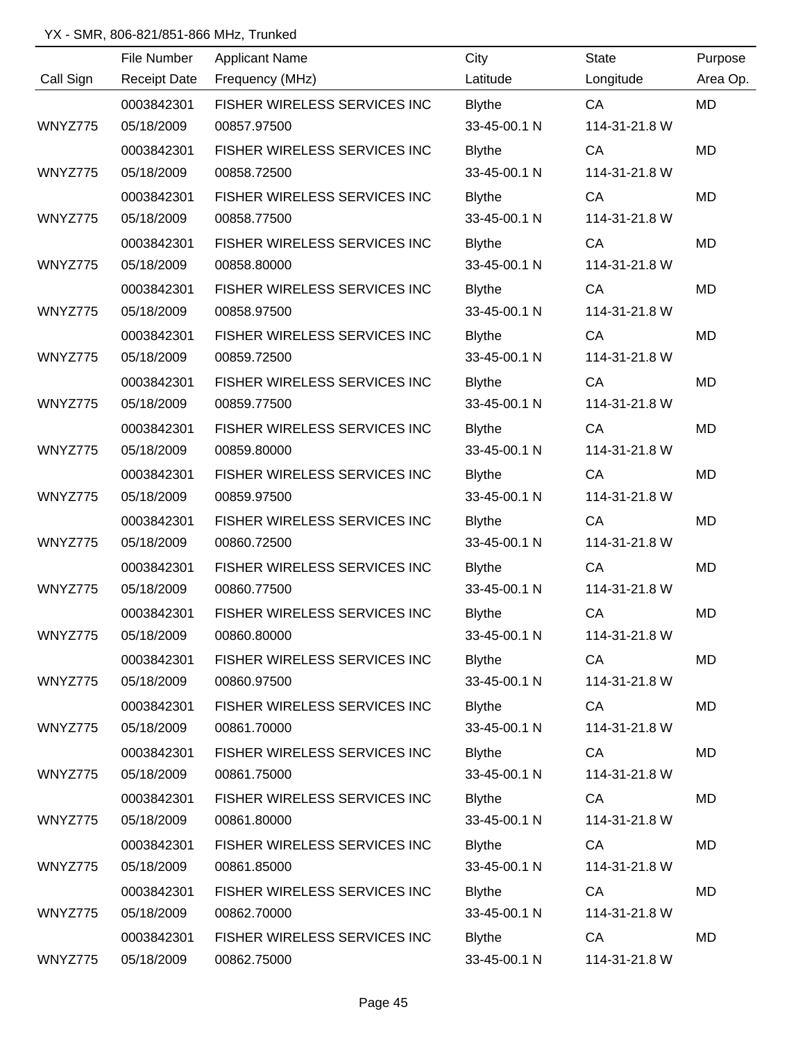YX - SMR, 806-821/851-866 MHz, Trunked

| Call Sign | File Number / Receipt Date | Applicant Name / Frequency (MHz) | City / Latitude | State / Longitude | Purpose / Area Op. |
|---|---|---|---|---|---|
| WNYZ775 | 0003842301 / 05/18/2009 | FISHER WIRELESS SERVICES INC / 00857.97500 | Blythe / 33-45-00.1 N | CA / 114-31-21.8 W | MD |
| WNYZ775 | 0003842301 / 05/18/2009 | FISHER WIRELESS SERVICES INC / 00858.72500 | Blythe / 33-45-00.1 N | CA / 114-31-21.8 W | MD |
| WNYZ775 | 0003842301 / 05/18/2009 | FISHER WIRELESS SERVICES INC / 00858.77500 | Blythe / 33-45-00.1 N | CA / 114-31-21.8 W | MD |
| WNYZ775 | 0003842301 / 05/18/2009 | FISHER WIRELESS SERVICES INC / 00858.80000 | Blythe / 33-45-00.1 N | CA / 114-31-21.8 W | MD |
| WNYZ775 | 0003842301 / 05/18/2009 | FISHER WIRELESS SERVICES INC / 00858.97500 | Blythe / 33-45-00.1 N | CA / 114-31-21.8 W | MD |
| WNYZ775 | 0003842301 / 05/18/2009 | FISHER WIRELESS SERVICES INC / 00859.72500 | Blythe / 33-45-00.1 N | CA / 114-31-21.8 W | MD |
| WNYZ775 | 0003842301 / 05/18/2009 | FISHER WIRELESS SERVICES INC / 00859.77500 | Blythe / 33-45-00.1 N | CA / 114-31-21.8 W | MD |
| WNYZ775 | 0003842301 / 05/18/2009 | FISHER WIRELESS SERVICES INC / 00859.80000 | Blythe / 33-45-00.1 N | CA / 114-31-21.8 W | MD |
| WNYZ775 | 0003842301 / 05/18/2009 | FISHER WIRELESS SERVICES INC / 00859.97500 | Blythe / 33-45-00.1 N | CA / 114-31-21.8 W | MD |
| WNYZ775 | 0003842301 / 05/18/2009 | FISHER WIRELESS SERVICES INC / 00860.72500 | Blythe / 33-45-00.1 N | CA / 114-31-21.8 W | MD |
| WNYZ775 | 0003842301 / 05/18/2009 | FISHER WIRELESS SERVICES INC / 00860.77500 | Blythe / 33-45-00.1 N | CA / 114-31-21.8 W | MD |
| WNYZ775 | 0003842301 / 05/18/2009 | FISHER WIRELESS SERVICES INC / 00860.80000 | Blythe / 33-45-00.1 N | CA / 114-31-21.8 W | MD |
| WNYZ775 | 0003842301 / 05/18/2009 | FISHER WIRELESS SERVICES INC / 00860.97500 | Blythe / 33-45-00.1 N | CA / 114-31-21.8 W | MD |
| WNYZ775 | 0003842301 / 05/18/2009 | FISHER WIRELESS SERVICES INC / 00861.70000 | Blythe / 33-45-00.1 N | CA / 114-31-21.8 W | MD |
| WNYZ775 | 0003842301 / 05/18/2009 | FISHER WIRELESS SERVICES INC / 00861.75000 | Blythe / 33-45-00.1 N | CA / 114-31-21.8 W | MD |
| WNYZ775 | 0003842301 / 05/18/2009 | FISHER WIRELESS SERVICES INC / 00861.80000 | Blythe / 33-45-00.1 N | CA / 114-31-21.8 W | MD |
| WNYZ775 | 0003842301 / 05/18/2009 | FISHER WIRELESS SERVICES INC / 00861.85000 | Blythe / 33-45-00.1 N | CA / 114-31-21.8 W | MD |
| WNYZ775 | 0003842301 / 05/18/2009 | FISHER WIRELESS SERVICES INC / 00862.70000 | Blythe / 33-45-00.1 N | CA / 114-31-21.8 W | MD |
| WNYZ775 | 0003842301 / 05/18/2009 | FISHER WIRELESS SERVICES INC / 00862.75000 | Blythe / 33-45-00.1 N | CA / 114-31-21.8 W | MD |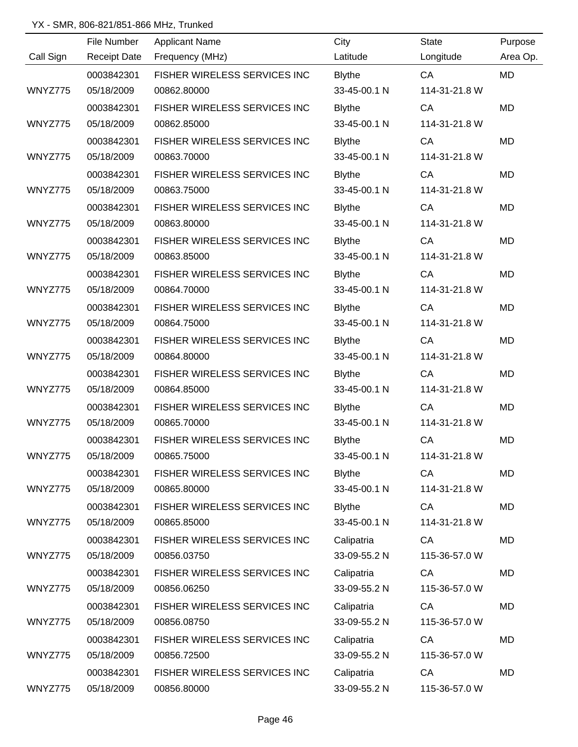YX - SMR, 806-821/851-866 MHz, Trunked

| Call Sign | File Number / Receipt Date | Applicant Name / Frequency (MHz) | City / Latitude | State / Longitude | Purpose / Area Op. |
|---|---|---|---|---|---|
| WNYZ775 | 0003842301 / 05/18/2009 | FISHER WIRELESS SERVICES INC / 00862.80000 | Blythe / 33-45-00.1 N | CA / 114-31-21.8 W | MD |
| WNYZ775 | 0003842301 / 05/18/2009 | FISHER WIRELESS SERVICES INC / 00862.85000 | Blythe / 33-45-00.1 N | CA / 114-31-21.8 W | MD |
| WNYZ775 | 0003842301 / 05/18/2009 | FISHER WIRELESS SERVICES INC / 00863.70000 | Blythe / 33-45-00.1 N | CA / 114-31-21.8 W | MD |
| WNYZ775 | 0003842301 / 05/18/2009 | FISHER WIRELESS SERVICES INC / 00863.75000 | Blythe / 33-45-00.1 N | CA / 114-31-21.8 W | MD |
| WNYZ775 | 0003842301 / 05/18/2009 | FISHER WIRELESS SERVICES INC / 00863.80000 | Blythe / 33-45-00.1 N | CA / 114-31-21.8 W | MD |
| WNYZ775 | 0003842301 / 05/18/2009 | FISHER WIRELESS SERVICES INC / 00863.85000 | Blythe / 33-45-00.1 N | CA / 114-31-21.8 W | MD |
| WNYZ775 | 0003842301 / 05/18/2009 | FISHER WIRELESS SERVICES INC / 00864.70000 | Blythe / 33-45-00.1 N | CA / 114-31-21.8 W | MD |
| WNYZ775 | 0003842301 / 05/18/2009 | FISHER WIRELESS SERVICES INC / 00864.75000 | Blythe / 33-45-00.1 N | CA / 114-31-21.8 W | MD |
| WNYZ775 | 0003842301 / 05/18/2009 | FISHER WIRELESS SERVICES INC / 00864.80000 | Blythe / 33-45-00.1 N | CA / 114-31-21.8 W | MD |
| WNYZ775 | 0003842301 / 05/18/2009 | FISHER WIRELESS SERVICES INC / 00864.85000 | Blythe / 33-45-00.1 N | CA / 114-31-21.8 W | MD |
| WNYZ775 | 0003842301 / 05/18/2009 | FISHER WIRELESS SERVICES INC / 00865.70000 | Blythe / 33-45-00.1 N | CA / 114-31-21.8 W | MD |
| WNYZ775 | 0003842301 / 05/18/2009 | FISHER WIRELESS SERVICES INC / 00865.75000 | Blythe / 33-45-00.1 N | CA / 114-31-21.8 W | MD |
| WNYZ775 | 0003842301 / 05/18/2009 | FISHER WIRELESS SERVICES INC / 00865.80000 | Blythe / 33-45-00.1 N | CA / 114-31-21.8 W | MD |
| WNYZ775 | 0003842301 / 05/18/2009 | FISHER WIRELESS SERVICES INC / 00865.85000 | Blythe / 33-45-00.1 N | CA / 114-31-21.8 W | MD |
| WNYZ775 | 0003842301 / 05/18/2009 | FISHER WIRELESS SERVICES INC / 00856.03750 | Calipatria / 33-09-55.2 N | CA / 115-36-57.0 W | MD |
| WNYZ775 | 0003842301 / 05/18/2009 | FISHER WIRELESS SERVICES INC / 00856.06250 | Calipatria / 33-09-55.2 N | CA / 115-36-57.0 W | MD |
| WNYZ775 | 0003842301 / 05/18/2009 | FISHER WIRELESS SERVICES INC / 00856.08750 | Calipatria / 33-09-55.2 N | CA / 115-36-57.0 W | MD |
| WNYZ775 | 0003842301 / 05/18/2009 | FISHER WIRELESS SERVICES INC / 00856.72500 | Calipatria / 33-09-55.2 N | CA / 115-36-57.0 W | MD |
| WNYZ775 | 0003842301 / 05/18/2009 | FISHER WIRELESS SERVICES INC / 00856.80000 | Calipatria / 33-09-55.2 N | CA / 115-36-57.0 W | MD |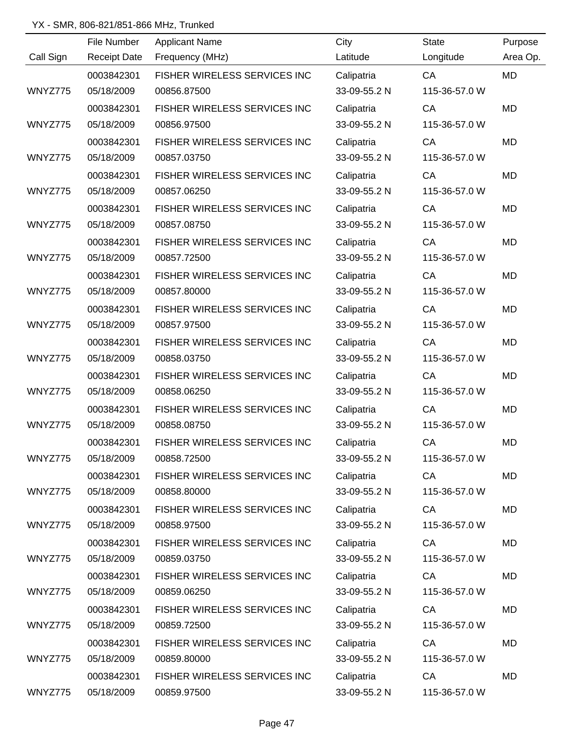YX - SMR, 806-821/851-866 MHz, Trunked

| Call Sign | File Number / Receipt Date | Applicant Name / Frequency (MHz) | City / Latitude | State / Longitude | Purpose / Area Op. |
|---|---|---|---|---|---|
| | 0003842301 | FISHER WIRELESS SERVICES INC | Calipatria | CA | MD |
| WNYZ775 | 05/18/2009 | 00856.87500 | 33-09-55.2 N | 115-36-57.0 W | |
| | 0003842301 | FISHER WIRELESS SERVICES INC | Calipatria | CA | MD |
| WNYZ775 | 05/18/2009 | 00856.97500 | 33-09-55.2 N | 115-36-57.0 W | |
| | 0003842301 | FISHER WIRELESS SERVICES INC | Calipatria | CA | MD |
| WNYZ775 | 05/18/2009 | 00857.03750 | 33-09-55.2 N | 115-36-57.0 W | |
| | 0003842301 | FISHER WIRELESS SERVICES INC | Calipatria | CA | MD |
| WNYZ775 | 05/18/2009 | 00857.06250 | 33-09-55.2 N | 115-36-57.0 W | |
| | 0003842301 | FISHER WIRELESS SERVICES INC | Calipatria | CA | MD |
| WNYZ775 | 05/18/2009 | 00857.08750 | 33-09-55.2 N | 115-36-57.0 W | |
| | 0003842301 | FISHER WIRELESS SERVICES INC | Calipatria | CA | MD |
| WNYZ775 | 05/18/2009 | 00857.72500 | 33-09-55.2 N | 115-36-57.0 W | |
| | 0003842301 | FISHER WIRELESS SERVICES INC | Calipatria | CA | MD |
| WNYZ775 | 05/18/2009 | 00857.80000 | 33-09-55.2 N | 115-36-57.0 W | |
| | 0003842301 | FISHER WIRELESS SERVICES INC | Calipatria | CA | MD |
| WNYZ775 | 05/18/2009 | 00857.97500 | 33-09-55.2 N | 115-36-57.0 W | |
| | 0003842301 | FISHER WIRELESS SERVICES INC | Calipatria | CA | MD |
| WNYZ775 | 05/18/2009 | 00858.03750 | 33-09-55.2 N | 115-36-57.0 W | |
| | 0003842301 | FISHER WIRELESS SERVICES INC | Calipatria | CA | MD |
| WNYZ775 | 05/18/2009 | 00858.06250 | 33-09-55.2 N | 115-36-57.0 W | |
| | 0003842301 | FISHER WIRELESS SERVICES INC | Calipatria | CA | MD |
| WNYZ775 | 05/18/2009 | 00858.08750 | 33-09-55.2 N | 115-36-57.0 W | |
| | 0003842301 | FISHER WIRELESS SERVICES INC | Calipatria | CA | MD |
| WNYZ775 | 05/18/2009 | 00858.72500 | 33-09-55.2 N | 115-36-57.0 W | |
| | 0003842301 | FISHER WIRELESS SERVICES INC | Calipatria | CA | MD |
| WNYZ775 | 05/18/2009 | 00858.80000 | 33-09-55.2 N | 115-36-57.0 W | |
| | 0003842301 | FISHER WIRELESS SERVICES INC | Calipatria | CA | MD |
| WNYZ775 | 05/18/2009 | 00858.97500 | 33-09-55.2 N | 115-36-57.0 W | |
| | 0003842301 | FISHER WIRELESS SERVICES INC | Calipatria | CA | MD |
| WNYZ775 | 05/18/2009 | 00859.03750 | 33-09-55.2 N | 115-36-57.0 W | |
| | 0003842301 | FISHER WIRELESS SERVICES INC | Calipatria | CA | MD |
| WNYZ775 | 05/18/2009 | 00859.06250 | 33-09-55.2 N | 115-36-57.0 W | |
| | 0003842301 | FISHER WIRELESS SERVICES INC | Calipatria | CA | MD |
| WNYZ775 | 05/18/2009 | 00859.72500 | 33-09-55.2 N | 115-36-57.0 W | |
| | 0003842301 | FISHER WIRELESS SERVICES INC | Calipatria | CA | MD |
| WNYZ775 | 05/18/2009 | 00859.80000 | 33-09-55.2 N | 115-36-57.0 W | |
| | 0003842301 | FISHER WIRELESS SERVICES INC | Calipatria | CA | MD |
| WNYZ775 | 05/18/2009 | 00859.97500 | 33-09-55.2 N | 115-36-57.0 W | |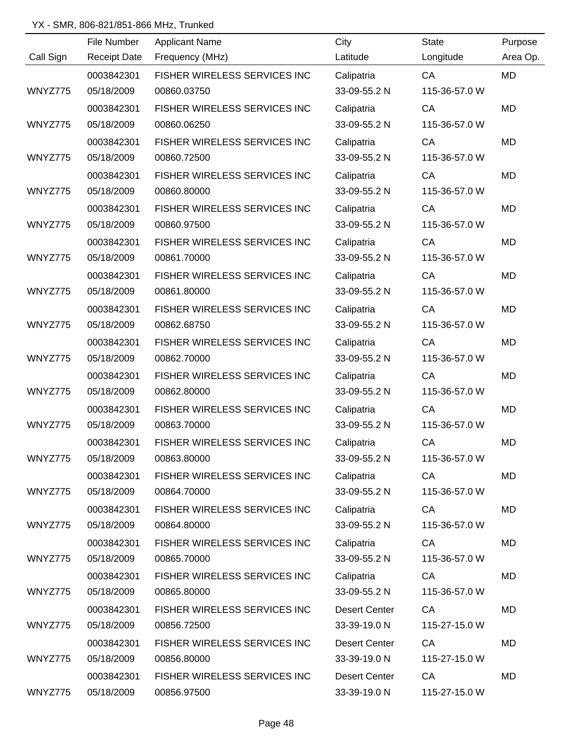YX - SMR, 806-821/851-866 MHz, Trunked

| Call Sign | File Number / Receipt Date | Applicant Name / Frequency (MHz) | City / Latitude | State / Longitude | Purpose / Area Op. |
|---|---|---|---|---|---|
| | 0003842301 | FISHER WIRELESS SERVICES INC | Calipatria | CA | MD |
| WNYZ775 | 05/18/2009 | 00860.03750 | 33-09-55.2 N | 115-36-57.0 W | |
| | 0003842301 | FISHER WIRELESS SERVICES INC | Calipatria | CA | MD |
| WNYZ775 | 05/18/2009 | 00860.06250 | 33-09-55.2 N | 115-36-57.0 W | |
| | 0003842301 | FISHER WIRELESS SERVICES INC | Calipatria | CA | MD |
| WNYZ775 | 05/18/2009 | 00860.72500 | 33-09-55.2 N | 115-36-57.0 W | |
| | 0003842301 | FISHER WIRELESS SERVICES INC | Calipatria | CA | MD |
| WNYZ775 | 05/18/2009 | 00860.80000 | 33-09-55.2 N | 115-36-57.0 W | |
| | 0003842301 | FISHER WIRELESS SERVICES INC | Calipatria | CA | MD |
| WNYZ775 | 05/18/2009 | 00860.97500 | 33-09-55.2 N | 115-36-57.0 W | |
| | 0003842301 | FISHER WIRELESS SERVICES INC | Calipatria | CA | MD |
| WNYZ775 | 05/18/2009 | 00861.70000 | 33-09-55.2 N | 115-36-57.0 W | |
| | 0003842301 | FISHER WIRELESS SERVICES INC | Calipatria | CA | MD |
| WNYZ775 | 05/18/2009 | 00861.80000 | 33-09-55.2 N | 115-36-57.0 W | |
| | 0003842301 | FISHER WIRELESS SERVICES INC | Calipatria | CA | MD |
| WNYZ775 | 05/18/2009 | 00862.68750 | 33-09-55.2 N | 115-36-57.0 W | |
| | 0003842301 | FISHER WIRELESS SERVICES INC | Calipatria | CA | MD |
| WNYZ775 | 05/18/2009 | 00862.70000 | 33-09-55.2 N | 115-36-57.0 W | |
| | 0003842301 | FISHER WIRELESS SERVICES INC | Calipatria | CA | MD |
| WNYZ775 | 05/18/2009 | 00862.80000 | 33-09-55.2 N | 115-36-57.0 W | |
| | 0003842301 | FISHER WIRELESS SERVICES INC | Calipatria | CA | MD |
| WNYZ775 | 05/18/2009 | 00863.70000 | 33-09-55.2 N | 115-36-57.0 W | |
| | 0003842301 | FISHER WIRELESS SERVICES INC | Calipatria | CA | MD |
| WNYZ775 | 05/18/2009 | 00863.80000 | 33-09-55.2 N | 115-36-57.0 W | |
| | 0003842301 | FISHER WIRELESS SERVICES INC | Calipatria | CA | MD |
| WNYZ775 | 05/18/2009 | 00864.70000 | 33-09-55.2 N | 115-36-57.0 W | |
| | 0003842301 | FISHER WIRELESS SERVICES INC | Calipatria | CA | MD |
| WNYZ775 | 05/18/2009 | 00864.80000 | 33-09-55.2 N | 115-36-57.0 W | |
| | 0003842301 | FISHER WIRELESS SERVICES INC | Calipatria | CA | MD |
| WNYZ775 | 05/18/2009 | 00865.70000 | 33-09-55.2 N | 115-36-57.0 W | |
| | 0003842301 | FISHER WIRELESS SERVICES INC | Calipatria | CA | MD |
| WNYZ775 | 05/18/2009 | 00865.80000 | 33-09-55.2 N | 115-36-57.0 W | |
| | 0003842301 | FISHER WIRELESS SERVICES INC | Desert Center | CA | MD |
| WNYZ775 | 05/18/2009 | 00856.72500 | 33-39-19.0 N | 115-27-15.0 W | |
| | 0003842301 | FISHER WIRELESS SERVICES INC | Desert Center | CA | MD |
| WNYZ775 | 05/18/2009 | 00856.80000 | 33-39-19.0 N | 115-27-15.0 W | |
| | 0003842301 | FISHER WIRELESS SERVICES INC | Desert Center | CA | MD |
| WNYZ775 | 05/18/2009 | 00856.97500 | 33-39-19.0 N | 115-27-15.0 W | |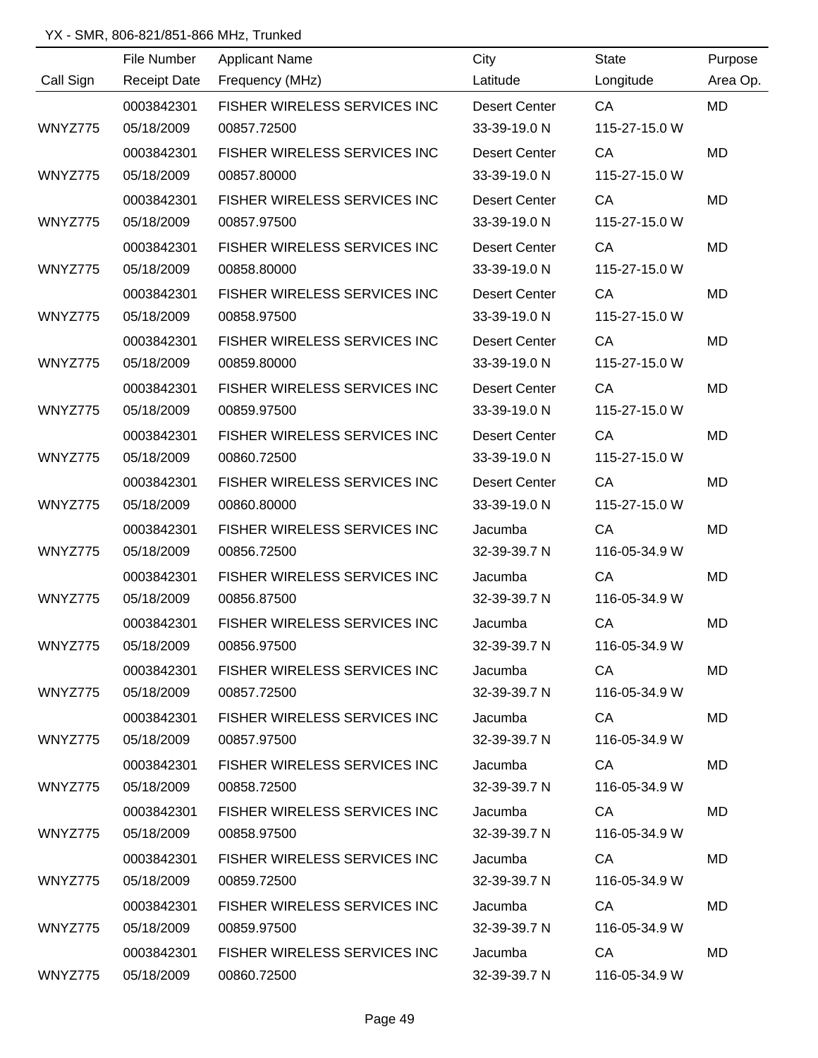YX - SMR, 806-821/851-866 MHz, Trunked

| Call Sign | File Number<br>Receipt Date | Applicant Name<br>Frequency (MHz) | City<br>Latitude | State<br>Longitude | Purpose<br>Area Op. |
|---|---|---|---|---|---|
| WNYZ775 | 0003842301<br>05/18/2009 | FISHER WIRELESS SERVICES INC<br>00857.72500 | Desert Center<br>33-39-19.0 N | CA<br>115-27-15.0 W | MD |
| WNYZ775 | 0003842301<br>05/18/2009 | FISHER WIRELESS SERVICES INC<br>00857.80000 | Desert Center<br>33-39-19.0 N | CA<br>115-27-15.0 W | MD |
| WNYZ775 | 0003842301<br>05/18/2009 | FISHER WIRELESS SERVICES INC<br>00857.97500 | Desert Center<br>33-39-19.0 N | CA<br>115-27-15.0 W | MD |
| WNYZ775 | 0003842301<br>05/18/2009 | FISHER WIRELESS SERVICES INC<br>00858.80000 | Desert Center<br>33-39-19.0 N | CA<br>115-27-15.0 W | MD |
| WNYZ775 | 0003842301<br>05/18/2009 | FISHER WIRELESS SERVICES INC<br>00858.97500 | Desert Center<br>33-39-19.0 N | CA<br>115-27-15.0 W | MD |
| WNYZ775 | 0003842301<br>05/18/2009 | FISHER WIRELESS SERVICES INC<br>00859.80000 | Desert Center<br>33-39-19.0 N | CA<br>115-27-15.0 W | MD |
| WNYZ775 | 0003842301<br>05/18/2009 | FISHER WIRELESS SERVICES INC<br>00859.97500 | Desert Center<br>33-39-19.0 N | CA<br>115-27-15.0 W | MD |
| WNYZ775 | 0003842301<br>05/18/2009 | FISHER WIRELESS SERVICES INC<br>00860.72500 | Desert Center<br>33-39-19.0 N | CA<br>115-27-15.0 W | MD |
| WNYZ775 | 0003842301<br>05/18/2009 | FISHER WIRELESS SERVICES INC<br>00860.80000 | Desert Center<br>33-39-19.0 N | CA<br>115-27-15.0 W | MD |
| WNYZ775 | 0003842301<br>05/18/2009 | FISHER WIRELESS SERVICES INC<br>00856.72500 | Jacumba<br>32-39-39.7 N | CA<br>116-05-34.9 W | MD |
| WNYZ775 | 0003842301<br>05/18/2009 | FISHER WIRELESS SERVICES INC<br>00856.87500 | Jacumba<br>32-39-39.7 N | CA<br>116-05-34.9 W | MD |
| WNYZ775 | 0003842301<br>05/18/2009 | FISHER WIRELESS SERVICES INC<br>00856.97500 | Jacumba<br>32-39-39.7 N | CA<br>116-05-34.9 W | MD |
| WNYZ775 | 0003842301<br>05/18/2009 | FISHER WIRELESS SERVICES INC<br>00857.72500 | Jacumba<br>32-39-39.7 N | CA<br>116-05-34.9 W | MD |
| WNYZ775 | 0003842301<br>05/18/2009 | FISHER WIRELESS SERVICES INC<br>00857.97500 | Jacumba<br>32-39-39.7 N | CA<br>116-05-34.9 W | MD |
| WNYZ775 | 0003842301<br>05/18/2009 | FISHER WIRELESS SERVICES INC<br>00858.72500 | Jacumba<br>32-39-39.7 N | CA<br>116-05-34.9 W | MD |
| WNYZ775 | 0003842301<br>05/18/2009 | FISHER WIRELESS SERVICES INC<br>00858.97500 | Jacumba<br>32-39-39.7 N | CA<br>116-05-34.9 W | MD |
| WNYZ775 | 0003842301<br>05/18/2009 | FISHER WIRELESS SERVICES INC<br>00859.72500 | Jacumba<br>32-39-39.7 N | CA<br>116-05-34.9 W | MD |
| WNYZ775 | 0003842301<br>05/18/2009 | FISHER WIRELESS SERVICES INC<br>00859.97500 | Jacumba<br>32-39-39.7 N | CA<br>116-05-34.9 W | MD |
| WNYZ775 | 0003842301<br>05/18/2009 | FISHER WIRELESS SERVICES INC<br>00860.72500 | Jacumba<br>32-39-39.7 N | CA<br>116-05-34.9 W | MD |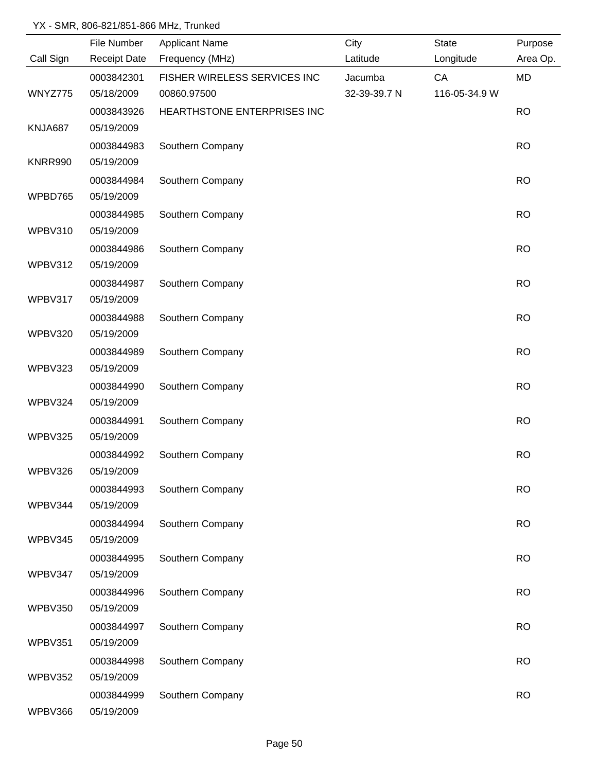YX - SMR, 806-821/851-866 MHz, Trunked

| Call Sign | File Number<br>Receipt Date | Applicant Name<br>Frequency (MHz) | City<br>Latitude | State<br>Longitude | Purpose<br>Area Op. |
|---|---|---|---|---|---|
| WNYZ775 | 0003842301<br>05/18/2009 | FISHER WIRELESS SERVICES INC<br>00860.97500 | Jacumba<br>32-39-39.7 N | CA<br>116-05-34.9 W | MD |
| KNJA687 | 0003843926<br>05/19/2009 | HEARTHSTONE ENTERPRISES INC | | | RO |
| KNRR990 | 0003844983<br>05/19/2009 | Southern Company | | | RO |
| WPBD765 | 0003844984<br>05/19/2009 | Southern Company | | | RO |
| WPBV310 | 0003844985<br>05/19/2009 | Southern Company | | | RO |
| WPBV312 | 0003844986<br>05/19/2009 | Southern Company | | | RO |
| WPBV317 | 0003844987<br>05/19/2009 | Southern Company | | | RO |
| WPBV320 | 0003844988<br>05/19/2009 | Southern Company | | | RO |
| WPBV323 | 0003844989<br>05/19/2009 | Southern Company | | | RO |
| WPBV324 | 0003844990<br>05/19/2009 | Southern Company | | | RO |
| WPBV325 | 0003844991<br>05/19/2009 | Southern Company | | | RO |
| WPBV326 | 0003844992<br>05/19/2009 | Southern Company | | | RO |
| WPBV344 | 0003844993<br>05/19/2009 | Southern Company | | | RO |
| WPBV345 | 0003844994<br>05/19/2009 | Southern Company | | | RO |
| WPBV347 | 0003844995<br>05/19/2009 | Southern Company | | | RO |
| WPBV350 | 0003844996<br>05/19/2009 | Southern Company | | | RO |
| WPBV351 | 0003844997<br>05/19/2009 | Southern Company | | | RO |
| WPBV352 | 0003844998<br>05/19/2009 | Southern Company | | | RO |
| WPBV366 | 0003844999<br>05/19/2009 | Southern Company | | | RO |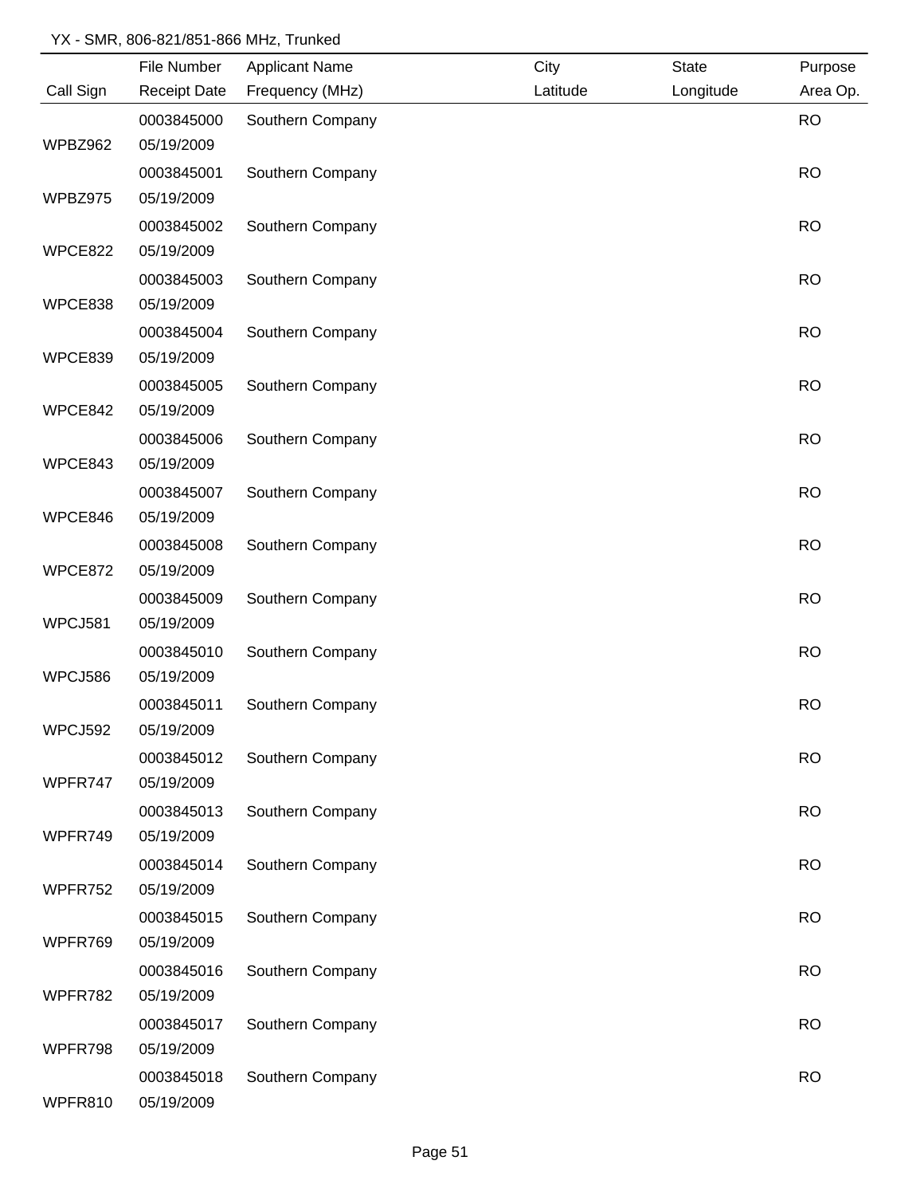YX - SMR, 806-821/851-866 MHz, Trunked

| Call Sign | File Number / Receipt Date | Applicant Name / Frequency (MHz) | City / Latitude | State / Longitude | Purpose / Area Op. |
|---|---|---|---|---|---|
| WPBZ962 | 0003845000<br>05/19/2009 | Southern Company | | | RO |
| WPBZ975 | 0003845001<br>05/19/2009 | Southern Company | | | RO |
| WPCE822 | 0003845002<br>05/19/2009 | Southern Company | | | RO |
| WPCE838 | 0003845003<br>05/19/2009 | Southern Company | | | RO |
| WPCE839 | 0003845004<br>05/19/2009 | Southern Company | | | RO |
| WPCE842 | 0003845005<br>05/19/2009 | Southern Company | | | RO |
| WPCE843 | 0003845006<br>05/19/2009 | Southern Company | | | RO |
| WPCE846 | 0003845007<br>05/19/2009 | Southern Company | | | RO |
| WPCE872 | 0003845008<br>05/19/2009 | Southern Company | | | RO |
| WPCJ581 | 0003845009<br>05/19/2009 | Southern Company | | | RO |
| WPCJ586 | 0003845010<br>05/19/2009 | Southern Company | | | RO |
| WPCJ592 | 0003845011<br>05/19/2009 | Southern Company | | | RO |
| WPFR747 | 0003845012<br>05/19/2009 | Southern Company | | | RO |
| WPFR749 | 0003845013<br>05/19/2009 | Southern Company | | | RO |
| WPFR752 | 0003845014<br>05/19/2009 | Southern Company | | | RO |
| WPFR769 | 0003845015<br>05/19/2009 | Southern Company | | | RO |
| WPFR782 | 0003845016<br>05/19/2009 | Southern Company | | | RO |
| WPFR798 | 0003845017<br>05/19/2009 | Southern Company | | | RO |
| WPFR810 | 0003845018<br>05/19/2009 | Southern Company | | | RO |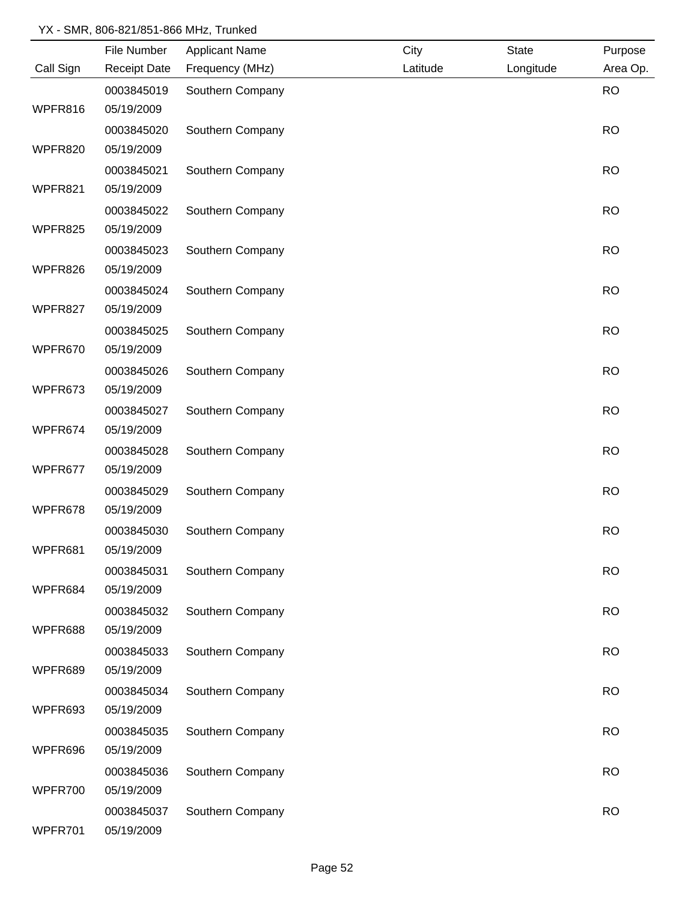YX - SMR, 806-821/851-866 MHz, Trunked

| Call Sign | File Number / Receipt Date | Applicant Name / Frequency (MHz) | City / Latitude | State / Longitude | Purpose / Area Op. |
|---|---|---|---|---|---|
| WPFR816 | 0003845019 05/19/2009 | Southern Company | | | RO |
| WPFR820 | 0003845020 05/19/2009 | Southern Company | | | RO |
| WPFR821 | 0003845021 05/19/2009 | Southern Company | | | RO |
| WPFR825 | 0003845022 05/19/2009 | Southern Company | | | RO |
| WPFR826 | 0003845023 05/19/2009 | Southern Company | | | RO |
| WPFR827 | 0003845024 05/19/2009 | Southern Company | | | RO |
| WPFR670 | 0003845025 05/19/2009 | Southern Company | | | RO |
| WPFR673 | 0003845026 05/19/2009 | Southern Company | | | RO |
| WPFR674 | 0003845027 05/19/2009 | Southern Company | | | RO |
| WPFR677 | 0003845028 05/19/2009 | Southern Company | | | RO |
| WPFR678 | 0003845029 05/19/2009 | Southern Company | | | RO |
| WPFR681 | 0003845030 05/19/2009 | Southern Company | | | RO |
| WPFR684 | 0003845031 05/19/2009 | Southern Company | | | RO |
| WPFR688 | 0003845032 05/19/2009 | Southern Company | | | RO |
| WPFR689 | 0003845033 05/19/2009 | Southern Company | | | RO |
| WPFR693 | 0003845034 05/19/2009 | Southern Company | | | RO |
| WPFR696 | 0003845035 05/19/2009 | Southern Company | | | RO |
| WPFR700 | 0003845036 05/19/2009 | Southern Company | | | RO |
| WPFR701 | 0003845037 05/19/2009 | Southern Company | | | RO |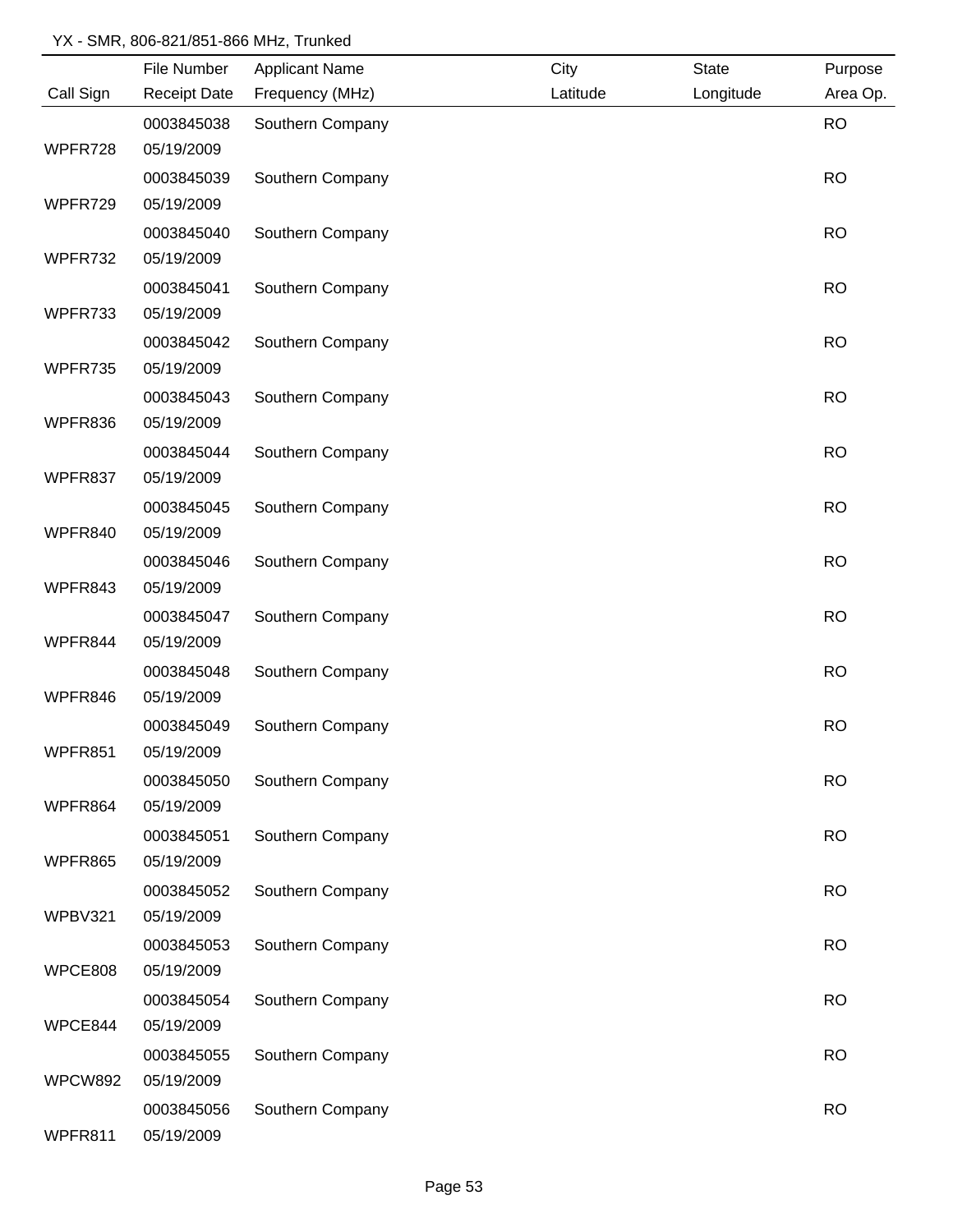YX - SMR, 806-821/851-866 MHz, Trunked

| Call Sign | File Number / Receipt Date | Applicant Name / Frequency (MHz) | City / Latitude | State / Longitude | Purpose / Area Op. |
|---|---|---|---|---|---|
| WPFR728 | 0003845038 / 05/19/2009 | Southern Company | | | RO |
| WPFR729 | 0003845039 / 05/19/2009 | Southern Company | | | RO |
| WPFR732 | 0003845040 / 05/19/2009 | Southern Company | | | RO |
| WPFR733 | 0003845041 / 05/19/2009 | Southern Company | | | RO |
| WPFR735 | 0003845042 / 05/19/2009 | Southern Company | | | RO |
| WPFR836 | 0003845043 / 05/19/2009 | Southern Company | | | RO |
| WPFR837 | 0003845044 / 05/19/2009 | Southern Company | | | RO |
| WPFR840 | 0003845045 / 05/19/2009 | Southern Company | | | RO |
| WPFR843 | 0003845046 / 05/19/2009 | Southern Company | | | RO |
| WPFR844 | 0003845047 / 05/19/2009 | Southern Company | | | RO |
| WPFR846 | 0003845048 / 05/19/2009 | Southern Company | | | RO |
| WPFR851 | 0003845049 / 05/19/2009 | Southern Company | | | RO |
| WPFR864 | 0003845050 / 05/19/2009 | Southern Company | | | RO |
| WPFR865 | 0003845051 / 05/19/2009 | Southern Company | | | RO |
| WPBV321 | 0003845052 / 05/19/2009 | Southern Company | | | RO |
| WPCE808 | 0003845053 / 05/19/2009 | Southern Company | | | RO |
| WPCE844 | 0003845054 / 05/19/2009 | Southern Company | | | RO |
| WPCW892 | 0003845055 / 05/19/2009 | Southern Company | | | RO |
| WPFR811 | 0003845056 / 05/19/2009 | Southern Company | | | RO |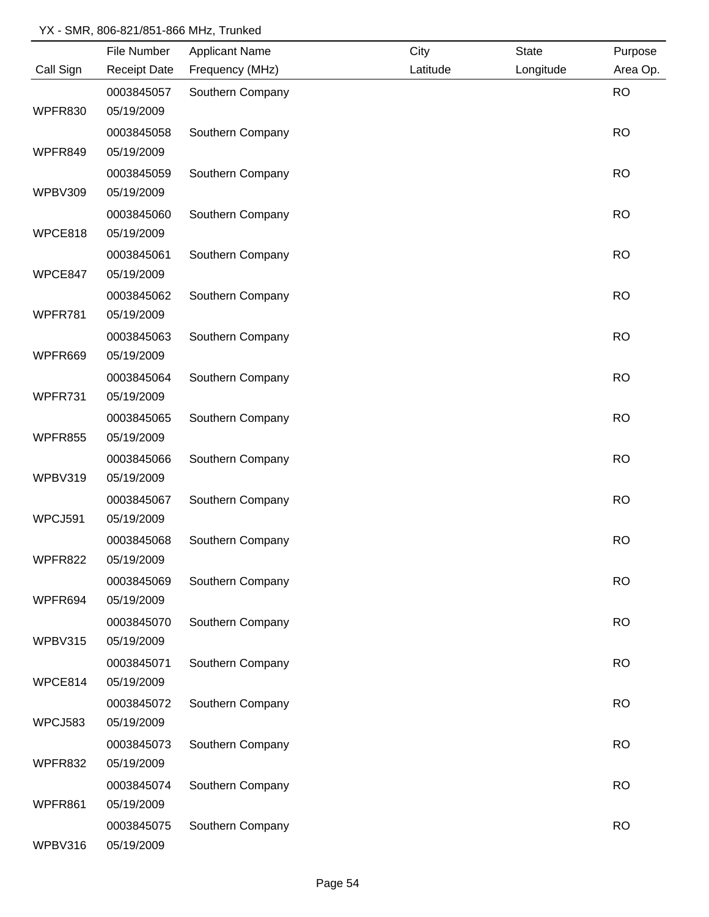YX - SMR, 806-821/851-866 MHz, Trunked

| Call Sign | File Number / Receipt Date | Applicant Name / Frequency (MHz) | City / Latitude | State / Longitude | Purpose / Area Op. |
|---|---|---|---|---|---|
| WPFR830 | 0003845057 05/19/2009 | Southern Company | | | RO |
| WPFR849 | 0003845058 05/19/2009 | Southern Company | | | RO |
| WPBV309 | 0003845059 05/19/2009 | Southern Company | | | RO |
| WPCE818 | 0003845060 05/19/2009 | Southern Company | | | RO |
| WPCE847 | 0003845061 05/19/2009 | Southern Company | | | RO |
| WPFR781 | 0003845062 05/19/2009 | Southern Company | | | RO |
| WPFR669 | 0003845063 05/19/2009 | Southern Company | | | RO |
| WPFR731 | 0003845064 05/19/2009 | Southern Company | | | RO |
| WPFR855 | 0003845065 05/19/2009 | Southern Company | | | RO |
| WPBV319 | 0003845066 05/19/2009 | Southern Company | | | RO |
| WPCJ591 | 0003845067 05/19/2009 | Southern Company | | | RO |
| WPFR822 | 0003845068 05/19/2009 | Southern Company | | | RO |
| WPFR694 | 0003845069 05/19/2009 | Southern Company | | | RO |
| WPBV315 | 0003845070 05/19/2009 | Southern Company | | | RO |
| WPCE814 | 0003845071 05/19/2009 | Southern Company | | | RO |
| WPCJ583 | 0003845072 05/19/2009 | Southern Company | | | RO |
| WPFR832 | 0003845073 05/19/2009 | Southern Company | | | RO |
| WPFR861 | 0003845074 05/19/2009 | Southern Company | | | RO |
| WPBV316 | 0003845075 05/19/2009 | Southern Company | | | RO |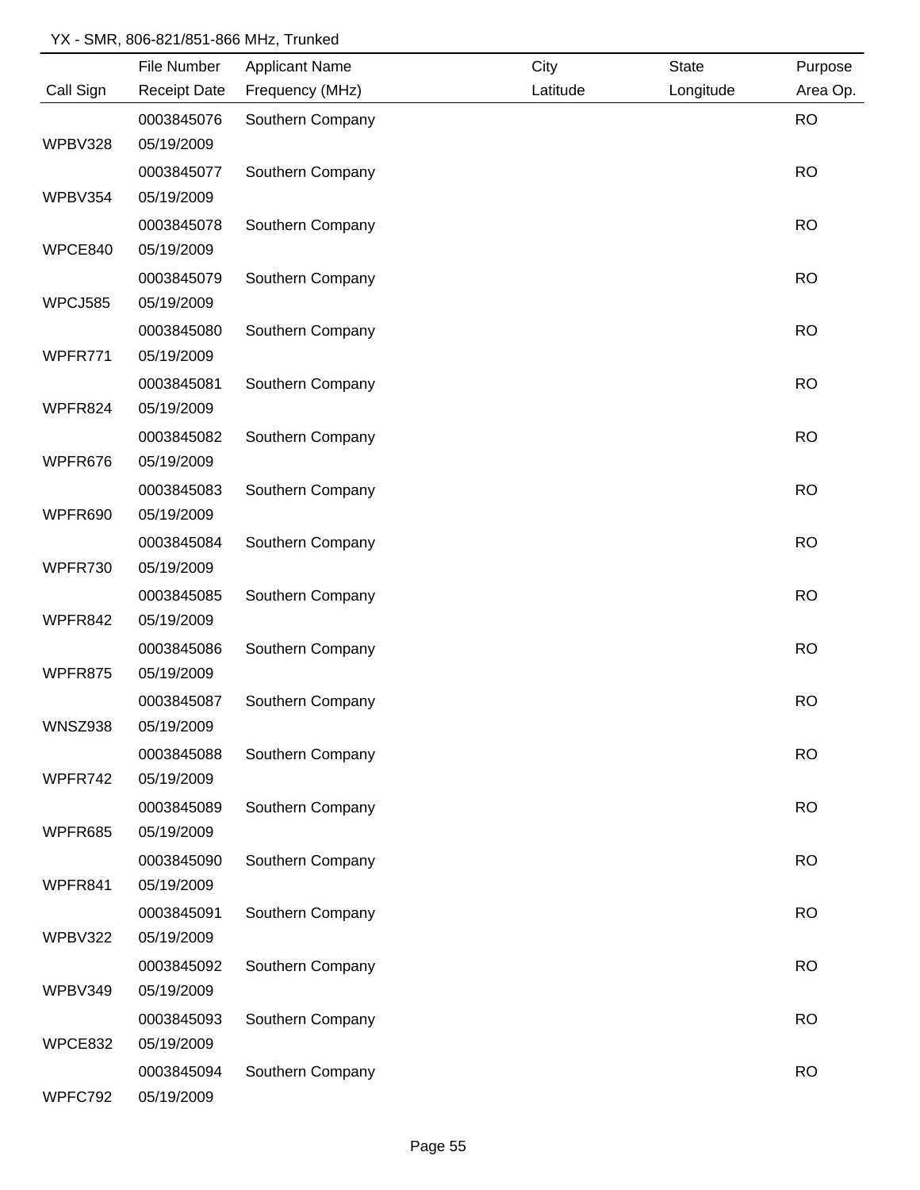YX - SMR, 806-821/851-866 MHz, Trunked

| Call Sign | File Number<br>Receipt Date | Applicant Name<br>Frequency (MHz) | City<br>Latitude | State<br>Longitude | Purpose<br>Area Op. |
|---|---|---|---|---|---|
| WPBV328 | 0003845076<br>05/19/2009 | Southern Company | | | RO |
| WPBV354 | 0003845077<br>05/19/2009 | Southern Company | | | RO |
| WPCE840 | 0003845078<br>05/19/2009 | Southern Company | | | RO |
| WPCJ585 | 0003845079<br>05/19/2009 | Southern Company | | | RO |
| WPFR771 | 0003845080<br>05/19/2009 | Southern Company | | | RO |
| WPFR824 | 0003845081<br>05/19/2009 | Southern Company | | | RO |
| WPFR676 | 0003845082<br>05/19/2009 | Southern Company | | | RO |
| WPFR690 | 0003845083<br>05/19/2009 | Southern Company | | | RO |
| WPFR730 | 0003845084<br>05/19/2009 | Southern Company | | | RO |
| WPFR842 | 0003845085<br>05/19/2009 | Southern Company | | | RO |
| WPFR875 | 0003845086<br>05/19/2009 | Southern Company | | | RO |
| WNSZ938 | 0003845087<br>05/19/2009 | Southern Company | | | RO |
| WPFR742 | 0003845088<br>05/19/2009 | Southern Company | | | RO |
| WPFR685 | 0003845089<br>05/19/2009 | Southern Company | | | RO |
| WPFR841 | 0003845090<br>05/19/2009 | Southern Company | | | RO |
| WPBV322 | 0003845091<br>05/19/2009 | Southern Company | | | RO |
| WPBV349 | 0003845092<br>05/19/2009 | Southern Company | | | RO |
| WPCE832 | 0003845093<br>05/19/2009 | Southern Company | | | RO |
| WPFC792 | 0003845094<br>05/19/2009 | Southern Company | | | RO |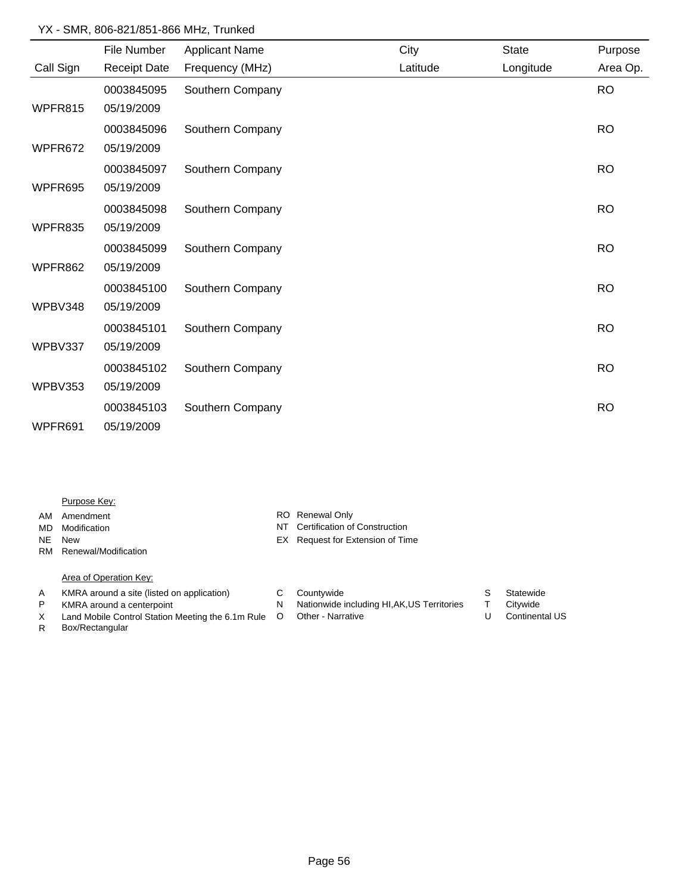YX - SMR, 806-821/851-866 MHz, Trunked

| Call Sign | File Number / Receipt Date | Applicant Name / Frequency (MHz) | City / Latitude | State / Longitude | Purpose / Area Op. |
|---|---|---|---|---|---|
| WPFR815 | 0003845095 / 05/19/2009 | Southern Company | | | RO |
| WPFR672 | 0003845096 / 05/19/2009 | Southern Company | | | RO |
| WPFR695 | 0003845097 / 05/19/2009 | Southern Company | | | RO |
| WPFR835 | 0003845098 / 05/19/2009 | Southern Company | | | RO |
| WPFR862 | 0003845099 / 05/19/2009 | Southern Company | | | RO |
| WPBV348 | 0003845100 / 05/19/2009 | Southern Company | | | RO |
| WPBV337 | 0003845101 / 05/19/2009 | Southern Company | | | RO |
| WPBV353 | 0003845102 / 05/19/2009 | Southern Company | | | RO |
| WPFR691 | 0003845103 / 05/19/2009 | Southern Company | | | RO |

Purpose Key:

- AM Amendment
- MD Modification
- NE New
- RM Renewal/Modification
- RO Renewal Only
- NT Certification of Construction
- EX Request for Extension of Time

Area of Operation Key:

- A KMRA around a site (listed on application)
- P KMRA around a centerpoint
- X Land Mobile Control Station Meeting the 6.1m Rule
- R Box/Rectangular
- C Countywide
- N Nationwide including HI,AK,US Territories
- O Other - Narrative
- S Statewide
- T Citywide
- U Continental US